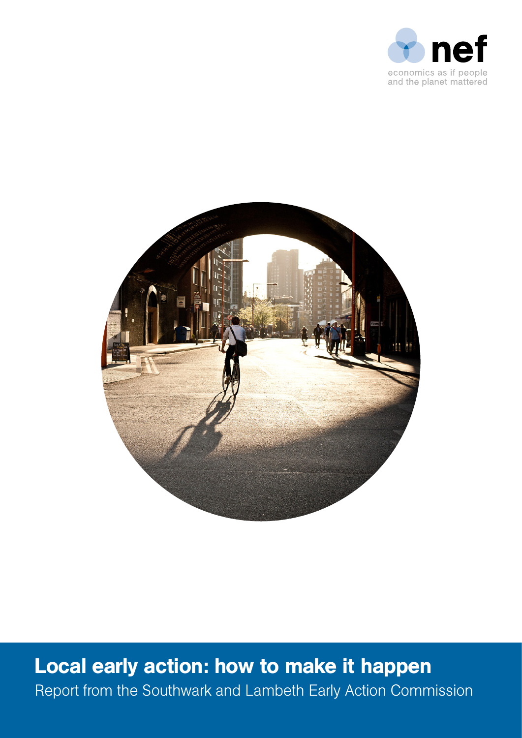nef

economics as if people and the planet mattered

# Local early action: how to make it happen

Report from the Southwark and Lambeth Early Action Commission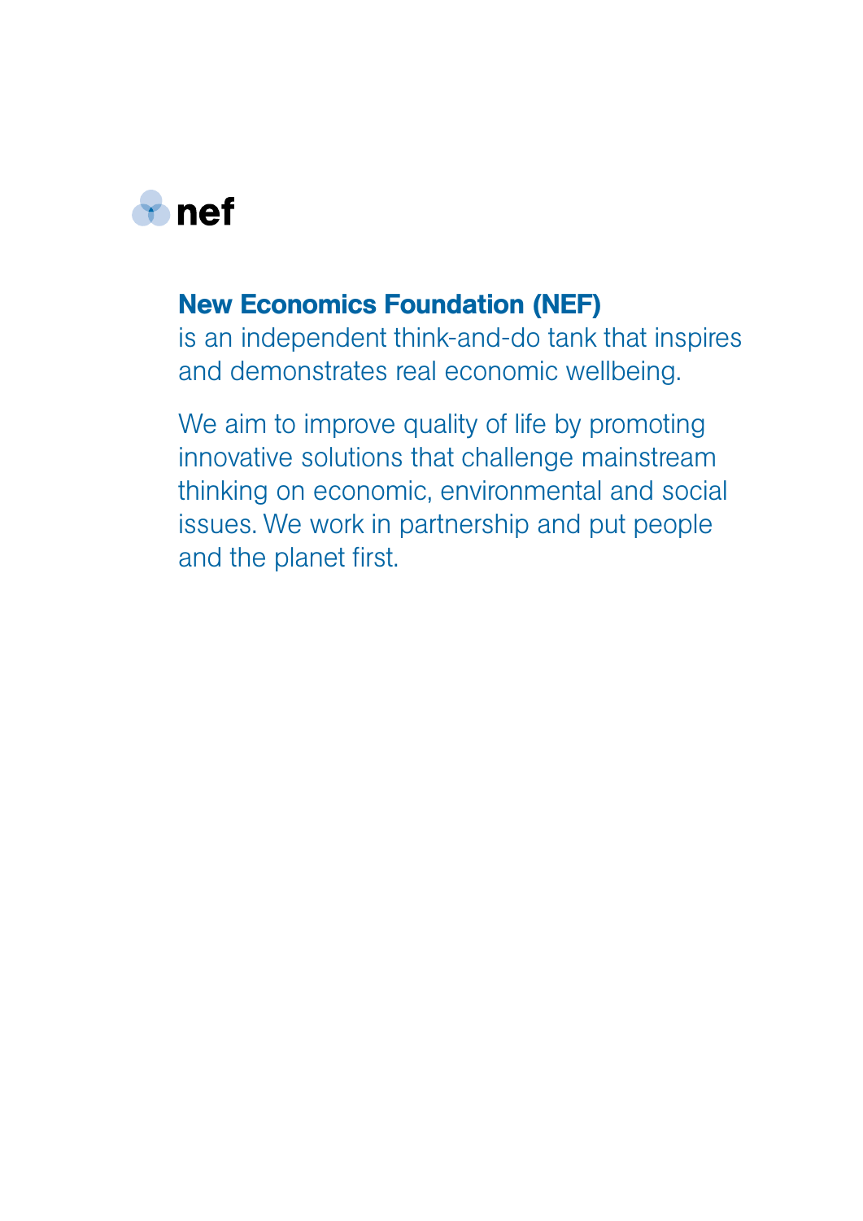nef

**New Economics Foundation (NEF)**
is an independent think-and-do tank that inspires and demonstrates real economic wellbeing.

We aim to improve quality of life by promoting innovative solutions that challenge mainstream thinking on economic, environmental and social issues. We work in partnership and put people and the planet first.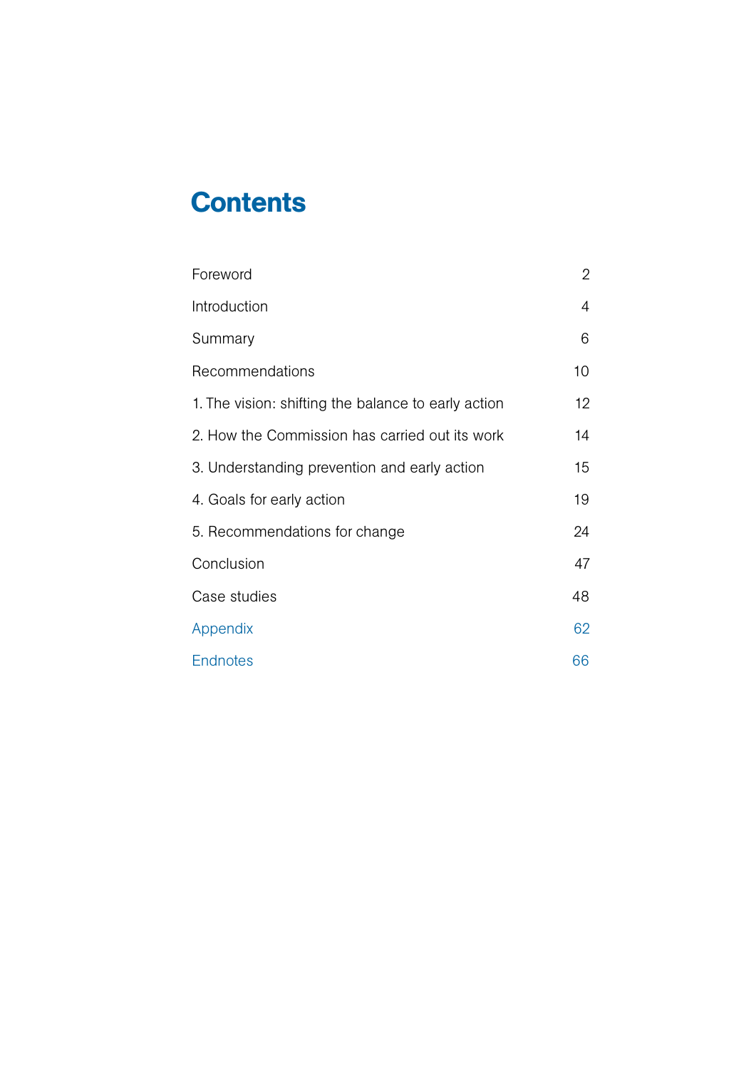# Contents

| | |
|---|---|
| Foreword | 2 |
| Introduction | 4 |
| Summary | 6 |
| Recommendations | 10 |
| 1. The vision: shifting the balance to early action | 12 |
| 2. How the Commission has carried out its work | 14 |
| 3. Understanding prevention and early action | 15 |
| 4. Goals for early action | 19 |
| 5. Recommendations for change | 24 |
| Conclusion | 47 |
| Case studies | 48 |
| Appendix | 62 |
| Endnotes | 66 |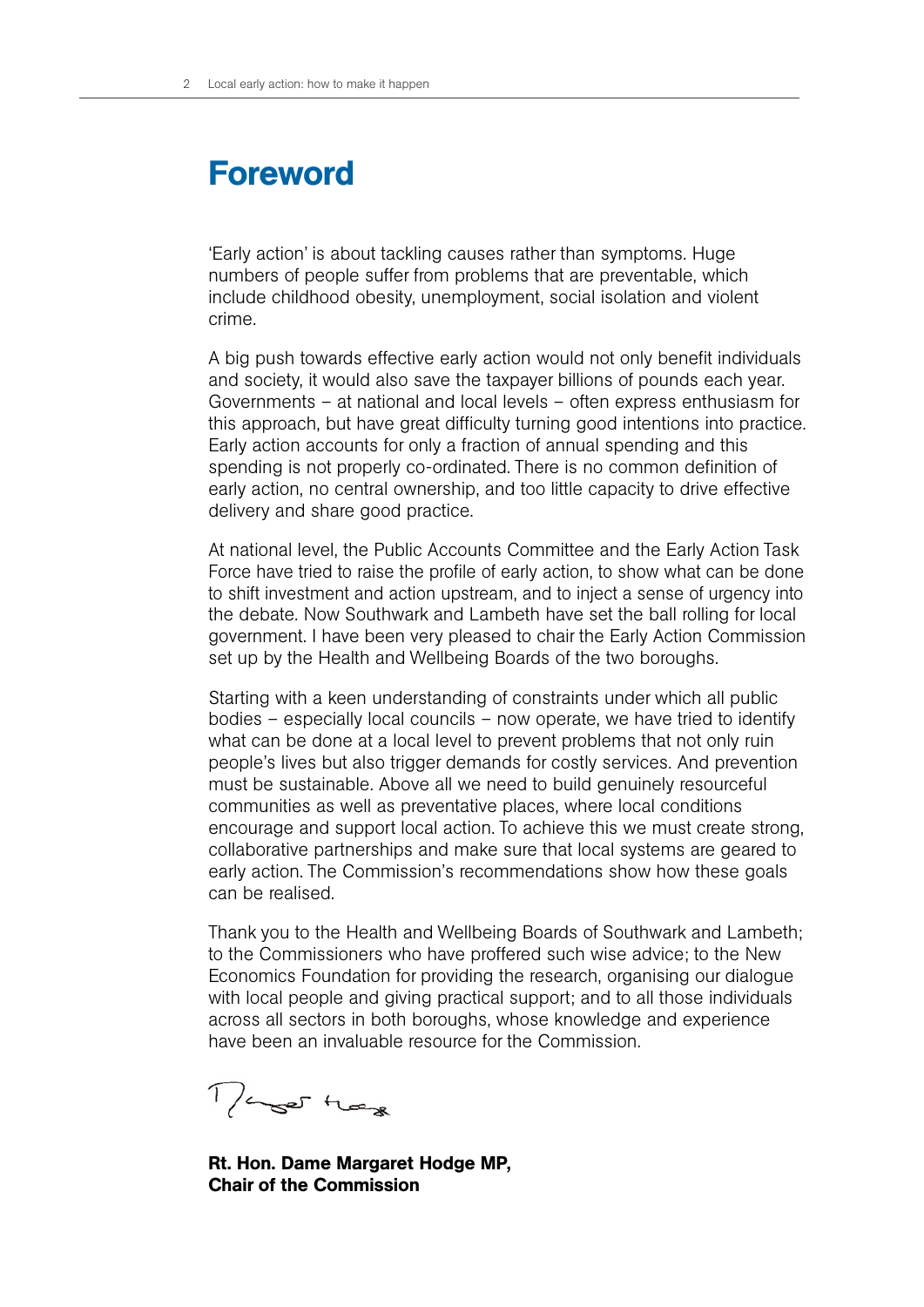# Foreword

'Early action' is about tackling causes rather than symptoms. Huge numbers of people suffer from problems that are preventable, which include childhood obesity, unemployment, social isolation and violent crime.

A big push towards effective early action would not only benefit individuals and society, it would also save the taxpayer billions of pounds each year. Governments – at national and local levels – often express enthusiasm for this approach, but have great difficulty turning good intentions into practice. Early action accounts for only a fraction of annual spending and this spending is not properly co-ordinated. There is no common definition of early action, no central ownership, and too little capacity to drive effective delivery and share good practice.

At national level, the Public Accounts Committee and the Early Action Task Force have tried to raise the profile of early action, to show what can be done to shift investment and action upstream, and to inject a sense of urgency into the debate. Now Southwark and Lambeth have set the ball rolling for local government. I have been very pleased to chair the Early Action Commission set up by the Health and Wellbeing Boards of the two boroughs.

Starting with a keen understanding of constraints under which all public bodies – especially local councils – now operate, we have tried to identify what can be done at a local level to prevent problems that not only ruin people's lives but also trigger demands for costly services. And prevention must be sustainable. Above all we need to build genuinely resourceful communities as well as preventative places, where local conditions encourage and support local action. To achieve this we must create strong, collaborative partnerships and make sure that local systems are geared to early action. The Commission's recommendations show how these goals can be realised.

Thank you to the Health and Wellbeing Boards of Southwark and Lambeth; to the Commissioners who have proffered such wise advice; to the New Economics Foundation for providing the research, organising our dialogue with local people and giving practical support; and to all those individuals across all sectors in both boroughs, whose knowledge and experience have been an invaluable resource for the Commission.

**Rt. Hon. Dame Margaret Hodge MP,**
**Chair of the Commission**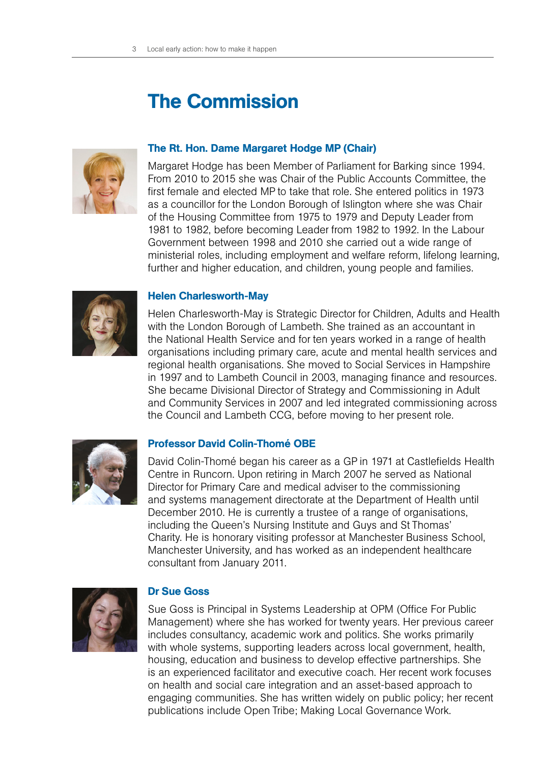# The Commission

### The Rt. Hon. Dame Margaret Hodge MP (Chair)

Margaret Hodge has been Member of Parliament for Barking since 1994. From 2010 to 2015 she was Chair of the Public Accounts Committee, the first female and elected MP to take that role. She entered politics in 1973 as a councillor for the London Borough of Islington where she was Chair of the Housing Committee from 1975 to 1979 and Deputy Leader from 1981 to 1982, before becoming Leader from 1982 to 1992. In the Labour Government between 1998 and 2010 she carried out a wide range of ministerial roles, including employment and welfare reform, lifelong learning, further and higher education, and children, young people and families.

### Helen Charlesworth-May

Helen Charlesworth-May is Strategic Director for Children, Adults and Health with the London Borough of Lambeth. She trained as an accountant in the National Health Service and for ten years worked in a range of health organisations including primary care, acute and mental health services and regional health organisations. She moved to Social Services in Hampshire in 1997 and to Lambeth Council in 2003, managing finance and resources. She became Divisional Director of Strategy and Commissioning in Adult and Community Services in 2007 and led integrated commissioning across the Council and Lambeth CCG, before moving to her present role.

### Professor David Colin-Thomé OBE

David Colin-Thomé began his career as a GP in 1971 at Castlefields Health Centre in Runcorn. Upon retiring in March 2007 he served as National Director for Primary Care and medical adviser to the commissioning and systems management directorate at the Department of Health until December 2010. He is currently a trustee of a range of organisations, including the Queen's Nursing Institute and Guys and St Thomas' Charity. He is honorary visiting professor at Manchester Business School, Manchester University, and has worked as an independent healthcare consultant from January 2011.

### Dr Sue Goss

Sue Goss is Principal in Systems Leadership at OPM (Office For Public Management) where she has worked for twenty years. Her previous career includes consultancy, academic work and politics. She works primarily with whole systems, supporting leaders across local government, health, housing, education and business to develop effective partnerships. She is an experienced facilitator and executive coach. Her recent work focuses on health and social care integration and an asset-based approach to engaging communities. She has written widely on public policy; her recent publications include Open Tribe; Making Local Governance Work.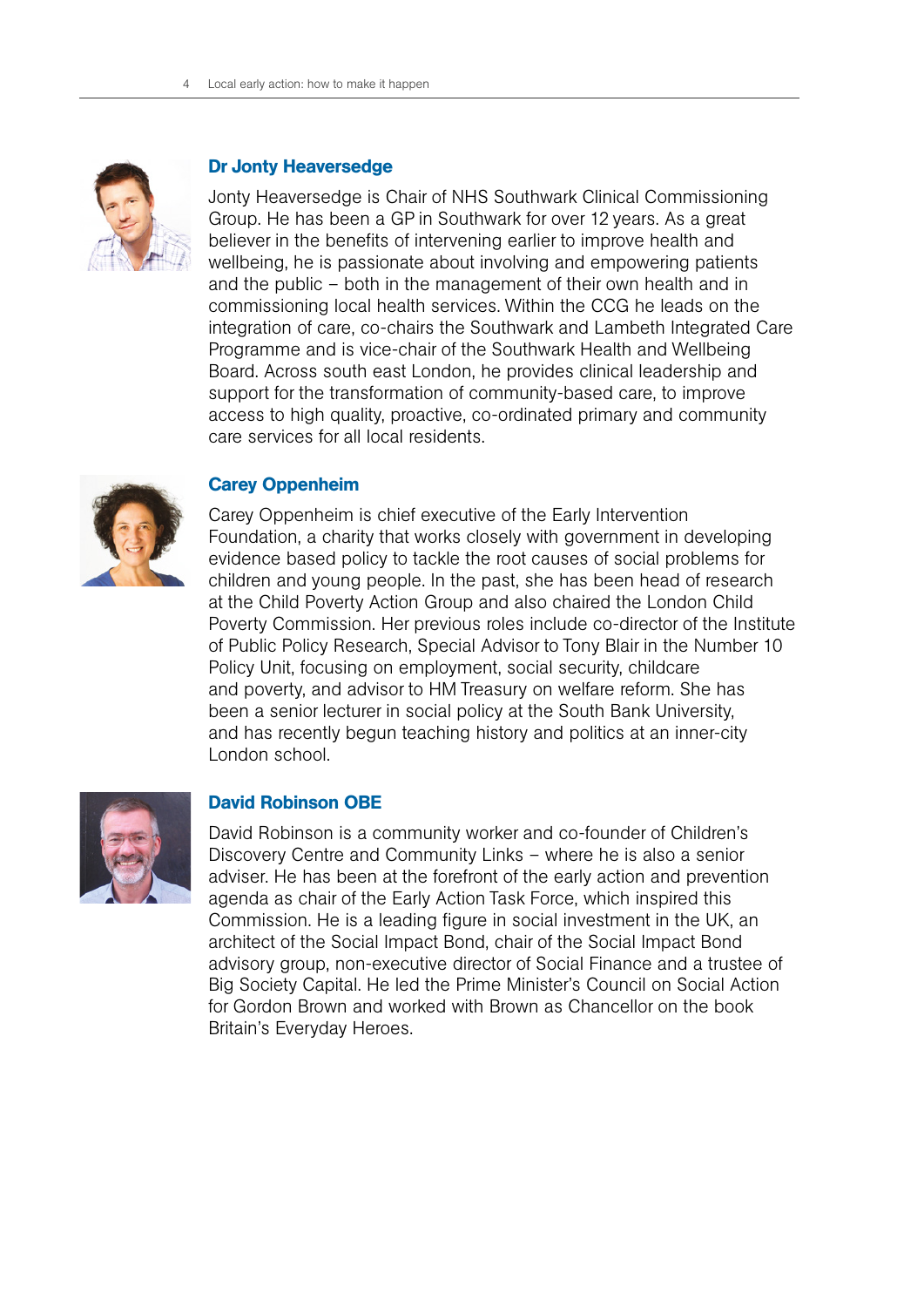### Dr Jonty Heaversedge

Jonty Heaversedge is Chair of NHS Southwark Clinical Commissioning Group. He has been a GP in Southwark for over 12 years. As a great believer in the benefits of intervening earlier to improve health and wellbeing, he is passionate about involving and empowering patients and the public – both in the management of their own health and in commissioning local health services. Within the CCG he leads on the integration of care, co-chairs the Southwark and Lambeth Integrated Care Programme and is vice-chair of the Southwark Health and Wellbeing Board. Across south east London, he provides clinical leadership and support for the transformation of community-based care, to improve access to high quality, proactive, co-ordinated primary and community care services for all local residents.

### Carey Oppenheim

Carey Oppenheim is chief executive of the Early Intervention Foundation, a charity that works closely with government in developing evidence based policy to tackle the root causes of social problems for children and young people. In the past, she has been head of research at the Child Poverty Action Group and also chaired the London Child Poverty Commission. Her previous roles include co-director of the Institute of Public Policy Research, Special Advisor to Tony Blair in the Number 10 Policy Unit, focusing on employment, social security, childcare and poverty, and advisor to HM Treasury on welfare reform. She has been a senior lecturer in social policy at the South Bank University, and has recently begun teaching history and politics at an inner-city London school.

### David Robinson OBE

David Robinson is a community worker and co-founder of Children's Discovery Centre and Community Links – where he is also a senior adviser. He has been at the forefront of the early action and prevention agenda as chair of the Early Action Task Force, which inspired this Commission. He is a leading figure in social investment in the UK, an architect of the Social Impact Bond, chair of the Social Impact Bond advisory group, non-executive director of Social Finance and a trustee of Big Society Capital. He led the Prime Minister's Council on Social Action for Gordon Brown and worked with Brown as Chancellor on the book Britain's Everyday Heroes.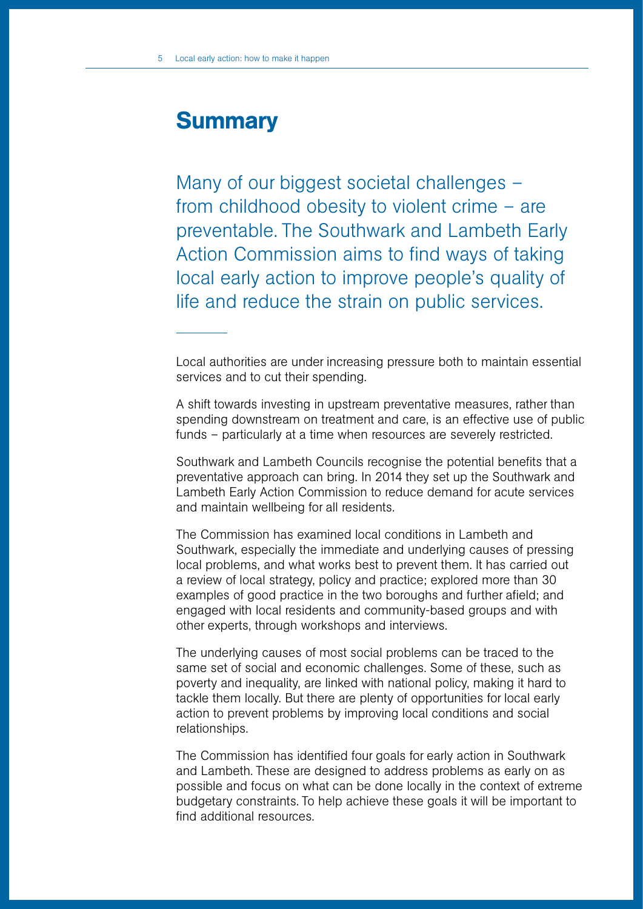# Summary

Many of our biggest societal challenges – from childhood obesity to violent crime – are preventable. The Southwark and Lambeth Early Action Commission aims to find ways of taking local early action to improve people's quality of life and reduce the strain on public services.

---

Local authorities are under increasing pressure both to maintain essential services and to cut their spending.

A shift towards investing in upstream preventative measures, rather than spending downstream on treatment and care, is an effective use of public funds – particularly at a time when resources are severely restricted.

Southwark and Lambeth Councils recognise the potential benefits that a preventative approach can bring. In 2014 they set up the Southwark and Lambeth Early Action Commission to reduce demand for acute services and maintain wellbeing for all residents.

The Commission has examined local conditions in Lambeth and Southwark, especially the immediate and underlying causes of pressing local problems, and what works best to prevent them. It has carried out a review of local strategy, policy and practice; explored more than 30 examples of good practice in the two boroughs and further afield; and engaged with local residents and community-based groups and with other experts, through workshops and interviews.

The underlying causes of most social problems can be traced to the same set of social and economic challenges. Some of these, such as poverty and inequality, are linked with national policy, making it hard to tackle them locally. But there are plenty of opportunities for local early action to prevent problems by improving local conditions and social relationships.

The Commission has identified four goals for early action in Southwark and Lambeth. These are designed to address problems as early on as possible and focus on what can be done locally in the context of extreme budgetary constraints. To help achieve these goals it will be important to find additional resources.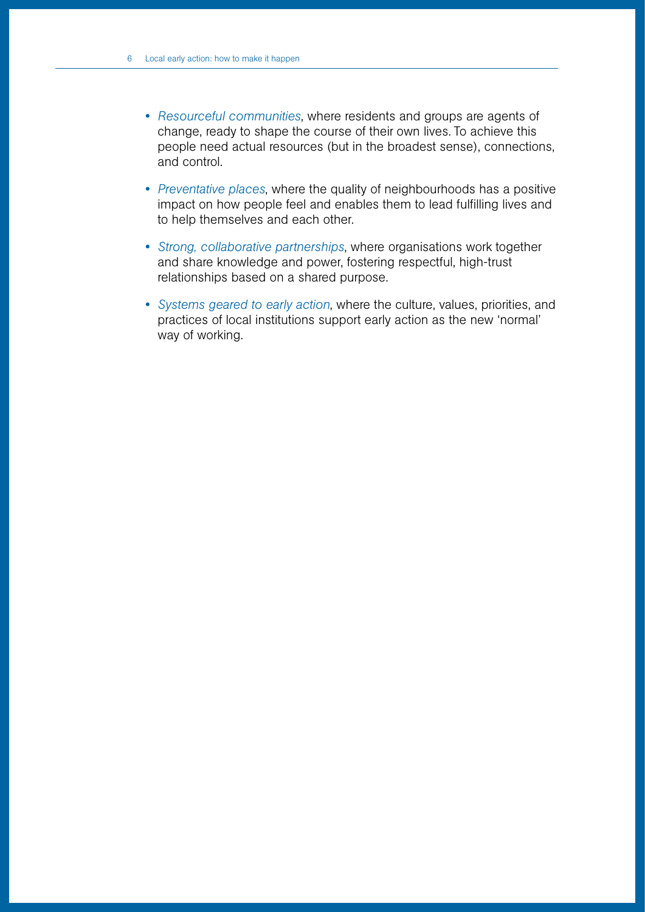- *Resourceful communities*, where residents and groups are agents of change, ready to shape the course of their own lives. To achieve this people need actual resources (but in the broadest sense), connections, and control.
- *Preventative places*, where the quality of neighbourhoods has a positive impact on how people feel and enables them to lead fulfilling lives and to help themselves and each other.
- *Strong, collaborative partnerships*, where organisations work together and share knowledge and power, fostering respectful, high-trust relationships based on a shared purpose.
- *Systems geared to early action*, where the culture, values, priorities, and practices of local institutions support early action as the new 'normal' way of working.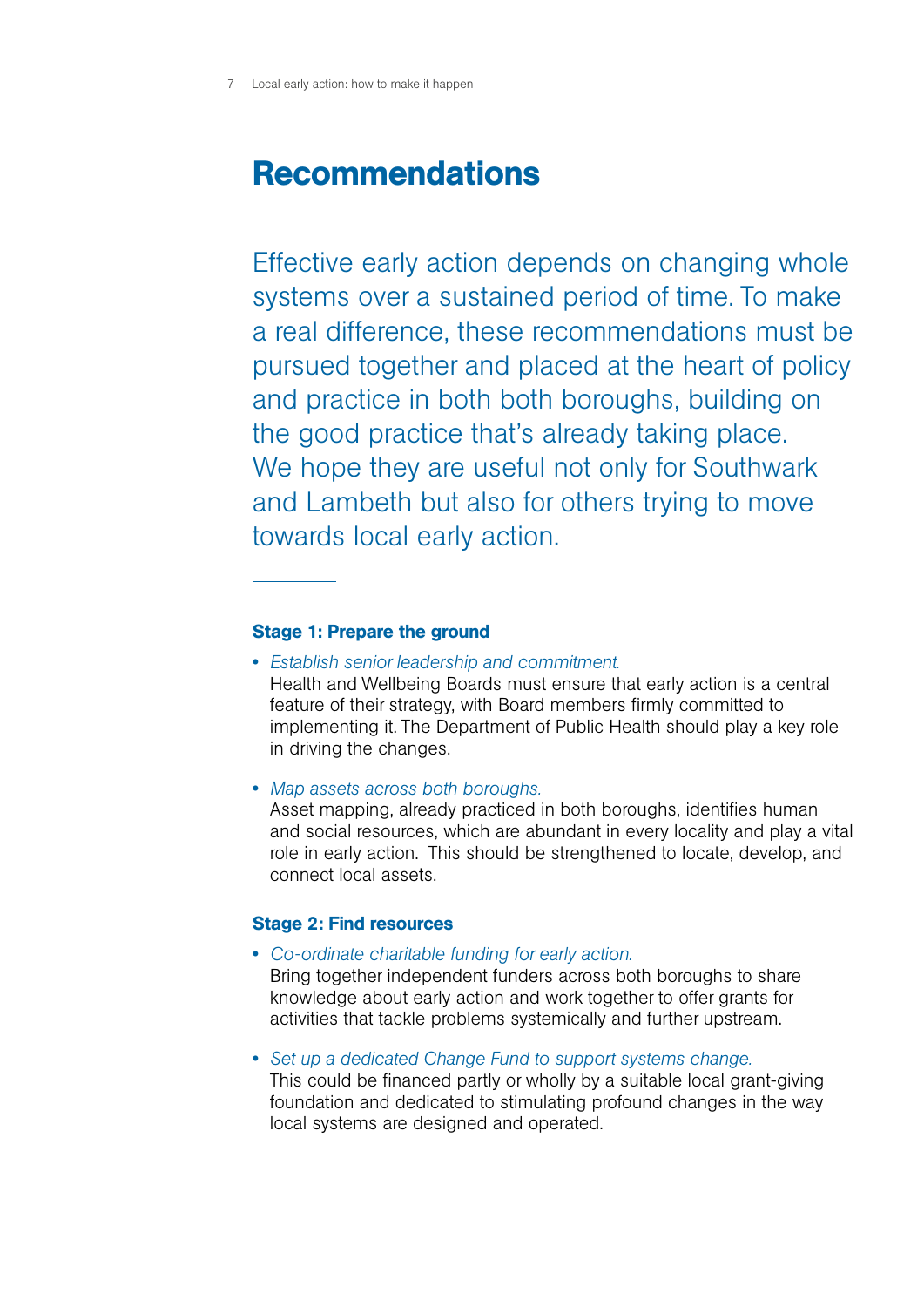# Recommendations

Effective early action depends on changing whole systems over a sustained period of time. To make a real difference, these recommendations must be pursued together and placed at the heart of policy and practice in both both boroughs, building on the good practice that's already taking place. We hope they are useful not only for Southwark and Lambeth but also for others trying to move towards local early action.

---

### Stage 1: Prepare the ground

- *Establish senior leadership and commitment.*
  Health and Wellbeing Boards must ensure that early action is a central feature of their strategy, with Board members firmly committed to implementing it. The Department of Public Health should play a key role in driving the changes.

- *Map assets across both boroughs.*
  Asset mapping, already practiced in both boroughs, identifies human and social resources, which are abundant in every locality and play a vital role in early action. This should be strengthened to locate, develop, and connect local assets.

### Stage 2: Find resources

- *Co-ordinate charitable funding for early action.*
  Bring together independent funders across both boroughs to share knowledge about early action and work together to offer grants for activities that tackle problems systemically and further upstream.

- *Set up a dedicated Change Fund to support systems change.*
  This could be financed partly or wholly by a suitable local grant-giving foundation and dedicated to stimulating profound changes in the way local systems are designed and operated.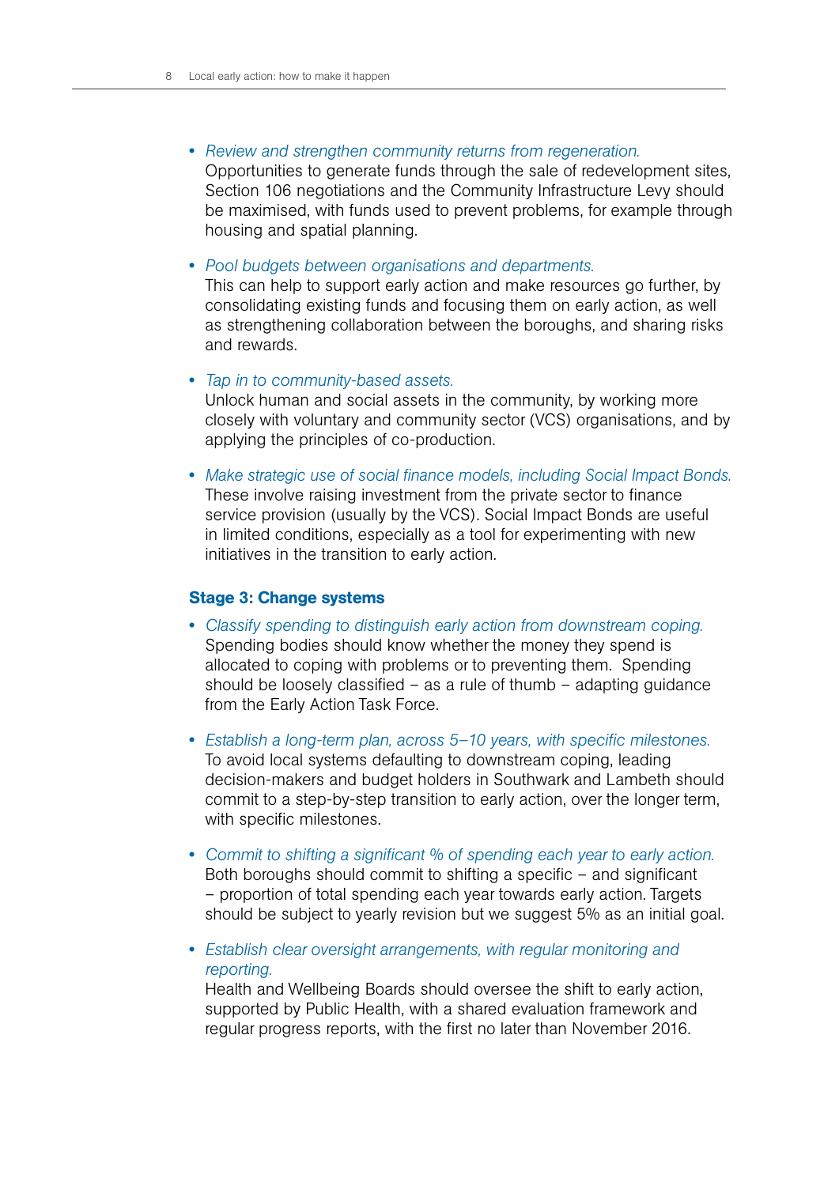- *Review and strengthen community returns from regeneration.*
  Opportunities to generate funds through the sale of redevelopment sites, Section 106 negotiations and the Community Infrastructure Levy should be maximised, with funds used to prevent problems, for example through housing and spatial planning.

- *Pool budgets between organisations and departments.*
  This can help to support early action and make resources go further, by consolidating existing funds and focusing them on early action, as well as strengthening collaboration between the boroughs, and sharing risks and rewards.

- *Tap in to community-based assets.*
  Unlock human and social assets in the community, by working more closely with voluntary and community sector (VCS) organisations, and by applying the principles of co-production.

- *Make strategic use of social finance models, including Social Impact Bonds.*
  These involve raising investment from the private sector to finance service provision (usually by the VCS). Social Impact Bonds are useful in limited conditions, especially as a tool for experimenting with new initiatives in the transition to early action.

### Stage 3: Change systems

- *Classify spending to distinguish early action from downstream coping.*
  Spending bodies should know whether the money they spend is allocated to coping with problems or to preventing them. Spending should be loosely classified – as a rule of thumb – adapting guidance from the Early Action Task Force.

- *Establish a long-term plan, across 5–10 years, with specific milestones.*
  To avoid local systems defaulting to downstream coping, leading decision-makers and budget holders in Southwark and Lambeth should commit to a step-by-step transition to early action, over the longer term, with specific milestones.

- *Commit to shifting a significant % of spending each year to early action.*
  Both boroughs should commit to shifting a specific – and significant – proportion of total spending each year towards early action. Targets should be subject to yearly revision but we suggest 5% as an initial goal.

- *Establish clear oversight arrangements, with regular monitoring and reporting.*
  Health and Wellbeing Boards should oversee the shift to early action, supported by Public Health, with a shared evaluation framework and regular progress reports, with the first no later than November 2016.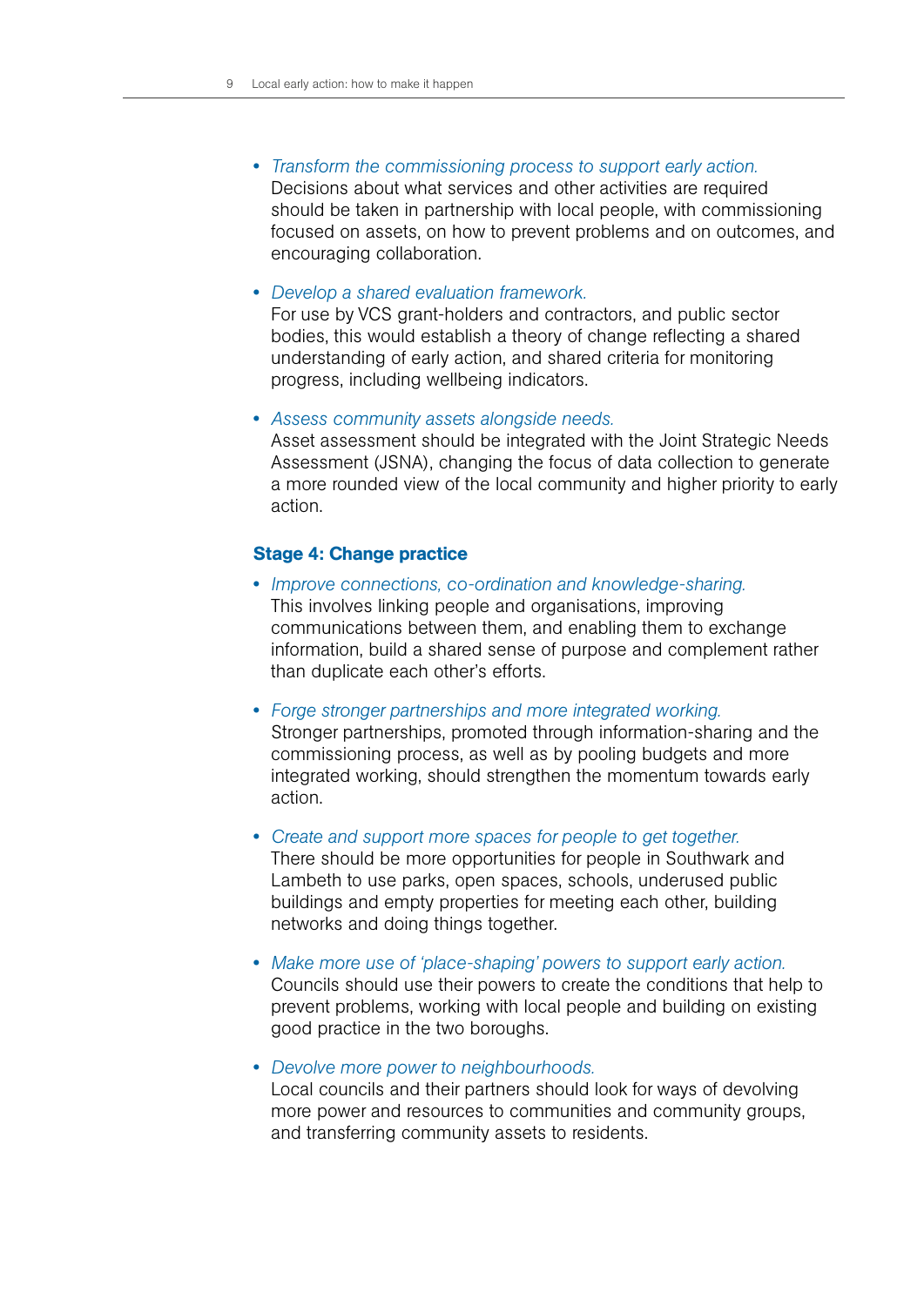- *Transform the commissioning process to support early action.*
  Decisions about what services and other activities are required should be taken in partnership with local people, with commissioning focused on assets, on how to prevent problems and on outcomes, and encouraging collaboration.

- *Develop a shared evaluation framework.*
  For use by VCS grant-holders and contractors, and public sector bodies, this would establish a theory of change reflecting a shared understanding of early action, and shared criteria for monitoring progress, including wellbeing indicators.

- *Assess community assets alongside needs.*
  Asset assessment should be integrated with the Joint Strategic Needs Assessment (JSNA), changing the focus of data collection to generate a more rounded view of the local community and higher priority to early action.

### Stage 4: Change practice

- *Improve connections, co-ordination and knowledge-sharing.*
  This involves linking people and organisations, improving communications between them, and enabling them to exchange information, build a shared sense of purpose and complement rather than duplicate each other's efforts.

- *Forge stronger partnerships and more integrated working.*
  Stronger partnerships, promoted through information-sharing and the commissioning process, as well as by pooling budgets and more integrated working, should strengthen the momentum towards early action.

- *Create and support more spaces for people to get together.*
  There should be more opportunities for people in Southwark and Lambeth to use parks, open spaces, schools, underused public buildings and empty properties for meeting each other, building networks and doing things together.

- *Make more use of 'place-shaping' powers to support early action.*
  Councils should use their powers to create the conditions that help to prevent problems, working with local people and building on existing good practice in the two boroughs.

- *Devolve more power to neighbourhoods.*
  Local councils and their partners should look for ways of devolving more power and resources to communities and community groups, and transferring community assets to residents.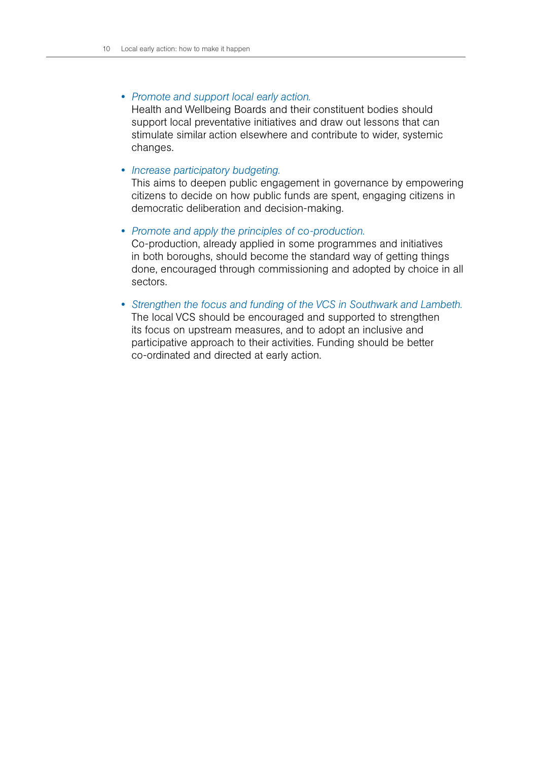- *Promote and support local early action.*
  Health and Wellbeing Boards and their constituent bodies should support local preventative initiatives and draw out lessons that can stimulate similar action elsewhere and contribute to wider, systemic changes.

- *Increase participatory budgeting.*
  This aims to deepen public engagement in governance by empowering citizens to decide on how public funds are spent, engaging citizens in democratic deliberation and decision-making.

- *Promote and apply the principles of co-production.*
  Co-production, already applied in some programmes and initiatives in both boroughs, should become the standard way of getting things done, encouraged through commissioning and adopted by choice in all sectors.

- *Strengthen the focus and funding of the VCS in Southwark and Lambeth.*
  The local VCS should be encouraged and supported to strengthen its focus on upstream measures, and to adopt an inclusive and participative approach to their activities. Funding should be better co-ordinated and directed at early action.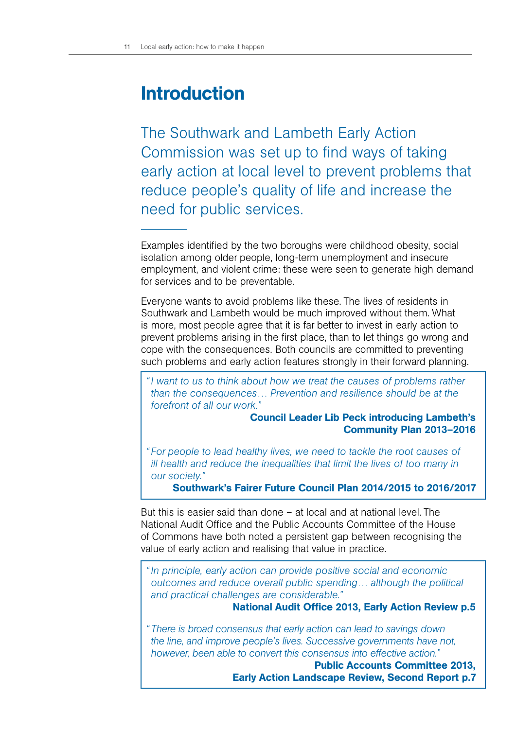# Introduction

The Southwark and Lambeth Early Action Commission was set up to find ways of taking early action at local level to prevent problems that reduce people's quality of life and increase the need for public services.

Examples identified by the two boroughs were childhood obesity, social isolation among older people, long-term unemployment and insecure employment, and violent crime: these were seen to generate high demand for services and to be preventable.

Everyone wants to avoid problems like these. The lives of residents in Southwark and Lambeth would be much improved without them. What is more, most people agree that it is far better to invest in early action to prevent problems arising in the first place, than to let things go wrong and cope with the consequences. Both councils are committed to preventing such problems and early action features strongly in their forward planning.

> *"I want to us to think about how we treat the causes of problems rather than the consequences… Prevention and resilience should be at the forefront of all our work."*
>
> **Council Leader Lib Peck introducing Lambeth's Community Plan 2013–2016**
>
> *"For people to lead healthy lives, we need to tackle the root causes of ill health and reduce the inequalities that limit the lives of too many in our society."*
>
> **Southwark's Fairer Future Council Plan 2014/2015 to 2016/2017**

But this is easier said than done – at local and at national level. The National Audit Office and the Public Accounts Committee of the House of Commons have both noted a persistent gap between recognising the value of early action and realising that value in practice.

> *"In principle, early action can provide positive social and economic outcomes and reduce overall public spending… although the political and practical challenges are considerable."*
>
> **National Audit Office 2013, Early Action Review p.5**
>
> *"There is broad consensus that early action can lead to savings down the line, and improve people's lives. Successive governments have not, however, been able to convert this consensus into effective action."*
>
> **Public Accounts Committee 2013, Early Action Landscape Review, Second Report p.7**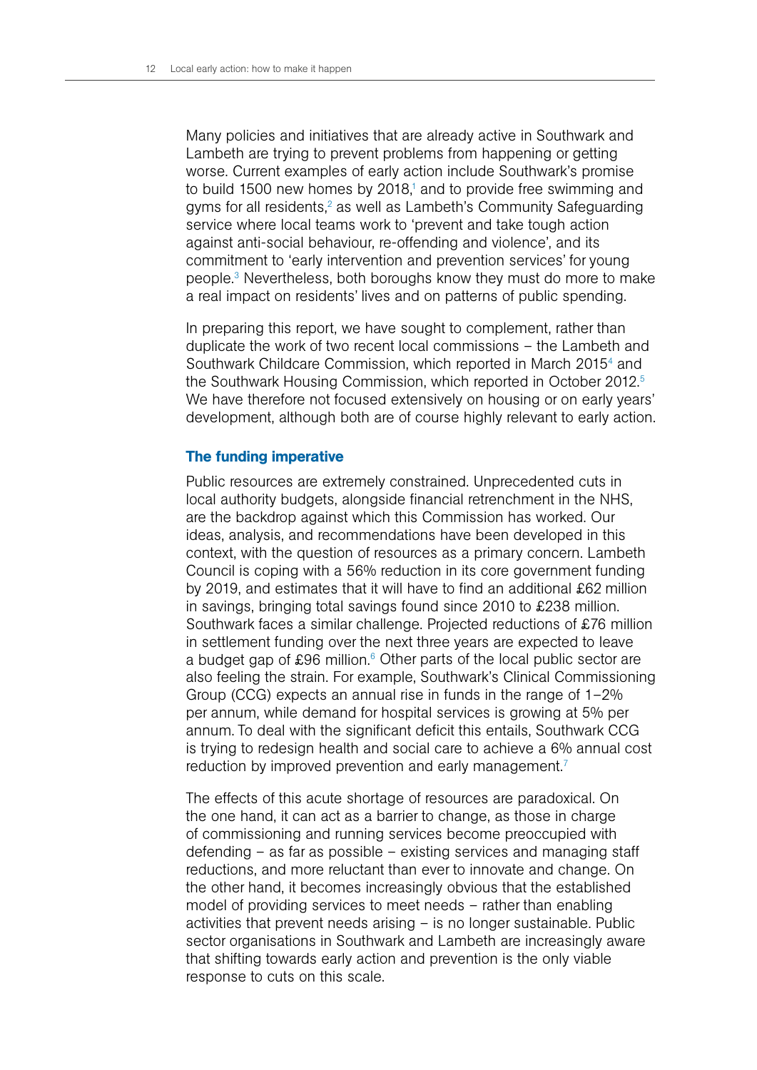Many policies and initiatives that are already active in Southwark and Lambeth are trying to prevent problems from happening or getting worse. Current examples of early action include Southwark's promise to build 1500 new homes by 2018,[1] and to provide free swimming and gyms for all residents,[2] as well as Lambeth's Community Safeguarding service where local teams work to 'prevent and take tough action against anti-social behaviour, re-offending and violence', and its commitment to 'early intervention and prevention services' for young people.[3] Nevertheless, both boroughs know they must do more to make a real impact on residents' lives and on patterns of public spending.

In preparing this report, we have sought to complement, rather than duplicate the work of two recent local commissions – the Lambeth and Southwark Childcare Commission, which reported in March 2015[4] and the Southwark Housing Commission, which reported in October 2012.[5] We have therefore not focused extensively on housing or on early years' development, although both are of course highly relevant to early action.

### The funding imperative

Public resources are extremely constrained. Unprecedented cuts in local authority budgets, alongside financial retrenchment in the NHS, are the backdrop against which this Commission has worked. Our ideas, analysis, and recommendations have been developed in this context, with the question of resources as a primary concern. Lambeth Council is coping with a 56% reduction in its core government funding by 2019, and estimates that it will have to find an additional £62 million in savings, bringing total savings found since 2010 to £238 million. Southwark faces a similar challenge. Projected reductions of £76 million in settlement funding over the next three years are expected to leave a budget gap of £96 million.[6] Other parts of the local public sector are also feeling the strain. For example, Southwark's Clinical Commissioning Group (CCG) expects an annual rise in funds in the range of 1–2% per annum, while demand for hospital services is growing at 5% per annum. To deal with the significant deficit this entails, Southwark CCG is trying to redesign health and social care to achieve a 6% annual cost reduction by improved prevention and early management.[7]

The effects of this acute shortage of resources are paradoxical. On the one hand, it can act as a barrier to change, as those in charge of commissioning and running services become preoccupied with defending – as far as possible – existing services and managing staff reductions, and more reluctant than ever to innovate and change. On the other hand, it becomes increasingly obvious that the established model of providing services to meet needs – rather than enabling activities that prevent needs arising – is no longer sustainable. Public sector organisations in Southwark and Lambeth are increasingly aware that shifting towards early action and prevention is the only viable response to cuts on this scale.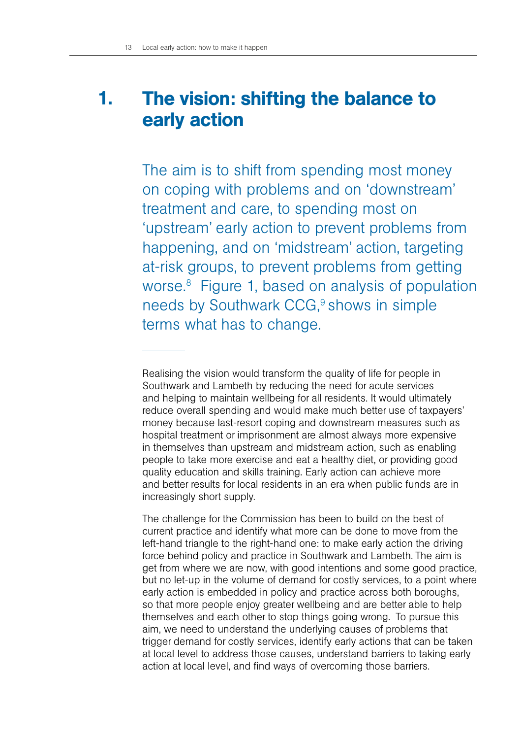# 1. The vision: shifting the balance to early action

The aim is to shift from spending most money on coping with problems and on 'downstream' treatment and care, to spending most on 'upstream' early action to prevent problems from happening, and on 'midstream' action, targeting at-risk groups, to prevent problems from getting worse.[8] Figure 1, based on analysis of population needs by Southwark CCG,[9] shows in simple terms what has to change.

---

Realising the vision would transform the quality of life for people in Southwark and Lambeth by reducing the need for acute services and helping to maintain wellbeing for all residents. It would ultimately reduce overall spending and would make much better use of taxpayers' money because last-resort coping and downstream measures such as hospital treatment or imprisonment are almost always more expensive in themselves than upstream and midstream action, such as enabling people to take more exercise and eat a healthy diet, or providing good quality education and skills training. Early action can achieve more and better results for local residents in an era when public funds are in increasingly short supply.

The challenge for the Commission has been to build on the best of current practice and identify what more can be done to move from the left-hand triangle to the right-hand one: to make early action the driving force behind policy and practice in Southwark and Lambeth. The aim is get from where we are now, with good intentions and some good practice, but no let-up in the volume of demand for costly services, to a point where early action is embedded in policy and practice across both boroughs, so that more people enjoy greater wellbeing and are better able to help themselves and each other to stop things going wrong. To pursue this aim, we need to understand the underlying causes of problems that trigger demand for costly services, identify early actions that can be taken at local level to address those causes, understand barriers to taking early action at local level, and find ways of overcoming those barriers.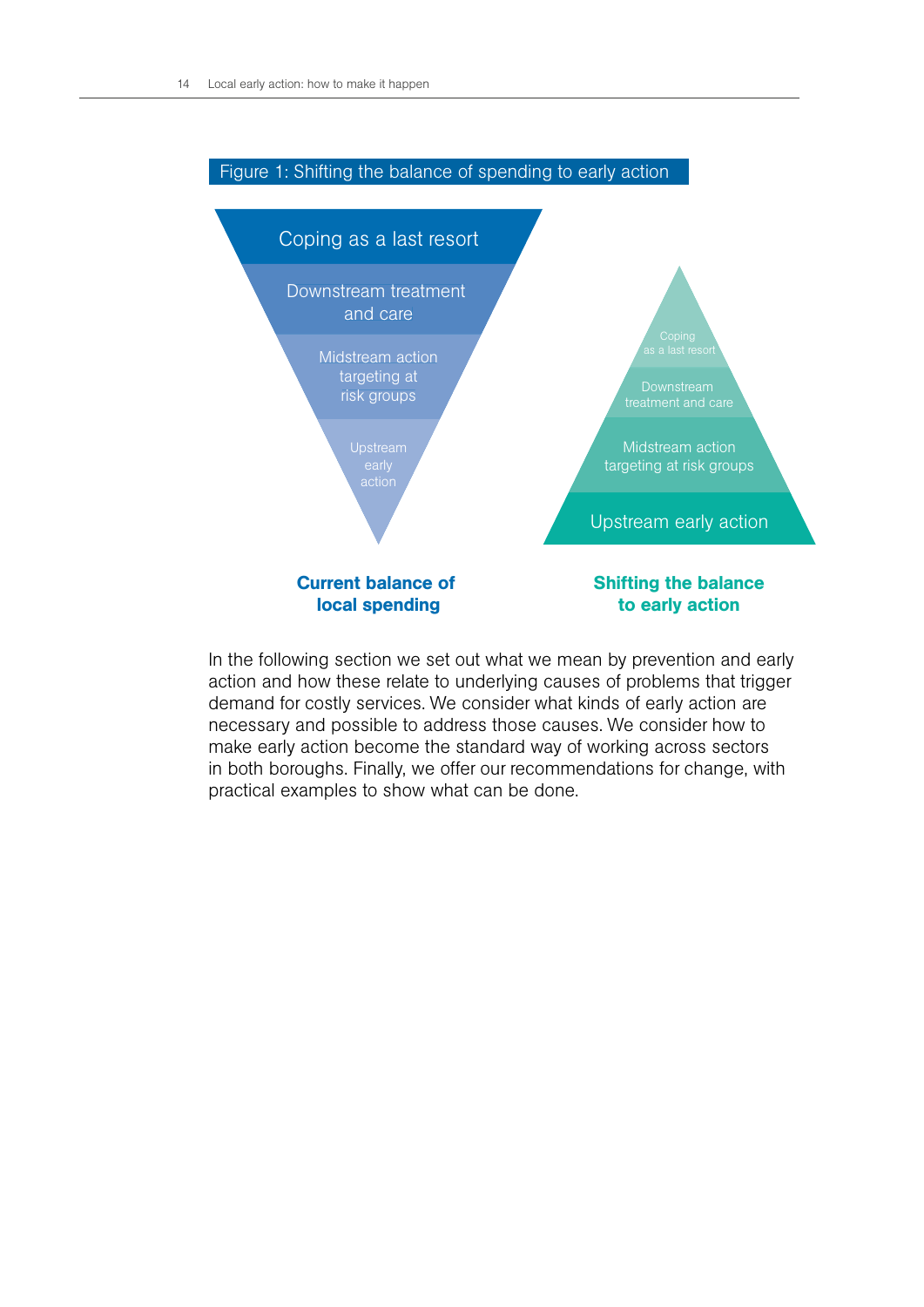Figure 1: Shifting the balance of spending to early action

Coping as a last resort

Downstream treatment and care

Midstream action targeting at risk groups

Upstream early action

**Current balance of local spending**

Coping as a last resort

Downstream treatment and care

Midstream action targeting at risk groups

Upstream early action

**Shifting the balance to early action**

In the following section we set out what we mean by prevention and early action and how these relate to underlying causes of problems that trigger demand for costly services. We consider what kinds of early action are necessary and possible to address those causes. We consider how to make early action become the standard way of working across sectors in both boroughs. Finally, we offer our recommendations for change, with practical examples to show what can be done.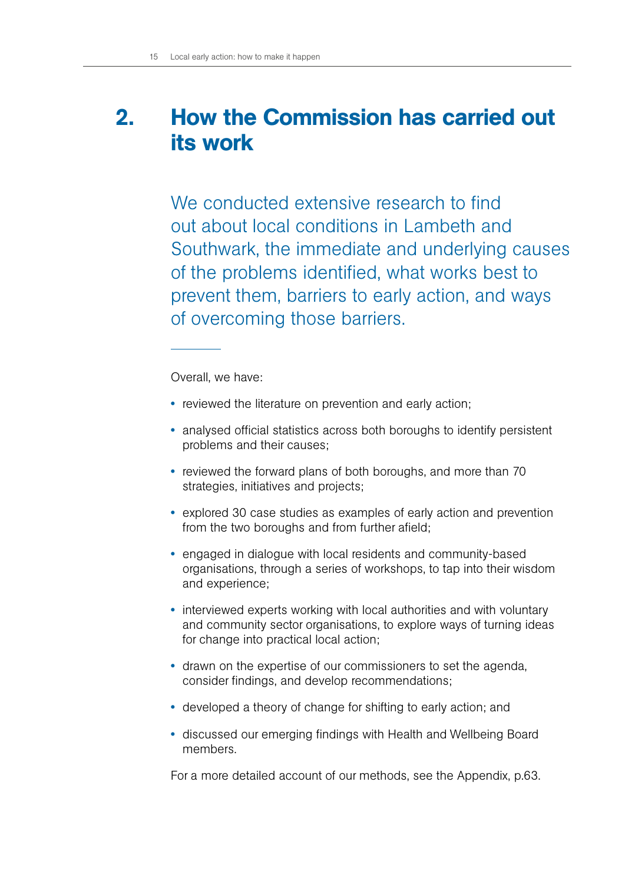# 2. How the Commission has carried out its work

We conducted extensive research to find out about local conditions in Lambeth and Southwark, the immediate and underlying causes of the problems identified, what works best to prevent them, barriers to early action, and ways of overcoming those barriers.

Overall, we have:

- reviewed the literature on prevention and early action;
- analysed official statistics across both boroughs to identify persistent problems and their causes;
- reviewed the forward plans of both boroughs, and more than 70 strategies, initiatives and projects;
- explored 30 case studies as examples of early action and prevention from the two boroughs and from further afield;
- engaged in dialogue with local residents and community-based organisations, through a series of workshops, to tap into their wisdom and experience;
- interviewed experts working with local authorities and with voluntary and community sector organisations, to explore ways of turning ideas for change into practical local action;
- drawn on the expertise of our commissioners to set the agenda, consider findings, and develop recommendations;
- developed a theory of change for shifting to early action; and
- discussed our emerging findings with Health and Wellbeing Board members.

For a more detailed account of our methods, see the Appendix, p.63.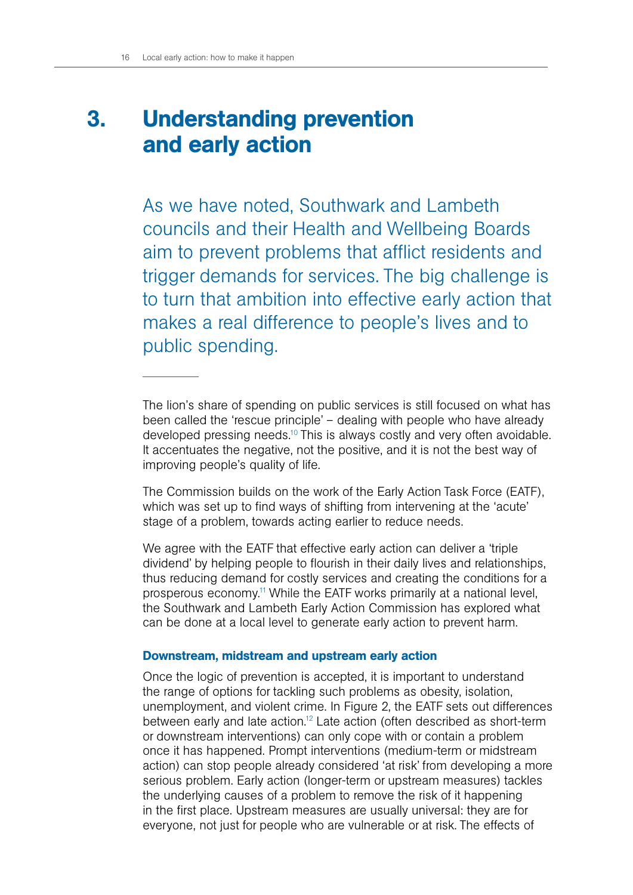# 3. Understanding prevention and early action

As we have noted, Southwark and Lambeth councils and their Health and Wellbeing Boards aim to prevent problems that afflict residents and trigger demands for services. The big challenge is to turn that ambition into effective early action that makes a real difference to people's lives and to public spending.

The lion's share of spending on public services is still focused on what has been called the 'rescue principle' – dealing with people who have already developed pressing needs.[10] This is always costly and very often avoidable. It accentuates the negative, not the positive, and it is not the best way of improving people's quality of life.

The Commission builds on the work of the Early Action Task Force (EATF), which was set up to find ways of shifting from intervening at the 'acute' stage of a problem, towards acting earlier to reduce needs.

We agree with the EATF that effective early action can deliver a 'triple dividend' by helping people to flourish in their daily lives and relationships, thus reducing demand for costly services and creating the conditions for a prosperous economy.[11] While the EATF works primarily at a national level, the Southwark and Lambeth Early Action Commission has explored what can be done at a local level to generate early action to prevent harm.

### Downstream, midstream and upstream early action

Once the logic of prevention is accepted, it is important to understand the range of options for tackling such problems as obesity, isolation, unemployment, and violent crime. In Figure 2, the EATF sets out differences between early and late action.[12] Late action (often described as short-term or downstream interventions) can only cope with or contain a problem once it has happened. Prompt interventions (medium-term or midstream action) can stop people already considered 'at risk' from developing a more serious problem. Early action (longer-term or upstream measures) tackles the underlying causes of a problem to remove the risk of it happening in the first place. Upstream measures are usually universal: they are for everyone, not just for people who are vulnerable or at risk. The effects of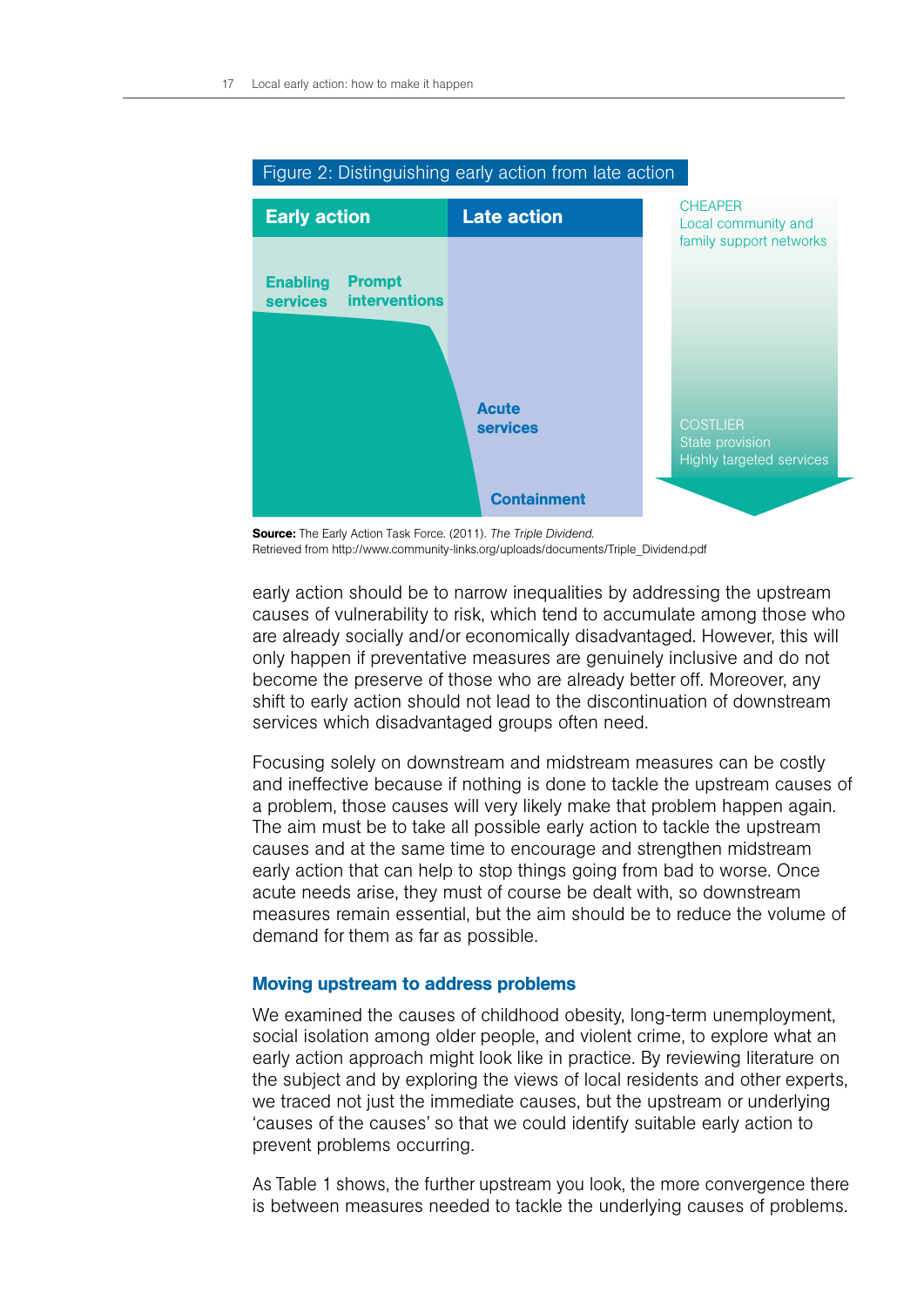Figure 2: Distinguishing early action from late action

| Early action | | Late action | |
|---|---|---|---|
| Enabling services | Prompt interventions | Acute services | Containment |

CHEAPER
Local community and family support networks

COSTLIER
State provision
Highly targeted services

**Source:** The Early Action Task Force. (2011). *The Triple Dividend.* Retrieved from http://www.community-links.org/uploads/documents/Triple_Dividend.pdf

early action should be to narrow inequalities by addressing the upstream causes of vulnerability to risk, which tend to accumulate among those who are already socially and/or economically disadvantaged. However, this will only happen if preventative measures are genuinely inclusive and do not become the preserve of those who are already better off. Moreover, any shift to early action should not lead to the discontinuation of downstream services which disadvantaged groups often need.

Focusing solely on downstream and midstream measures can be costly and ineffective because if nothing is done to tackle the upstream causes of a problem, those causes will very likely make that problem happen again. The aim must be to take all possible early action to tackle the upstream causes and at the same time to encourage and strengthen midstream early action that can help to stop things going from bad to worse. Once acute needs arise, they must of course be dealt with, so downstream measures remain essential, but the aim should be to reduce the volume of demand for them as far as possible.

### Moving upstream to address problems

We examined the causes of childhood obesity, long-term unemployment, social isolation among older people, and violent crime, to explore what an early action approach might look like in practice. By reviewing literature on the subject and by exploring the views of local residents and other experts, we traced not just the immediate causes, but the upstream or underlying 'causes of the causes' so that we could identify suitable early action to prevent problems occurring.

As Table 1 shows, the further upstream you look, the more convergence there is between measures needed to tackle the underlying causes of problems.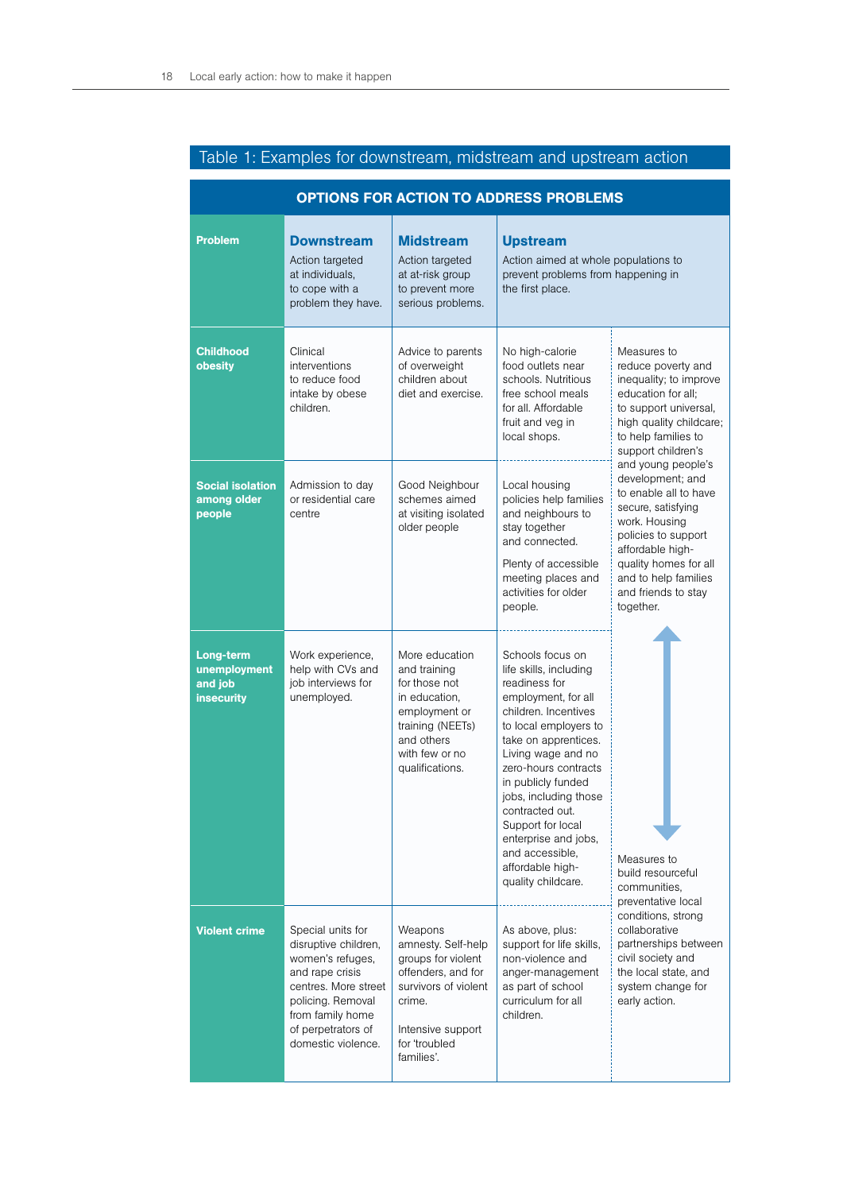## Table 1: Examples for downstream, midstream and upstream action

| OPTIONS FOR ACTION TO ADDRESS PROBLEMS | | | | |
|---|---|---|---|---|
| **Problem** | **Downstream** Action targeted at individuals, to cope with a problem they have. | **Midstream** Action targeted at at-risk group to prevent more serious problems. | **Upstream** Action aimed at whole populations to prevent problems from happening in the first place. | |
| **Childhood obesity** | Clinical interventions to reduce food intake by obese children. | Advice to parents of overweight children about diet and exercise. | No high-calorie food outlets near schools. Nutritious free school meals for all. Affordable fruit and veg in local shops. | Measures to reduce poverty and inequality; to improve education for all; to support universal, high quality childcare; to help families to support children's and young people's development; and to enable all to have secure, satisfying work. Housing policies to support affordable high-quality homes for all and to help families and friends to stay together. |
| **Social isolation among older people** | Admission to day or residential care centre | Good Neighbour schemes aimed at visiting isolated older people | Local housing policies help families and neighbours to stay together and connected. Plenty of accessible meeting places and activities for older people. | |
| **Long-term unemployment and job insecurity** | Work experience, help with CVs and job interviews for unemployed. | More education and training for those not in education, employment or training (NEETs) and others with few or no qualifications. | Schools focus on life skills, including readiness for employment, for all children. Incentives to local employers to take on apprentices. Living wage and no zero-hours contracts in publicly funded jobs, including those contracted out. Support for local enterprise and jobs, and accessible, affordable high-quality childcare. | Measures to build resourceful communities, preventative local conditions, strong collaborative partnerships between civil society and the local state, and system change for early action. |
| **Violent crime** | Special units for disruptive children, women's refuges, and rape crisis centres. More street policing. Removal from family home of perpetrators of domestic violence. | Weapons amnesty. Self-help groups for violent offenders, and for survivors of violent crime. Intensive support for 'troubled families'. | As above, plus: support for life skills, non-violence and anger-management as part of school curriculum for all children. | |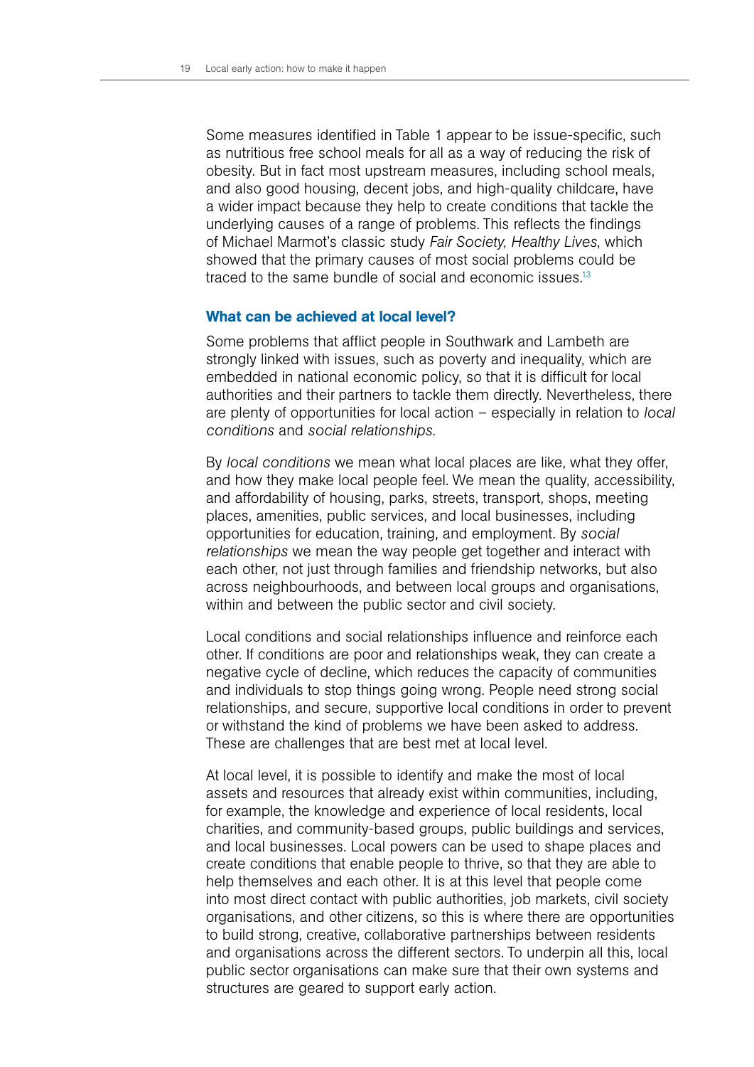Some measures identified in Table 1 appear to be issue-specific, such as nutritious free school meals for all as a way of reducing the risk of obesity. But in fact most upstream measures, including school meals, and also good housing, decent jobs, and high-quality childcare, have a wider impact because they help to create conditions that tackle the underlying causes of a range of problems. This reflects the findings of Michael Marmot's classic study *Fair Society, Healthy Lives*, which showed that the primary causes of most social problems could be traced to the same bundle of social and economic issues.[13]

### What can be achieved at local level?

Some problems that afflict people in Southwark and Lambeth are strongly linked with issues, such as poverty and inequality, which are embedded in national economic policy, so that it is difficult for local authorities and their partners to tackle them directly. Nevertheless, there are plenty of opportunities for local action – especially in relation to *local conditions* and *social relationships*.

By *local conditions* we mean what local places are like, what they offer, and how they make local people feel. We mean the quality, accessibility, and affordability of housing, parks, streets, transport, shops, meeting places, amenities, public services, and local businesses, including opportunities for education, training, and employment. By *social relationships* we mean the way people get together and interact with each other, not just through families and friendship networks, but also across neighbourhoods, and between local groups and organisations, within and between the public sector and civil society.

Local conditions and social relationships influence and reinforce each other. If conditions are poor and relationships weak, they can create a negative cycle of decline, which reduces the capacity of communities and individuals to stop things going wrong. People need strong social relationships, and secure, supportive local conditions in order to prevent or withstand the kind of problems we have been asked to address. These are challenges that are best met at local level.

At local level, it is possible to identify and make the most of local assets and resources that already exist within communities, including, for example, the knowledge and experience of local residents, local charities, and community-based groups, public buildings and services, and local businesses. Local powers can be used to shape places and create conditions that enable people to thrive, so that they are able to help themselves and each other. It is at this level that people come into most direct contact with public authorities, job markets, civil society organisations, and other citizens, so this is where there are opportunities to build strong, creative, collaborative partnerships between residents and organisations across the different sectors. To underpin all this, local public sector organisations can make sure that their own systems and structures are geared to support early action.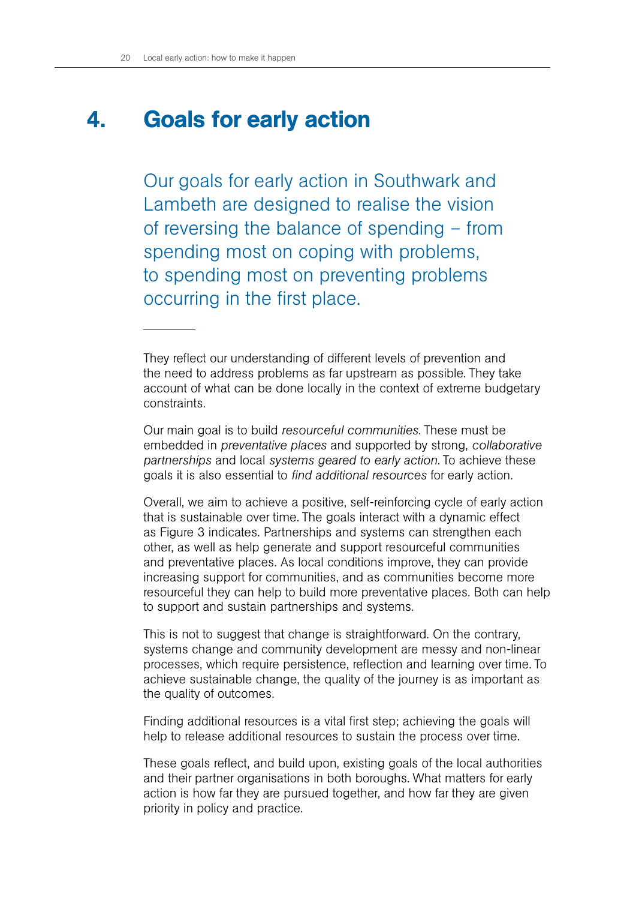# 4. Goals for early action

Our goals for early action in Southwark and Lambeth are designed to realise the vision of reversing the balance of spending – from spending most on coping with problems, to spending most on preventing problems occurring in the first place.

---

They reflect our understanding of different levels of prevention and the need to address problems as far upstream as possible. They take account of what can be done locally in the context of extreme budgetary constraints.

Our main goal is to build *resourceful communities*. These must be embedded in *preventative places* and supported by strong, *collaborative partnerships* and local *systems geared to early action*. To achieve these goals it is also essential to *find additional resources* for early action.

Overall, we aim to achieve a positive, self-reinforcing cycle of early action that is sustainable over time. The goals interact with a dynamic effect as Figure 3 indicates. Partnerships and systems can strengthen each other, as well as help generate and support resourceful communities and preventative places. As local conditions improve, they can provide increasing support for communities, and as communities become more resourceful they can help to build more preventative places. Both can help to support and sustain partnerships and systems.

This is not to suggest that change is straightforward. On the contrary, systems change and community development are messy and non-linear processes, which require persistence, reflection and learning over time. To achieve sustainable change, the quality of the journey is as important as the quality of outcomes.

Finding additional resources is a vital first step; achieving the goals will help to release additional resources to sustain the process over time.

These goals reflect, and build upon, existing goals of the local authorities and their partner organisations in both boroughs. What matters for early action is how far they are pursued together, and how far they are given priority in policy and practice.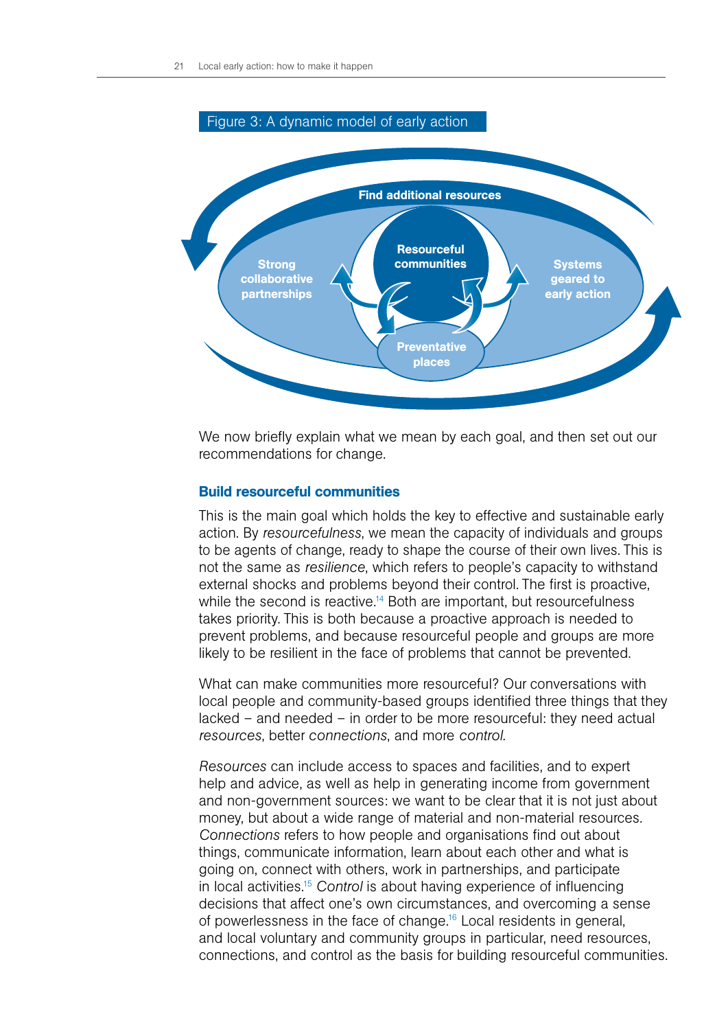Figure 3: A dynamic model of early action

Find additional resources

Strong collaborative partnerships

Resourceful communities

Systems geared to early action

Preventative places

We now briefly explain what we mean by each goal, and then set out our recommendations for change.

## Build resourceful communities

This is the main goal which holds the key to effective and sustainable early action. By *resourcefulness*, we mean the capacity of individuals and groups to be agents of change, ready to shape the course of their own lives. This is not the same as *resilience*, which refers to people's capacity to withstand external shocks and problems beyond their control. The first is proactive, while the second is reactive.[14] Both are important, but resourcefulness takes priority. This is both because a proactive approach is needed to prevent problems, and because resourceful people and groups are more likely to be resilient in the face of problems that cannot be prevented.

What can make communities more resourceful? Our conversations with local people and community-based groups identified three things that they lacked – and needed – in order to be more resourceful: they need actual *resources*, better *connections*, and more *control*.

*Resources* can include access to spaces and facilities, and to expert help and advice, as well as help in generating income from government and non-government sources: we want to be clear that it is not just about money, but about a wide range of material and non-material resources. *Connections* refers to how people and organisations find out about things, communicate information, learn about each other and what is going on, connect with others, work in partnerships, and participate in local activities.[15] *Control* is about having experience of influencing decisions that affect one's own circumstances, and overcoming a sense of powerlessness in the face of change.[16] Local residents in general, and local voluntary and community groups in particular, need resources, connections, and control as the basis for building resourceful communities.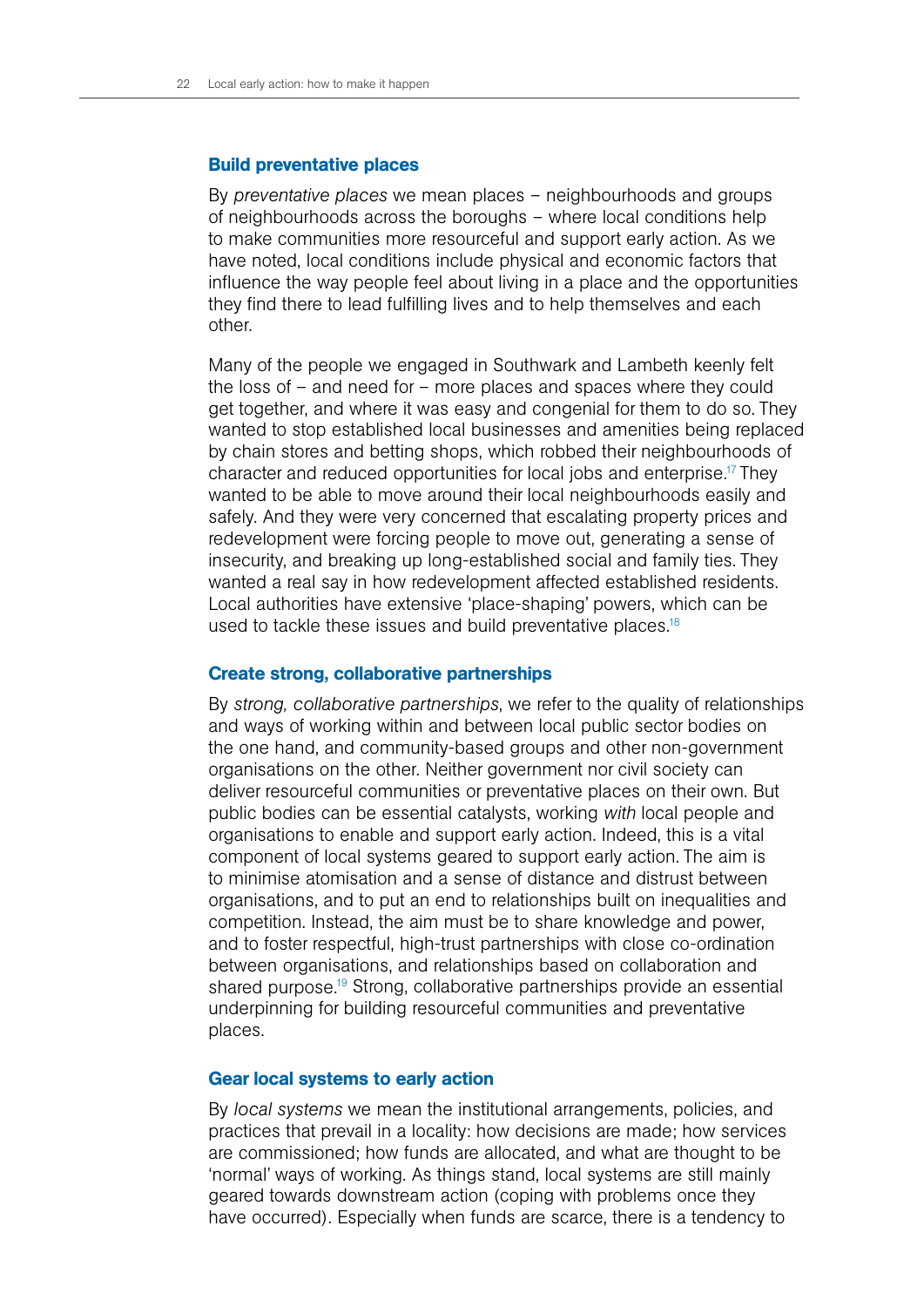### Build preventative places

By *preventative places* we mean places – neighbourhoods and groups of neighbourhoods across the boroughs – where local conditions help to make communities more resourceful and support early action. As we have noted, local conditions include physical and economic factors that influence the way people feel about living in a place and the opportunities they find there to lead fulfilling lives and to help themselves and each other.

Many of the people we engaged in Southwark and Lambeth keenly felt the loss of – and need for – more places and spaces where they could get together, and where it was easy and congenial for them to do so. They wanted to stop established local businesses and amenities being replaced by chain stores and betting shops, which robbed their neighbourhoods of character and reduced opportunities for local jobs and enterprise.[17] They wanted to be able to move around their local neighbourhoods easily and safely. And they were very concerned that escalating property prices and redevelopment were forcing people to move out, generating a sense of insecurity, and breaking up long-established social and family ties. They wanted a real say in how redevelopment affected established residents. Local authorities have extensive 'place-shaping' powers, which can be used to tackle these issues and build preventative places.[18]

### Create strong, collaborative partnerships

By *strong, collaborative partnerships*, we refer to the quality of relationships and ways of working within and between local public sector bodies on the one hand, and community-based groups and other non-government organisations on the other. Neither government nor civil society can deliver resourceful communities or preventative places on their own. But public bodies can be essential catalysts, working *with* local people and organisations to enable and support early action. Indeed, this is a vital component of local systems geared to support early action. The aim is to minimise atomisation and a sense of distance and distrust between organisations, and to put an end to relationships built on inequalities and competition. Instead, the aim must be to share knowledge and power, and to foster respectful, high-trust partnerships with close co-ordination between organisations, and relationships based on collaboration and shared purpose.[19] Strong, collaborative partnerships provide an essential underpinning for building resourceful communities and preventative places.

### Gear local systems to early action

By *local systems* we mean the institutional arrangements, policies, and practices that prevail in a locality: how decisions are made; how services are commissioned; how funds are allocated, and what are thought to be 'normal' ways of working. As things stand, local systems are still mainly geared towards downstream action (coping with problems once they have occurred). Especially when funds are scarce, there is a tendency to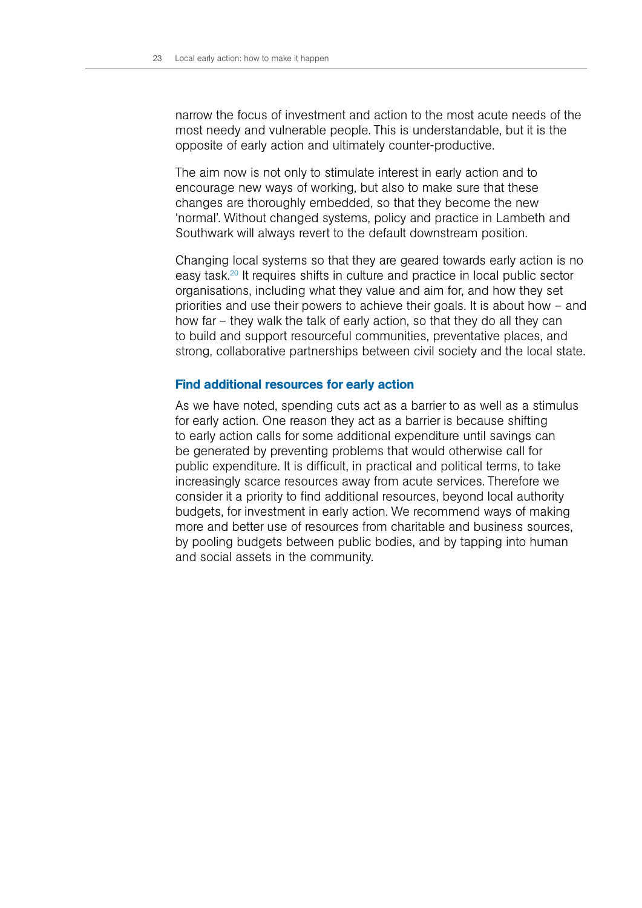narrow the focus of investment and action to the most acute needs of the most needy and vulnerable people. This is understandable, but it is the opposite of early action and ultimately counter-productive.

The aim now is not only to stimulate interest in early action and to encourage new ways of working, but also to make sure that these changes are thoroughly embedded, so that they become the new 'normal'. Without changed systems, policy and practice in Lambeth and Southwark will always revert to the default downstream position.

Changing local systems so that they are geared towards early action is no easy task.[20] It requires shifts in culture and practice in local public sector organisations, including what they value and aim for, and how they set priorities and use their powers to achieve their goals. It is about how – and how far – they walk the talk of early action, so that they do all they can to build and support resourceful communities, preventative places, and strong, collaborative partnerships between civil society and the local state.

### Find additional resources for early action

As we have noted, spending cuts act as a barrier to as well as a stimulus for early action. One reason they act as a barrier is because shifting to early action calls for some additional expenditure until savings can be generated by preventing problems that would otherwise call for public expenditure. It is difficult, in practical and political terms, to take increasingly scarce resources away from acute services. Therefore we consider it a priority to find additional resources, beyond local authority budgets, for investment in early action. We recommend ways of making more and better use of resources from charitable and business sources, by pooling budgets between public bodies, and by tapping into human and social assets in the community.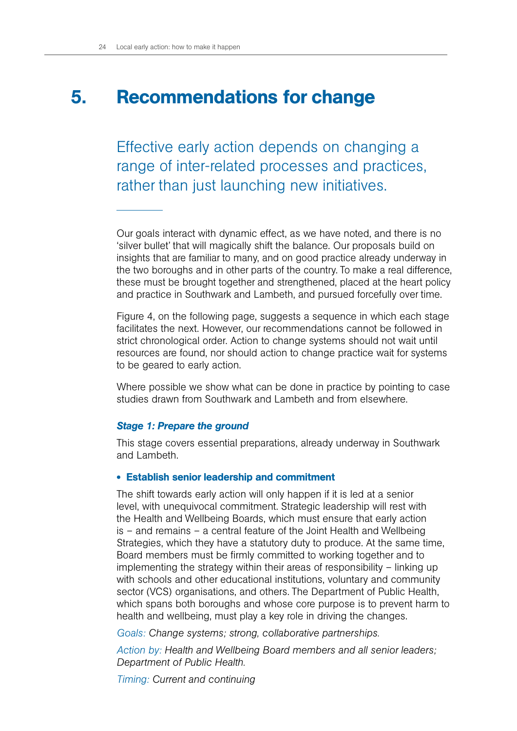# 5. Recommendations for change

Effective early action depends on changing a range of inter-related processes and practices, rather than just launching new initiatives.

Our goals interact with dynamic effect, as we have noted, and there is no 'silver bullet' that will magically shift the balance. Our proposals build on insights that are familiar to many, and on good practice already underway in the two boroughs and in other parts of the country. To make a real difference, these must be brought together and strengthened, placed at the heart policy and practice in Southwark and Lambeth, and pursued forcefully over time.

Figure 4, on the following page, suggests a sequence in which each stage facilitates the next. However, our recommendations cannot be followed in strict chronological order. Action to change systems should not wait until resources are found, nor should action to change practice wait for systems to be geared to early action.

Where possible we show what can be done in practice by pointing to case studies drawn from Southwark and Lambeth and from elsewhere.

***Stage 1: Prepare the ground***

This stage covers essential preparations, already underway in Southwark and Lambeth.

- **Establish senior leadership and commitment**

The shift towards early action will only happen if it is led at a senior level, with unequivocal commitment. Strategic leadership will rest with the Health and Wellbeing Boards, which must ensure that early action is – and remains – a central feature of the Joint Health and Wellbeing Strategies, which they have a statutory duty to produce. At the same time, Board members must be firmly committed to working together and to implementing the strategy within their areas of responsibility – linking up with schools and other educational institutions, voluntary and community sector (VCS) organisations, and others. The Department of Public Health, which spans both boroughs and whose core purpose is to prevent harm to health and wellbeing, must play a key role in driving the changes.

*Goals: Change systems; strong, collaborative partnerships.*

*Action by: Health and Wellbeing Board members and all senior leaders; Department of Public Health.*

*Timing: Current and continuing*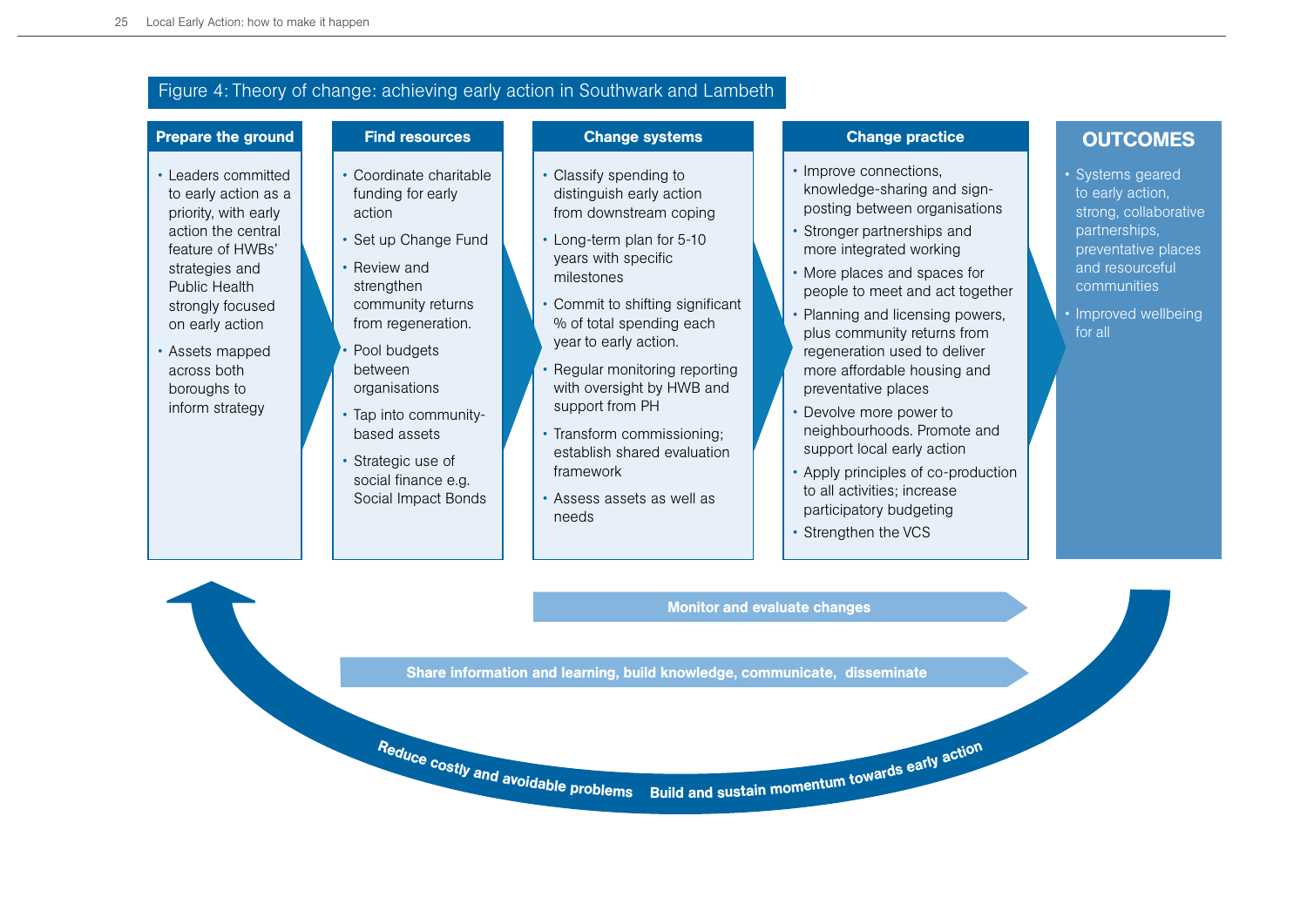## Figure 4: Theory of change: achieving early action in Southwark and Lambeth

### Prepare the ground

- Leaders committed to early action as a priority, with early action the central feature of HWBs' strategies and Public Health strongly focused on early action
- Assets mapped across both boroughs to inform strategy

### Find resources

- Coordinate charitable funding for early action
- Set up Change Fund
- Review and strengthen community returns from regeneration.
- Pool budgets between organisations
- Tap into community-based assets
- Strategic use of social finance e.g. Social Impact Bonds

### Change systems

- Classify spending to distinguish early action from downstream coping
- Long-term plan for 5-10 years with specific milestones
- Commit to shifting significant % of total spending each year to early action.
- Regular monitoring reporting with oversight by HWB and support from PH
- Transform commissioning; establish shared evaluation framework
- Assess assets as well as needs

### Change practice

- Improve connections, knowledge-sharing and sign-posting between organisations
- Stronger partnerships and more integrated working
- More places and spaces for people to meet and act together
- Planning and licensing powers, plus community returns from regeneration used to deliver more affordable housing and preventative places
- Devolve more power to neighbourhoods. Promote and support local early action
- Apply principles of co-production to all activities; increase participatory budgeting
- Strengthen the VCS

### OUTCOMES

- Systems geared to early action, strong, collaborative partnerships, preventative places and resourceful communities
- Improved wellbeing for all

Monitor and evaluate changes

Share information and learning, build knowledge, communicate, disseminate

Reduce costly and avoidable problems — Build and sustain momentum towards early action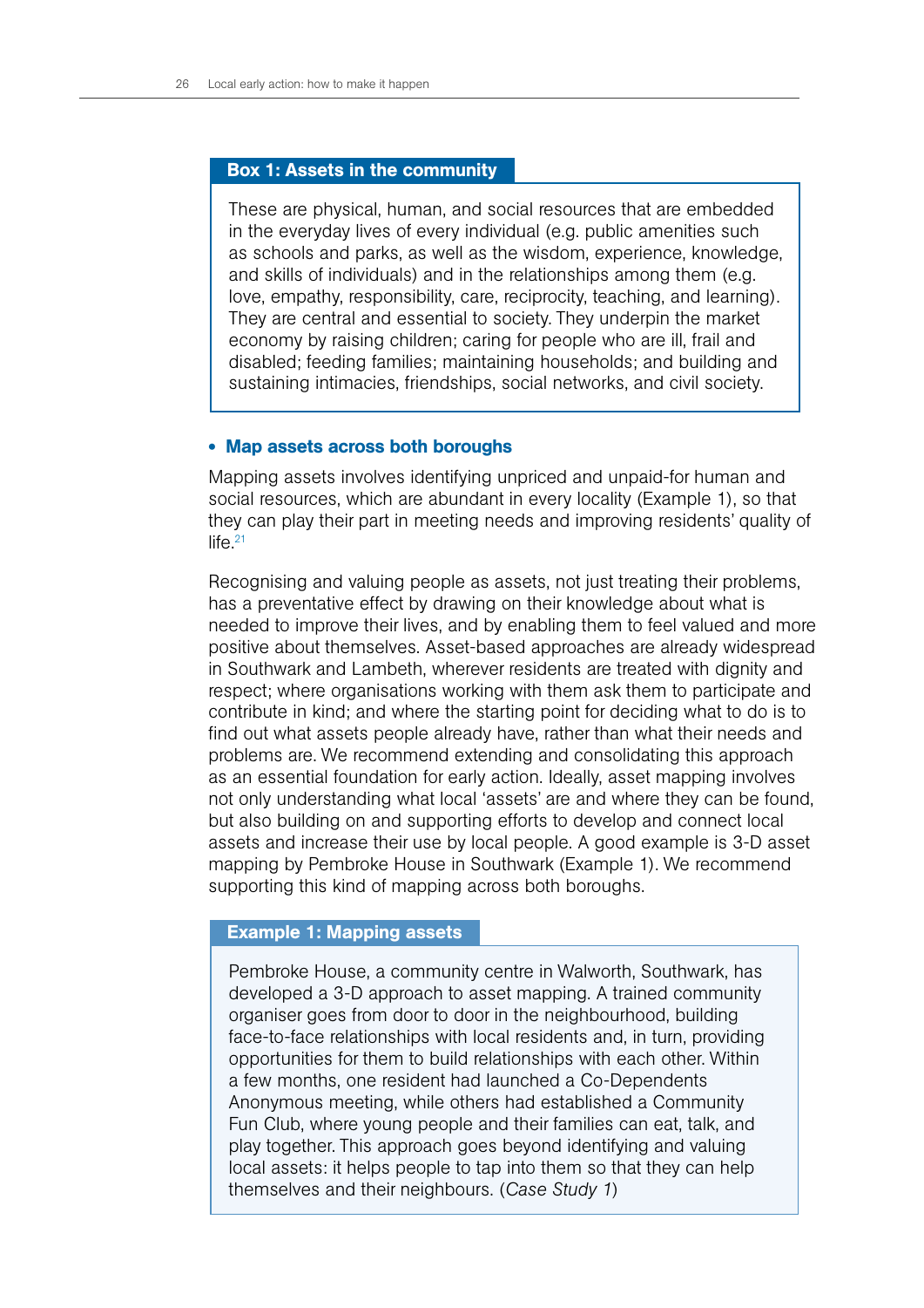**Box 1: Assets in the community**

These are physical, human, and social resources that are embedded in the everyday lives of every individual (e.g. public amenities such as schools and parks, as well as the wisdom, experience, knowledge, and skills of individuals) and in the relationships among them (e.g. love, empathy, responsibility, care, reciprocity, teaching, and learning). They are central and essential to society. They underpin the market economy by raising children; caring for people who are ill, frail and disabled; feeding families; maintaining households; and building and sustaining intimacies, friendships, social networks, and civil society.

- **Map assets across both boroughs**

Mapping assets involves identifying unpriced and unpaid-for human and social resources, which are abundant in every locality (Example 1), so that they can play their part in meeting needs and improving residents' quality of life.[21]

Recognising and valuing people as assets, not just treating their problems, has a preventative effect by drawing on their knowledge about what is needed to improve their lives, and by enabling them to feel valued and more positive about themselves. Asset-based approaches are already widespread in Southwark and Lambeth, wherever residents are treated with dignity and respect; where organisations working with them ask them to participate and contribute in kind; and where the starting point for deciding what to do is to find out what assets people already have, rather than what their needs and problems are. We recommend extending and consolidating this approach as an essential foundation for early action. Ideally, asset mapping involves not only understanding what local 'assets' are and where they can be found, but also building on and supporting efforts to develop and connect local assets and increase their use by local people. A good example is 3-D asset mapping by Pembroke House in Southwark (Example 1). We recommend supporting this kind of mapping across both boroughs.

**Example 1: Mapping assets**

Pembroke House, a community centre in Walworth, Southwark, has developed a 3-D approach to asset mapping. A trained community organiser goes from door to door in the neighbourhood, building face-to-face relationships with local residents and, in turn, providing opportunities for them to build relationships with each other. Within a few months, one resident had launched a Co-Dependents Anonymous meeting, while others had established a Community Fun Club, where young people and their families can eat, talk, and play together. This approach goes beyond identifying and valuing local assets: it helps people to tap into them so that they can help themselves and their neighbours. (*Case Study 1*)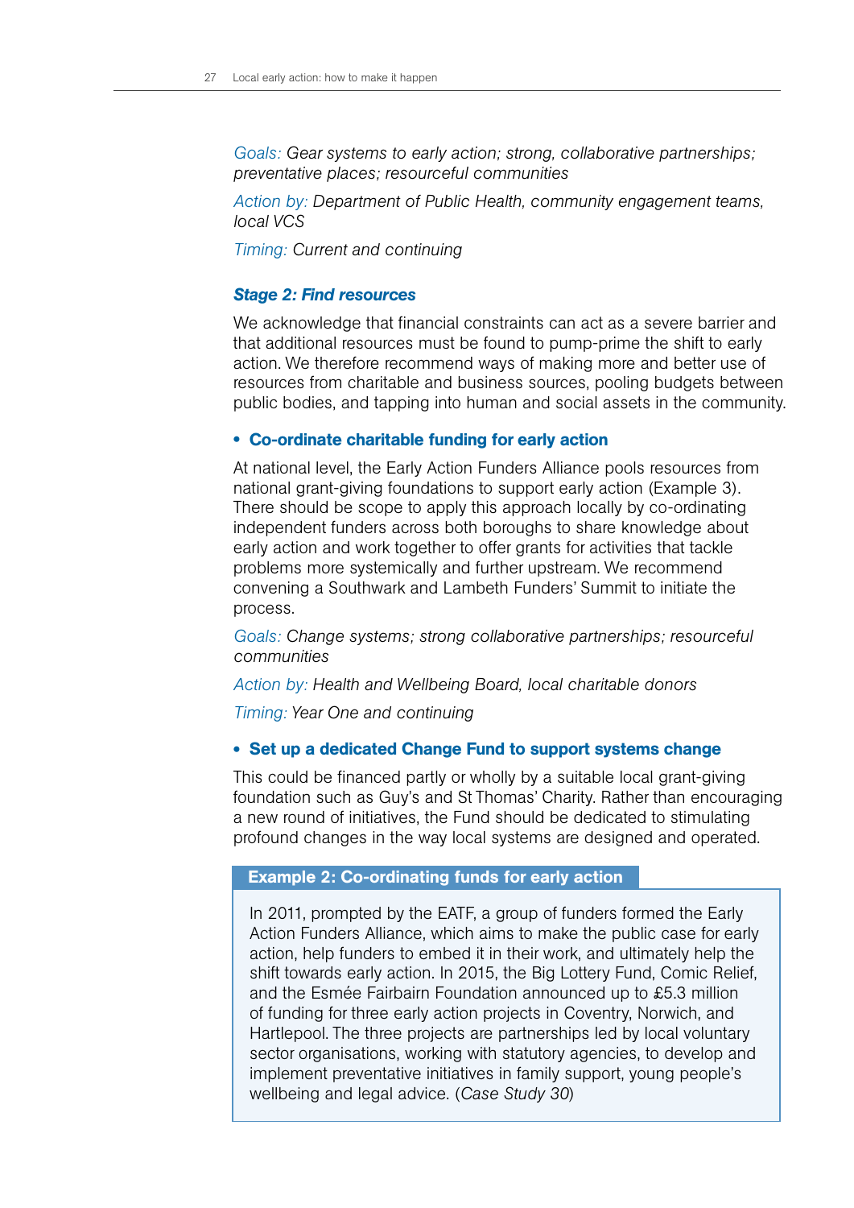*Goals: Gear systems to early action; strong, collaborative partnerships; preventative places; resourceful communities*

*Action by: Department of Public Health, community engagement teams, local VCS*

*Timing: Current and continuing*

### *Stage 2: Find resources*

We acknowledge that financial constraints can act as a severe barrier and that additional resources must be found to pump-prime the shift to early action. We therefore recommend ways of making more and better use of resources from charitable and business sources, pooling budgets between public bodies, and tapping into human and social assets in the community.

- **Co-ordinate charitable funding for early action**

At national level, the Early Action Funders Alliance pools resources from national grant-giving foundations to support early action (Example 3). There should be scope to apply this approach locally by co-ordinating independent funders across both boroughs to share knowledge about early action and work together to offer grants for activities that tackle problems more systemically and further upstream. We recommend convening a Southwark and Lambeth Funders' Summit to initiate the process.

*Goals: Change systems; strong collaborative partnerships; resourceful communities*

*Action by: Health and Wellbeing Board, local charitable donors*

*Timing: Year One and continuing*

- **Set up a dedicated Change Fund to support systems change**

This could be financed partly or wholly by a suitable local grant-giving foundation such as Guy's and St Thomas' Charity. Rather than encouraging a new round of initiatives, the Fund should be dedicated to stimulating profound changes in the way local systems are designed and operated.

**Example 2: Co-ordinating funds for early action**

In 2011, prompted by the EATF, a group of funders formed the Early Action Funders Alliance, which aims to make the public case for early action, help funders to embed it in their work, and ultimately help the shift towards early action. In 2015, the Big Lottery Fund, Comic Relief, and the Esmée Fairbairn Foundation announced up to £5.3 million of funding for three early action projects in Coventry, Norwich, and Hartlepool. The three projects are partnerships led by local voluntary sector organisations, working with statutory agencies, to develop and implement preventative initiatives in family support, young people's wellbeing and legal advice. (*Case Study 30*)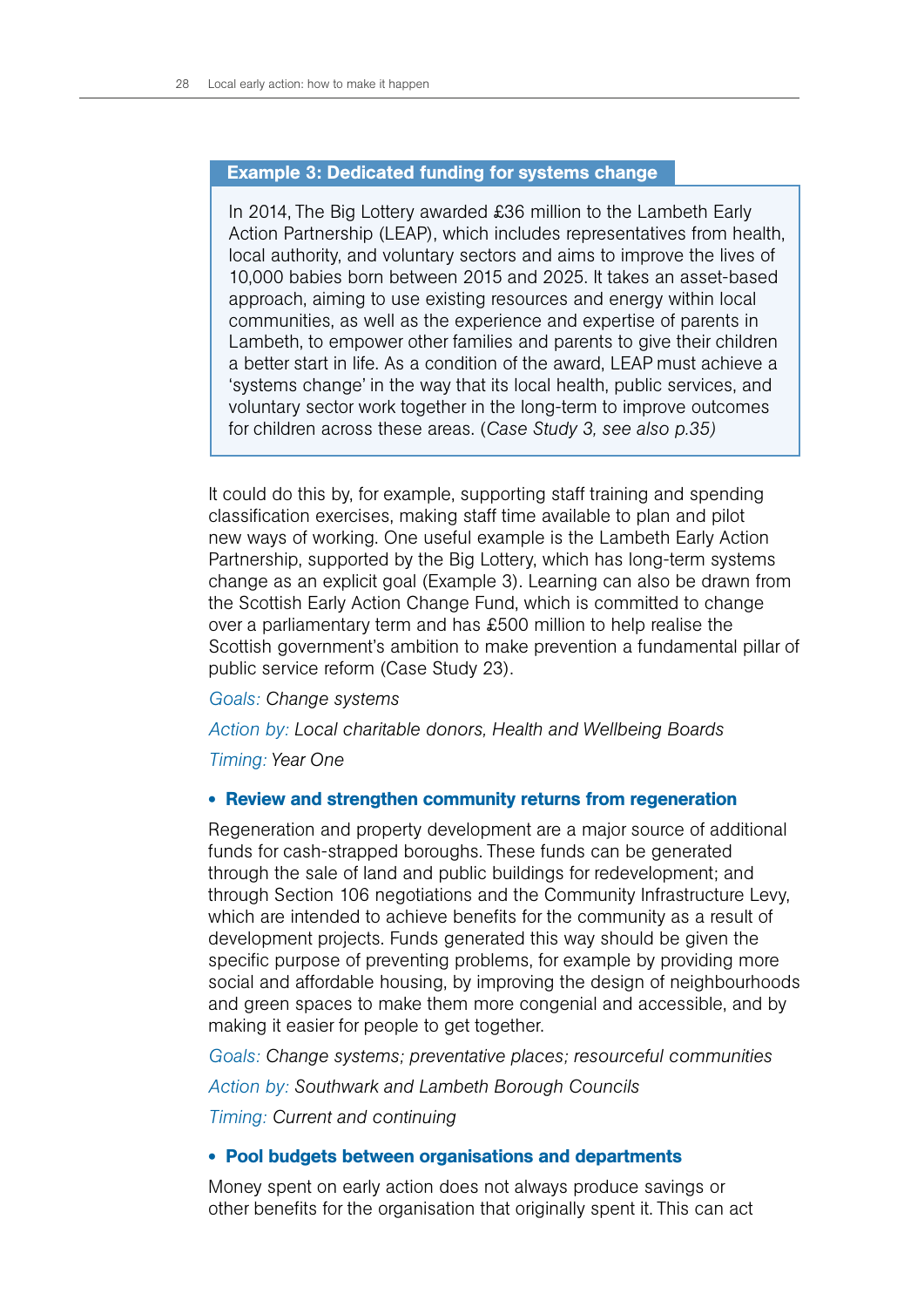**Example 3: Dedicated funding for systems change**

In 2014, The Big Lottery awarded £36 million to the Lambeth Early Action Partnership (LEAP), which includes representatives from health, local authority, and voluntary sectors and aims to improve the lives of 10,000 babies born between 2015 and 2025. It takes an asset-based approach, aiming to use existing resources and energy within local communities, as well as the experience and expertise of parents in Lambeth, to empower other families and parents to give their children a better start in life. As a condition of the award, LEAP must achieve a 'systems change' in the way that its local health, public services, and voluntary sector work together in the long-term to improve outcomes for children across these areas. (*Case Study 3, see also p.35)*

It could do this by, for example, supporting staff training and spending classification exercises, making staff time available to plan and pilot new ways of working. One useful example is the Lambeth Early Action Partnership, supported by the Big Lottery, which has long-term systems change as an explicit goal (Example 3). Learning can also be drawn from the Scottish Early Action Change Fund, which is committed to change over a parliamentary term and has £500 million to help realise the Scottish government's ambition to make prevention a fundamental pillar of public service reform (Case Study 23).

*Goals: Change systems*

*Action by: Local charitable donors, Health and Wellbeing Boards*

*Timing: Year One*

- **Review and strengthen community returns from regeneration**

Regeneration and property development are a major source of additional funds for cash-strapped boroughs. These funds can be generated through the sale of land and public buildings for redevelopment; and through Section 106 negotiations and the Community Infrastructure Levy, which are intended to achieve benefits for the community as a result of development projects. Funds generated this way should be given the specific purpose of preventing problems, for example by providing more social and affordable housing, by improving the design of neighbourhoods and green spaces to make them more congenial and accessible, and by making it easier for people to get together.

*Goals: Change systems; preventative places; resourceful communities*

*Action by: Southwark and Lambeth Borough Councils*

*Timing: Current and continuing*

- **Pool budgets between organisations and departments**

Money spent on early action does not always produce savings or other benefits for the organisation that originally spent it. This can act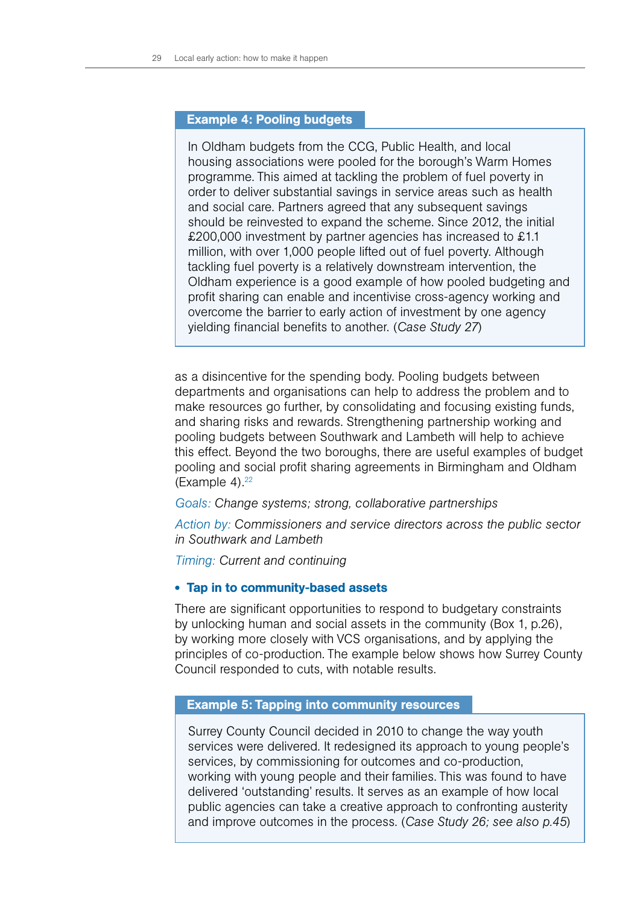**Example 4: Pooling budgets**

In Oldham budgets from the CCG, Public Health, and local housing associations were pooled for the borough's Warm Homes programme. This aimed at tackling the problem of fuel poverty in order to deliver substantial savings in service areas such as health and social care. Partners agreed that any subsequent savings should be reinvested to expand the scheme. Since 2012, the initial £200,000 investment by partner agencies has increased to £1.1 million, with over 1,000 people lifted out of fuel poverty. Although tackling fuel poverty is a relatively downstream intervention, the Oldham experience is a good example of how pooled budgeting and profit sharing can enable and incentivise cross-agency working and overcome the barrier to early action of investment by one agency yielding financial benefits to another. (*Case Study 27*)

as a disincentive for the spending body. Pooling budgets between departments and organisations can help to address the problem and to make resources go further, by consolidating and focusing existing funds, and sharing risks and rewards. Strengthening partnership working and pooling budgets between Southwark and Lambeth will help to achieve this effect. Beyond the two boroughs, there are useful examples of budget pooling and social profit sharing agreements in Birmingham and Oldham (Example 4).[22]

*Goals: Change systems; strong, collaborative partnerships*

*Action by: Commissioners and service directors across the public sector in Southwark and Lambeth*

*Timing: Current and continuing*

- **Tap in to community-based assets**

There are significant opportunities to respond to budgetary constraints by unlocking human and social assets in the community (Box 1, p.26), by working more closely with VCS organisations, and by applying the principles of co-production. The example below shows how Surrey County Council responded to cuts, with notable results.

**Example 5: Tapping into community resources**

Surrey County Council decided in 2010 to change the way youth services were delivered. It redesigned its approach to young people's services, by commissioning for outcomes and co-production, working with young people and their families. This was found to have delivered 'outstanding' results. It serves as an example of how local public agencies can take a creative approach to confronting austerity and improve outcomes in the process. (*Case Study 26; see also p.45*)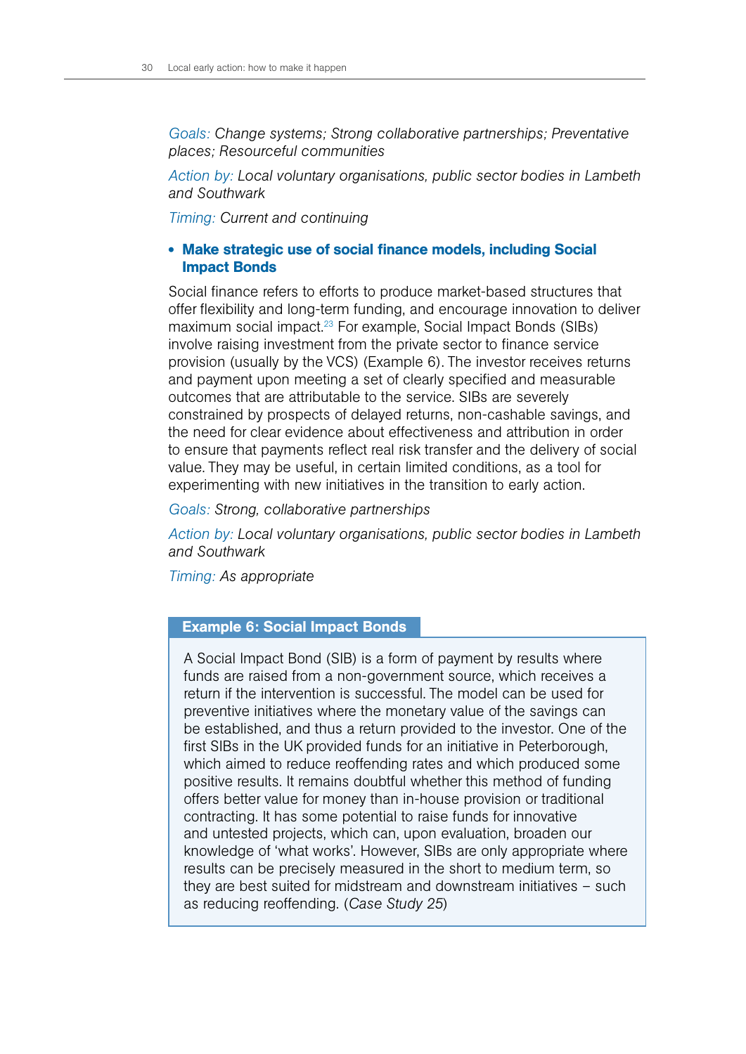*Goals: Change systems; Strong collaborative partnerships; Preventative places; Resourceful communities*

*Action by: Local voluntary organisations, public sector bodies in Lambeth and Southwark*

*Timing: Current and continuing*

- **Make strategic use of social finance models, including Social Impact Bonds**

Social finance refers to efforts to produce market-based structures that offer flexibility and long-term funding, and encourage innovation to deliver maximum social impact.[23] For example, Social Impact Bonds (SIBs) involve raising investment from the private sector to finance service provision (usually by the VCS) (Example 6). The investor receives returns and payment upon meeting a set of clearly specified and measurable outcomes that are attributable to the service. SIBs are severely constrained by prospects of delayed returns, non-cashable savings, and the need for clear evidence about effectiveness and attribution in order to ensure that payments reflect real risk transfer and the delivery of social value. They may be useful, in certain limited conditions, as a tool for experimenting with new initiatives in the transition to early action.

*Goals: Strong, collaborative partnerships*

*Action by: Local voluntary organisations, public sector bodies in Lambeth and Southwark*

*Timing: As appropriate*

**Example 6: Social Impact Bonds**

A Social Impact Bond (SIB) is a form of payment by results where funds are raised from a non-government source, which receives a return if the intervention is successful. The model can be used for preventive initiatives where the monetary value of the savings can be established, and thus a return provided to the investor. One of the first SIBs in the UK provided funds for an initiative in Peterborough, which aimed to reduce reoffending rates and which produced some positive results. It remains doubtful whether this method of funding offers better value for money than in-house provision or traditional contracting. It has some potential to raise funds for innovative and untested projects, which can, upon evaluation, broaden our knowledge of 'what works'. However, SIBs are only appropriate where results can be precisely measured in the short to medium term, so they are best suited for midstream and downstream initiatives – such as reducing reoffending. (*Case Study 25*)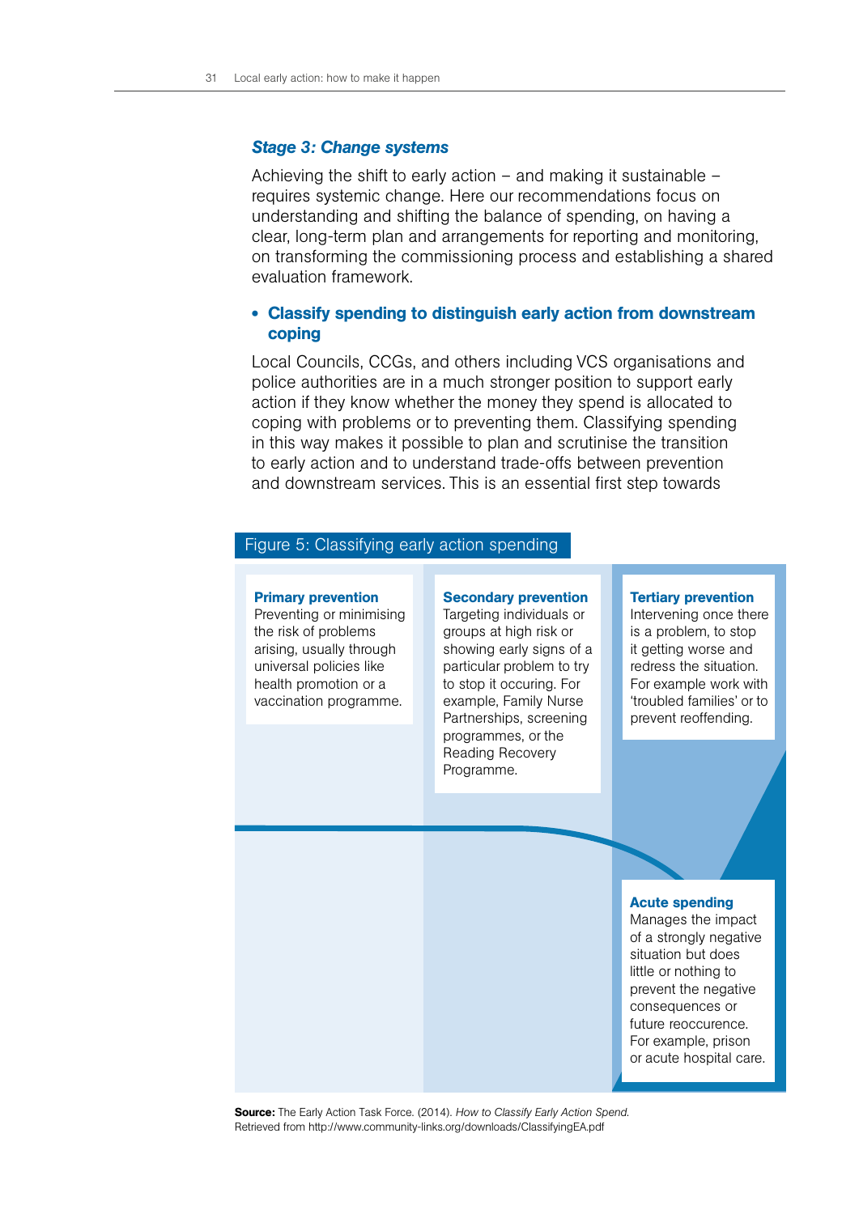### *Stage 3: Change systems*

Achieving the shift to early action – and making it sustainable – requires systemic change. Here our recommendations focus on understanding and shifting the balance of spending, on having a clear, long-term plan and arrangements for reporting and monitoring, on transforming the commissioning process and establishing a shared evaluation framework.

- **Classify spending to distinguish early action from downstream coping**

Local Councils, CCGs, and others including VCS organisations and police authorities are in a much stronger position to support early action if they know whether the money they spend is allocated to coping with problems or to preventing them. Classifying spending in this way makes it possible to plan and scrutinise the transition to early action and to understand trade-offs between prevention and downstream services. This is an essential first step towards

Figure 5: Classifying early action spending

**Primary prevention**
Preventing or minimising the risk of problems arising, usually through universal policies like health promotion or a vaccination programme.

**Secondary prevention**
Targeting individuals or groups at high risk or showing early signs of a particular problem to try to stop it occuring. For example, Family Nurse Partnerships, screening programmes, or the Reading Recovery Programme.

**Tertiary prevention**
Intervening once there is a problem, to stop it getting worse and redress the situation. For example work with 'troubled families' or to prevent reoffending.

**Acute spending**
Manages the impact of a strongly negative situation but does little or nothing to prevent the negative consequences or future reoccurence. For example, prison or acute hospital care.

**Source:** The Early Action Task Force. (2014). *How to Classify Early Action Spend.* Retrieved from http://www.community-links.org/downloads/ClassifyingEA.pdf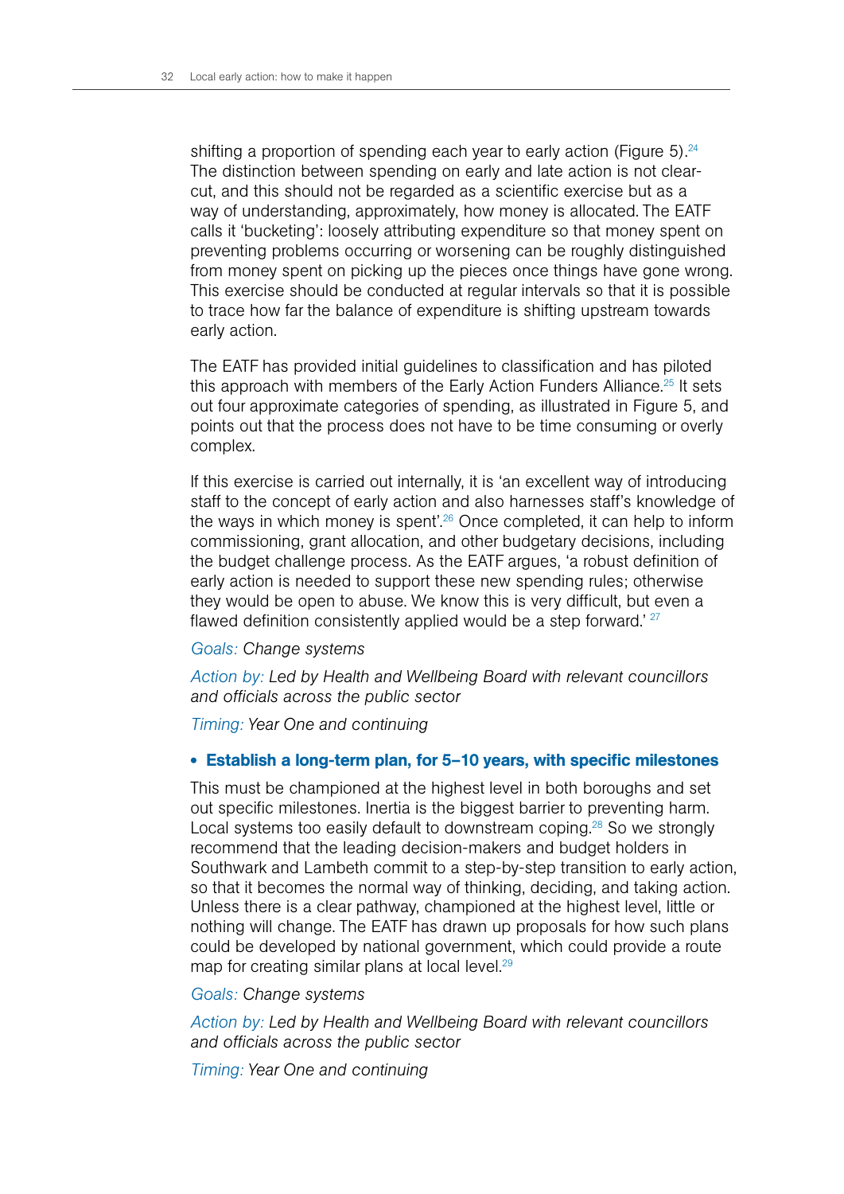shifting a proportion of spending each year to early action (Figure 5).[24] The distinction between spending on early and late action is not clear-cut, and this should not be regarded as a scientific exercise but as a way of understanding, approximately, how money is allocated. The EATF calls it 'bucketing': loosely attributing expenditure so that money spent on preventing problems occurring or worsening can be roughly distinguished from money spent on picking up the pieces once things have gone wrong. This exercise should be conducted at regular intervals so that it is possible to trace how far the balance of expenditure is shifting upstream towards early action.

The EATF has provided initial guidelines to classification and has piloted this approach with members of the Early Action Funders Alliance.[25] It sets out four approximate categories of spending, as illustrated in Figure 5, and points out that the process does not have to be time consuming or overly complex.

If this exercise is carried out internally, it is 'an excellent way of introducing staff to the concept of early action and also harnesses staff's knowledge of the ways in which money is spent'.[26] Once completed, it can help to inform commissioning, grant allocation, and other budgetary decisions, including the budget challenge process. As the EATF argues, 'a robust definition of early action is needed to support these new spending rules; otherwise they would be open to abuse. We know this is very difficult, but even a flawed definition consistently applied would be a step forward.'[27]

*Goals: Change systems*

*Action by: Led by Health and Wellbeing Board with relevant councillors and officials across the public sector*

*Timing: Year One and continuing*

- **Establish a long-term plan, for 5–10 years, with specific milestones**

This must be championed at the highest level in both boroughs and set out specific milestones. Inertia is the biggest barrier to preventing harm. Local systems too easily default to downstream coping.[28] So we strongly recommend that the leading decision-makers and budget holders in Southwark and Lambeth commit to a step-by-step transition to early action, so that it becomes the normal way of thinking, deciding, and taking action. Unless there is a clear pathway, championed at the highest level, little or nothing will change. The EATF has drawn up proposals for how such plans could be developed by national government, which could provide a route map for creating similar plans at local level.[29]

*Goals: Change systems*

*Action by: Led by Health and Wellbeing Board with relevant councillors and officials across the public sector*

*Timing: Year One and continuing*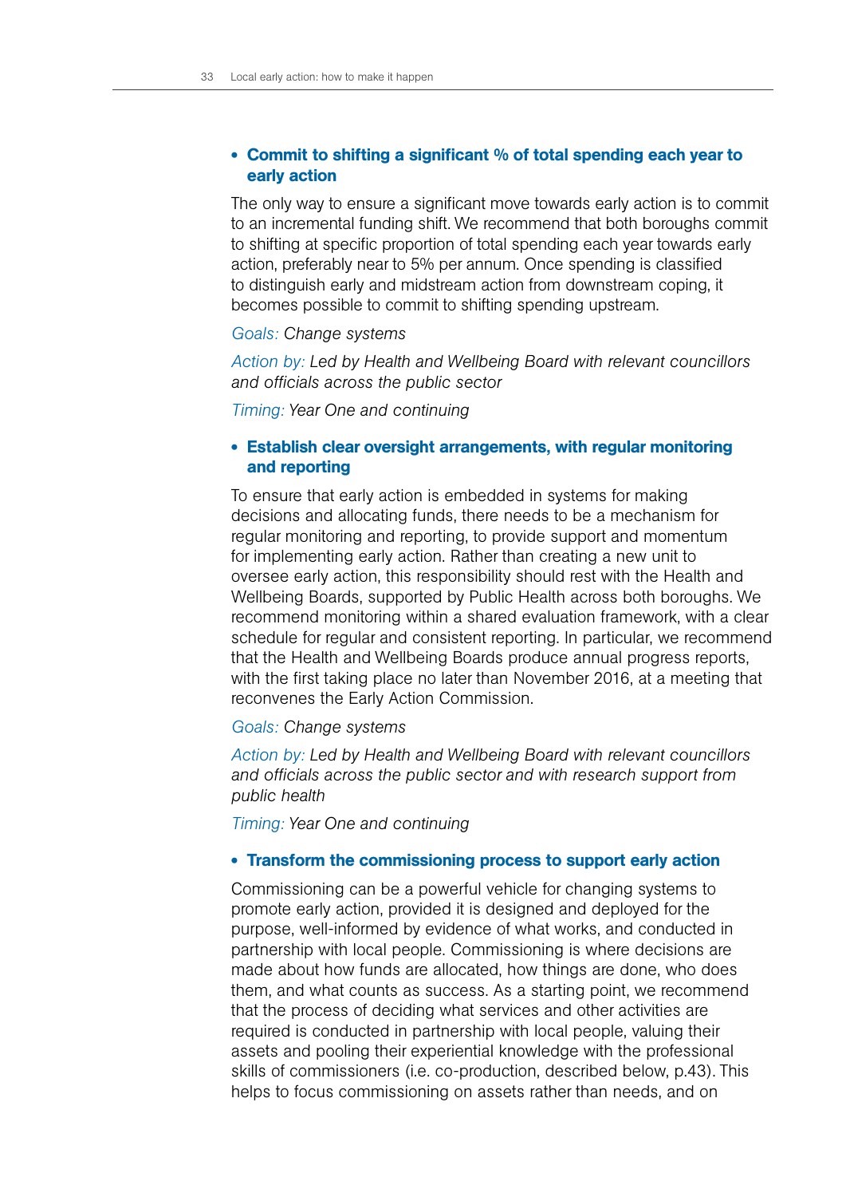- **Commit to shifting a significant % of total spending each year to early action**

The only way to ensure a significant move towards early action is to commit to an incremental funding shift. We recommend that both boroughs commit to shifting at specific proportion of total spending each year towards early action, preferably near to 5% per annum. Once spending is classified to distinguish early and midstream action from downstream coping, it becomes possible to commit to shifting spending upstream.

*Goals: Change systems*

*Action by: Led by Health and Wellbeing Board with relevant councillors and officials across the public sector*

*Timing: Year One and continuing*

- **Establish clear oversight arrangements, with regular monitoring and reporting**

To ensure that early action is embedded in systems for making decisions and allocating funds, there needs to be a mechanism for regular monitoring and reporting, to provide support and momentum for implementing early action. Rather than creating a new unit to oversee early action, this responsibility should rest with the Health and Wellbeing Boards, supported by Public Health across both boroughs. We recommend monitoring within a shared evaluation framework, with a clear schedule for regular and consistent reporting. In particular, we recommend that the Health and Wellbeing Boards produce annual progress reports, with the first taking place no later than November 2016, at a meeting that reconvenes the Early Action Commission.

*Goals: Change systems*

*Action by: Led by Health and Wellbeing Board with relevant councillors and officials across the public sector and with research support from public health*

*Timing: Year One and continuing*

- **Transform the commissioning process to support early action**

Commissioning can be a powerful vehicle for changing systems to promote early action, provided it is designed and deployed for the purpose, well-informed by evidence of what works, and conducted in partnership with local people. Commissioning is where decisions are made about how funds are allocated, how things are done, who does them, and what counts as success. As a starting point, we recommend that the process of deciding what services and other activities are required is conducted in partnership with local people, valuing their assets and pooling their experiential knowledge with the professional skills of commissioners (i.e. co-production, described below, p.43). This helps to focus commissioning on assets rather than needs, and on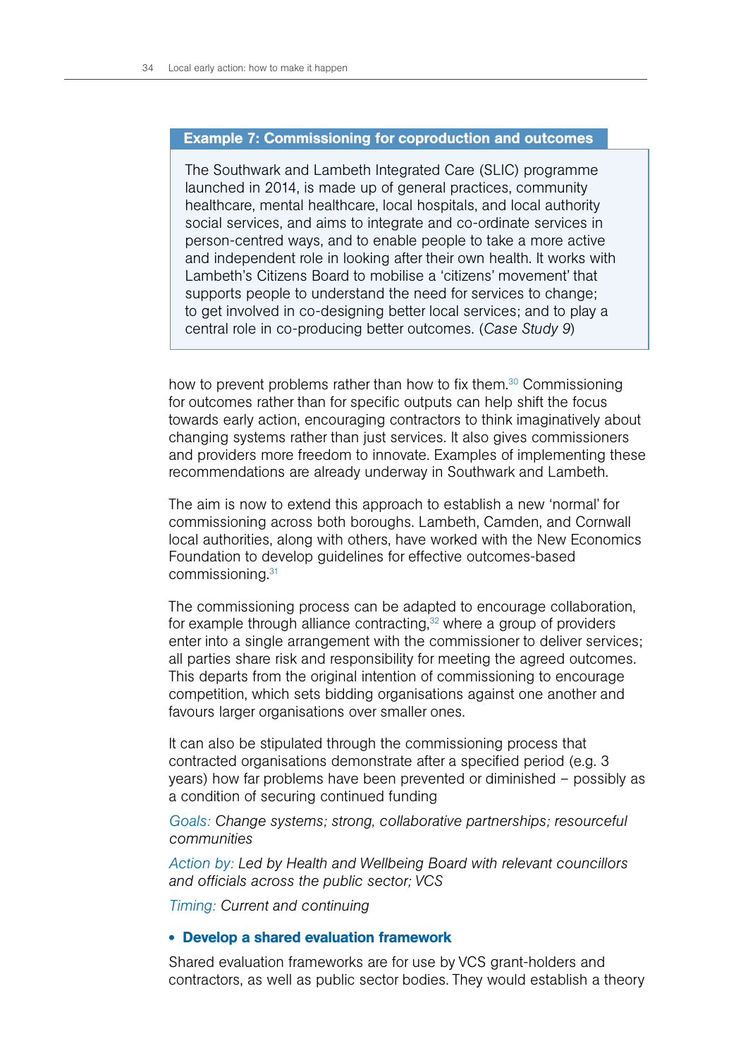**Example 7: Commissioning for coproduction and outcomes**

> The Southwark and Lambeth Integrated Care (SLIC) programme launched in 2014, is made up of general practices, community healthcare, mental healthcare, local hospitals, and local authority social services, and aims to integrate and co-ordinate services in person-centred ways, and to enable people to take a more active and independent role in looking after their own health. It works with Lambeth's Citizens Board to mobilise a 'citizens' movement' that supports people to understand the need for services to change; to get involved in co-designing better local services; and to play a central role in co-producing better outcomes. (*Case Study 9*)

how to prevent problems rather than how to fix them.[30] Commissioning for outcomes rather than for specific outputs can help shift the focus towards early action, encouraging contractors to think imaginatively about changing systems rather than just services. It also gives commissioners and providers more freedom to innovate. Examples of implementing these recommendations are already underway in Southwark and Lambeth.

The aim is now to extend this approach to establish a new 'normal' for commissioning across both boroughs. Lambeth, Camden, and Cornwall local authorities, along with others, have worked with the New Economics Foundation to develop guidelines for effective outcomes-based commissioning.[31]

The commissioning process can be adapted to encourage collaboration, for example through alliance contracting,[32] where a group of providers enter into a single arrangement with the commissioner to deliver services; all parties share risk and responsibility for meeting the agreed outcomes. This departs from the original intention of commissioning to encourage competition, which sets bidding organisations against one another and favours larger organisations over smaller ones.

It can also be stipulated through the commissioning process that contracted organisations demonstrate after a specified period (e.g. 3 years) how far problems have been prevented or diminished – possibly as a condition of securing continued funding

Goals: *Change systems; strong, collaborative partnerships; resourceful communities*

Action by: *Led by Health and Wellbeing Board with relevant councillors and officials across the public sector; VCS*

Timing: *Current and continuing*

- **Develop a shared evaluation framework**

Shared evaluation frameworks are for use by VCS grant-holders and contractors, as well as public sector bodies. They would establish a theory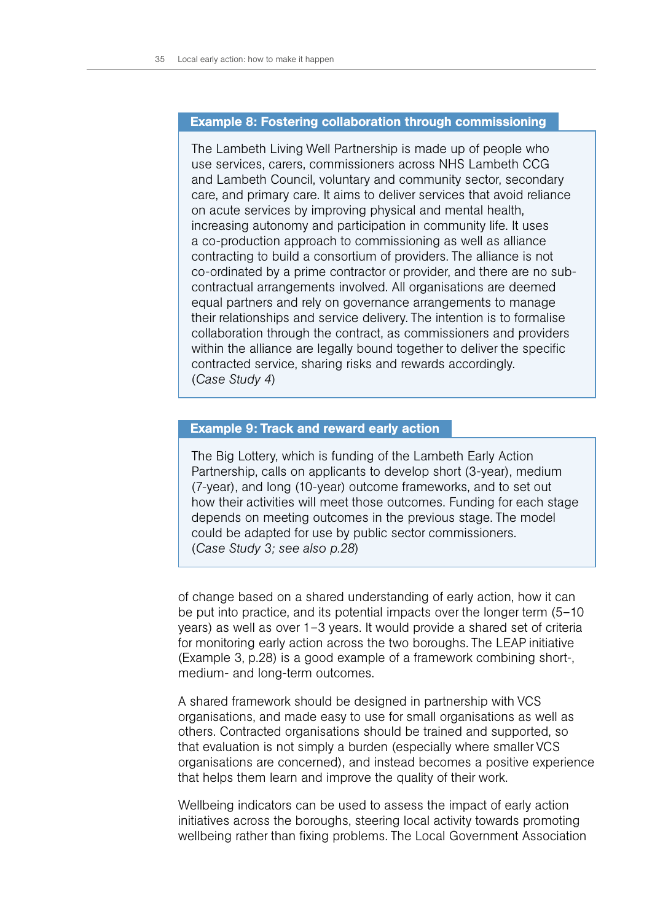**Example 8: Fostering collaboration through commissioning**

The Lambeth Living Well Partnership is made up of people who use services, carers, commissioners across NHS Lambeth CCG and Lambeth Council, voluntary and community sector, secondary care, and primary care. It aims to deliver services that avoid reliance on acute services by improving physical and mental health, increasing autonomy and participation in community life. It uses a co-production approach to commissioning as well as alliance contracting to build a consortium of providers. The alliance is not co-ordinated by a prime contractor or provider, and there are no sub-contractual arrangements involved. All organisations are deemed equal partners and rely on governance arrangements to manage their relationships and service delivery. The intention is to formalise collaboration through the contract, as commissioners and providers within the alliance are legally bound together to deliver the specific contracted service, sharing risks and rewards accordingly. (*Case Study 4*)

**Example 9: Track and reward early action**

The Big Lottery, which is funding of the Lambeth Early Action Partnership, calls on applicants to develop short (3-year), medium (7-year), and long (10-year) outcome frameworks, and to set out how their activities will meet those outcomes. Funding for each stage depends on meeting outcomes in the previous stage. The model could be adapted for use by public sector commissioners. (*Case Study 3; see also p.28*)

of change based on a shared understanding of early action, how it can be put into practice, and its potential impacts over the longer term (5–10 years) as well as over 1–3 years. It would provide a shared set of criteria for monitoring early action across the two boroughs. The LEAP initiative (Example 3, p.28) is a good example of a framework combining short-, medium- and long-term outcomes.

A shared framework should be designed in partnership with VCS organisations, and made easy to use for small organisations as well as others. Contracted organisations should be trained and supported, so that evaluation is not simply a burden (especially where smaller VCS organisations are concerned), and instead becomes a positive experience that helps them learn and improve the quality of their work.

Wellbeing indicators can be used to assess the impact of early action initiatives across the boroughs, steering local activity towards promoting wellbeing rather than fixing problems. The Local Government Association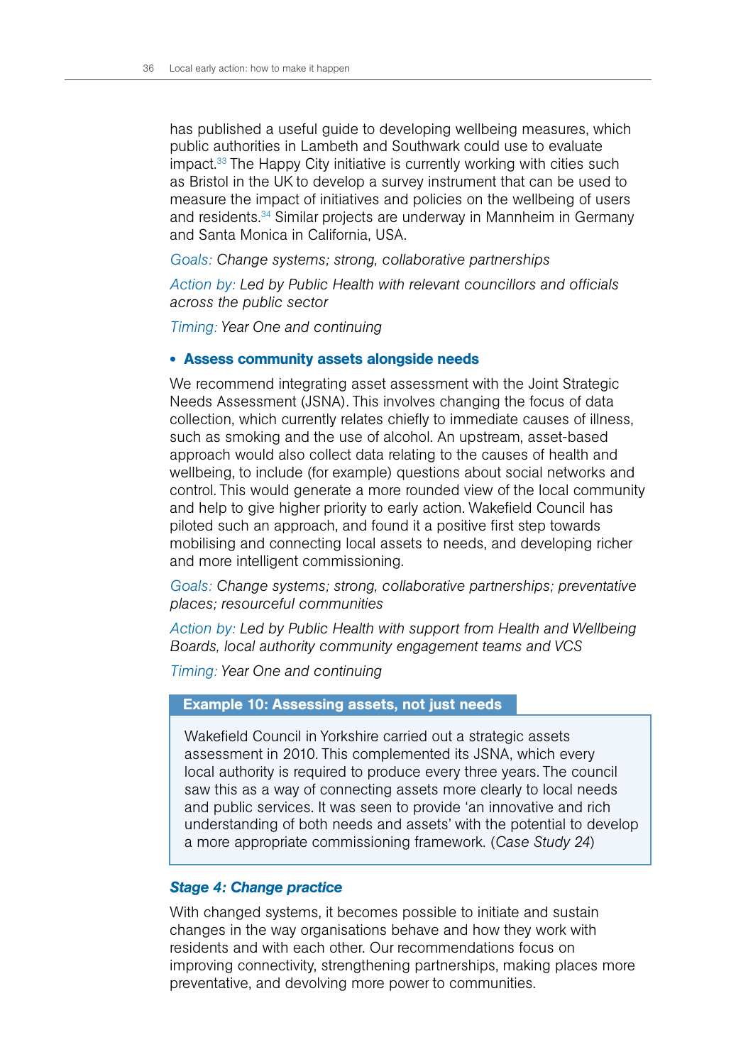has published a useful guide to developing wellbeing measures, which public authorities in Lambeth and Southwark could use to evaluate impact.[33] The Happy City initiative is currently working with cities such as Bristol in the UK to develop a survey instrument that can be used to measure the impact of initiatives and policies on the wellbeing of users and residents.[34] Similar projects are underway in Mannheim in Germany and Santa Monica in California, USA.

Goals: *Change systems; strong, collaborative partnerships*

Action by: *Led by Public Health with relevant councillors and officials across the public sector*

Timing: *Year One and continuing*

- **Assess community assets alongside needs**

We recommend integrating asset assessment with the Joint Strategic Needs Assessment (JSNA). This involves changing the focus of data collection, which currently relates chiefly to immediate causes of illness, such as smoking and the use of alcohol. An upstream, asset-based approach would also collect data relating to the causes of health and wellbeing, to include (for example) questions about social networks and control. This would generate a more rounded view of the local community and help to give higher priority to early action. Wakefield Council has piloted such an approach, and found it a positive first step towards mobilising and connecting local assets to needs, and developing richer and more intelligent commissioning.

Goals: *Change systems; strong, collaborative partnerships; preventative places; resourceful communities*

Action by: *Led by Public Health with support from Health and Wellbeing Boards, local authority community engagement teams and VCS*

Timing: *Year One and continuing*

**Example 10: Assessing assets, not just needs**

Wakefield Council in Yorkshire carried out a strategic assets assessment in 2010. This complemented its JSNA, which every local authority is required to produce every three years. The council saw this as a way of connecting assets more clearly to local needs and public services. It was seen to provide 'an innovative and rich understanding of both needs and assets' with the potential to develop a more appropriate commissioning framework. (*Case Study 24*)

### *Stage 4: Change practice*

With changed systems, it becomes possible to initiate and sustain changes in the way organisations behave and how they work with residents and with each other. Our recommendations focus on improving connectivity, strengthening partnerships, making places more preventative, and devolving more power to communities.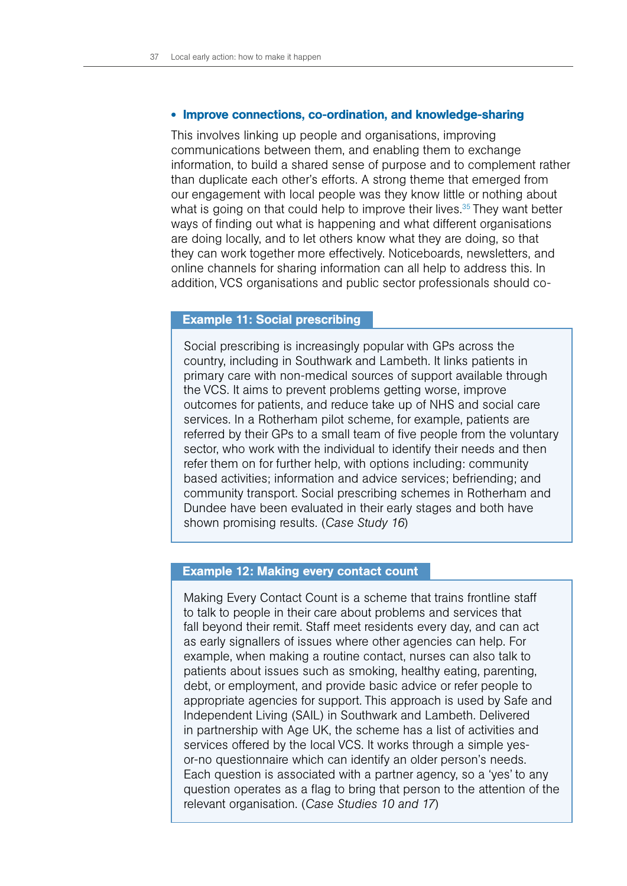- **Improve connections, co-ordination, and knowledge-sharing**

This involves linking up people and organisations, improving communications between them, and enabling them to exchange information, to build a shared sense of purpose and to complement rather than duplicate each other's efforts. A strong theme that emerged from our engagement with local people was they know little or nothing about what is going on that could help to improve their lives.[35] They want better ways of finding out what is happening and what different organisations are doing locally, and to let others know what they are doing, so that they can work together more effectively. Noticeboards, newsletters, and online channels for sharing information can all help to address this. In addition, VCS organisations and public sector professionals should co-

**Example 11: Social prescribing**

Social prescribing is increasingly popular with GPs across the country, including in Southwark and Lambeth. It links patients in primary care with non-medical sources of support available through the VCS. It aims to prevent problems getting worse, improve outcomes for patients, and reduce take up of NHS and social care services. In a Rotherham pilot scheme, for example, patients are referred by their GPs to a small team of five people from the voluntary sector, who work with the individual to identify their needs and then refer them on for further help, with options including: community based activities; information and advice services; befriending; and community transport. Social prescribing schemes in Rotherham and Dundee have been evaluated in their early stages and both have shown promising results. (*Case Study 16*)

**Example 12: Making every contact count**

Making Every Contact Count is a scheme that trains frontline staff to talk to people in their care about problems and services that fall beyond their remit. Staff meet residents every day, and can act as early signallers of issues where other agencies can help. For example, when making a routine contact, nurses can also talk to patients about issues such as smoking, healthy eating, parenting, debt, or employment, and provide basic advice or refer people to appropriate agencies for support. This approach is used by Safe and Independent Living (SAIL) in Southwark and Lambeth. Delivered in partnership with Age UK, the scheme has a list of activities and services offered by the local VCS. It works through a simple yes-or-no questionnaire which can identify an older person's needs. Each question is associated with a partner agency, so a 'yes' to any question operates as a flag to bring that person to the attention of the relevant organisation. (*Case Studies 10 and 17*)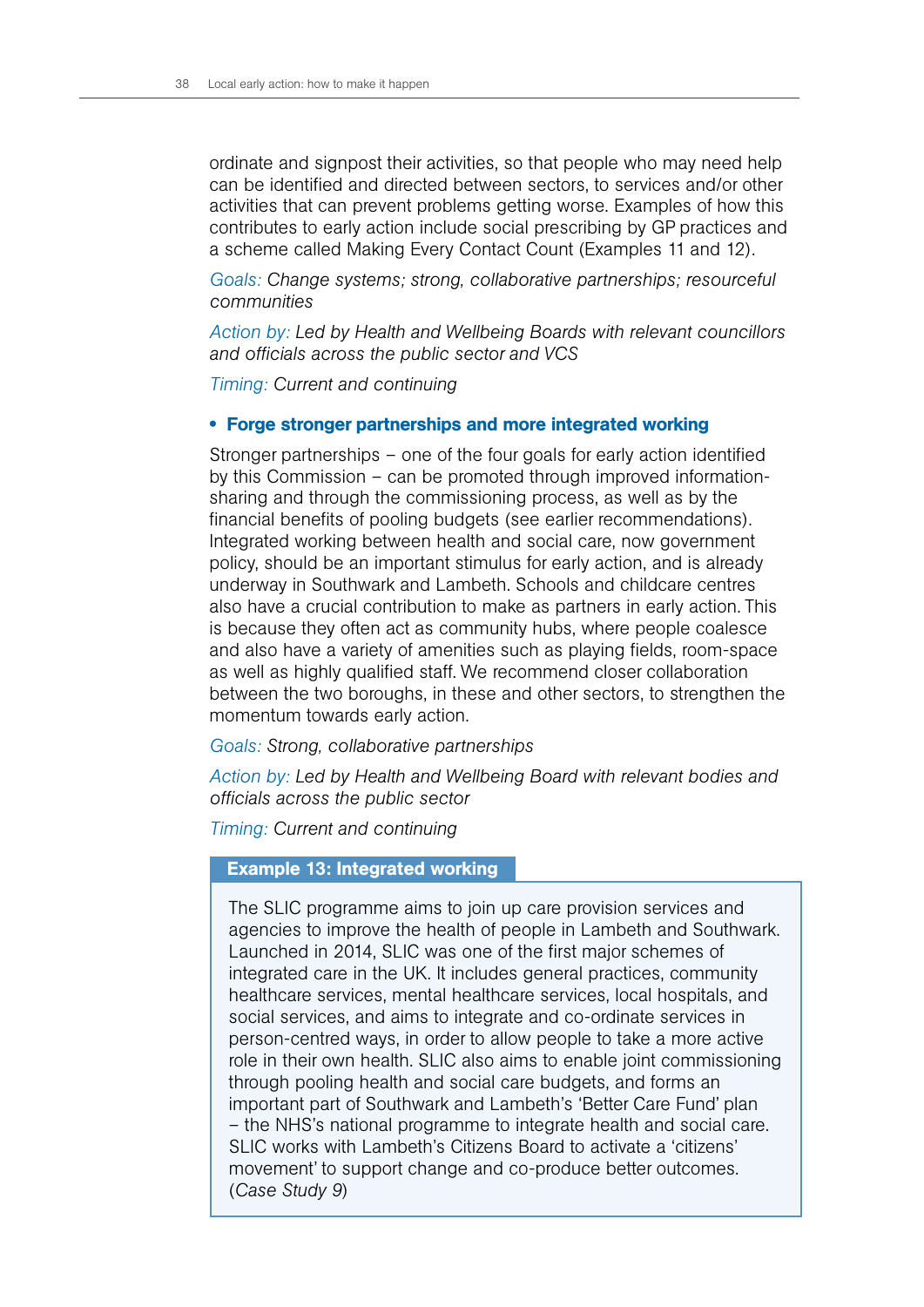ordinate and signpost their activities, so that people who may need help can be identified and directed between sectors, to services and/or other activities that can prevent problems getting worse. Examples of how this contributes to early action include social prescribing by GP practices and a scheme called Making Every Contact Count (Examples 11 and 12).

Goals: *Change systems; strong, collaborative partnerships; resourceful communities*

Action by: *Led by Health and Wellbeing Boards with relevant councillors and officials across the public sector and VCS*

Timing: *Current and continuing*

- **Forge stronger partnerships and more integrated working**

Stronger partnerships – one of the four goals for early action identified by this Commission – can be promoted through improved information-sharing and through the commissioning process, as well as by the financial benefits of pooling budgets (see earlier recommendations). Integrated working between health and social care, now government policy, should be an important stimulus for early action, and is already underway in Southwark and Lambeth. Schools and childcare centres also have a crucial contribution to make as partners in early action. This is because they often act as community hubs, where people coalesce and also have a variety of amenities such as playing fields, room-space as well as highly qualified staff. We recommend closer collaboration between the two boroughs, in these and other sectors, to strengthen the momentum towards early action.

Goals: *Strong, collaborative partnerships*

Action by: *Led by Health and Wellbeing Board with relevant bodies and officials across the public sector*

Timing: *Current and continuing*

**Example 13: Integrated working**

The SLIC programme aims to join up care provision services and agencies to improve the health of people in Lambeth and Southwark. Launched in 2014, SLIC was one of the first major schemes of integrated care in the UK. It includes general practices, community healthcare services, mental healthcare services, local hospitals, and social services, and aims to integrate and co-ordinate services in person-centred ways, in order to allow people to take a more active role in their own health. SLIC also aims to enable joint commissioning through pooling health and social care budgets, and forms an important part of Southwark and Lambeth's 'Better Care Fund' plan – the NHS's national programme to integrate health and social care. SLIC works with Lambeth's Citizens Board to activate a 'citizens' movement' to support change and co-produce better outcomes. (*Case Study 9*)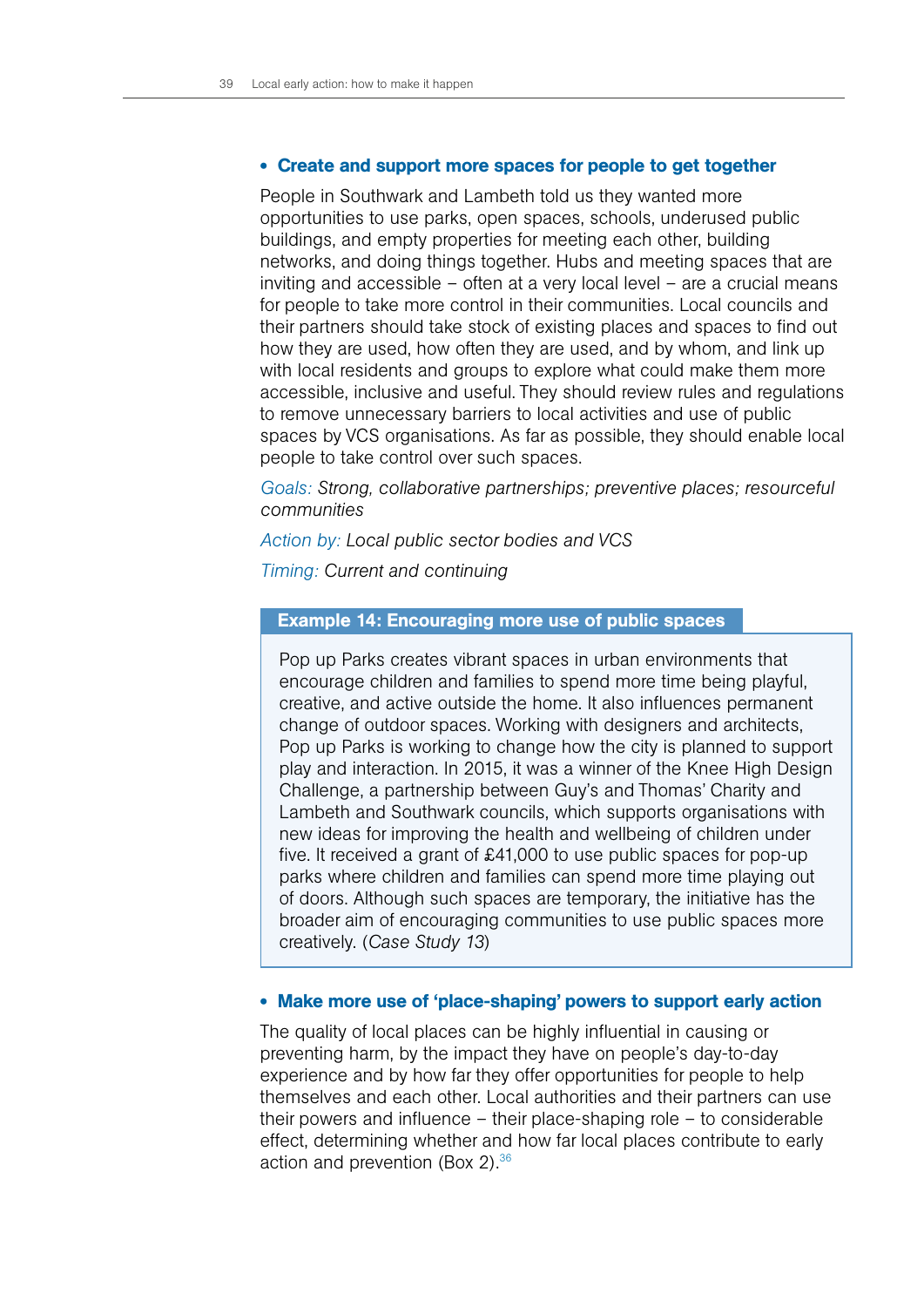- **Create and support more spaces for people to get together**

People in Southwark and Lambeth told us they wanted more opportunities to use parks, open spaces, schools, underused public buildings, and empty properties for meeting each other, building networks, and doing things together. Hubs and meeting spaces that are inviting and accessible – often at a very local level – are a crucial means for people to take more control in their communities. Local councils and their partners should take stock of existing places and spaces to find out how they are used, how often they are used, and by whom, and link up with local residents and groups to explore what could make them more accessible, inclusive and useful. They should review rules and regulations to remove unnecessary barriers to local activities and use of public spaces by VCS organisations. As far as possible, they should enable local people to take control over such spaces.

Goals: *Strong, collaborative partnerships; preventive places; resourceful communities*

Action by: *Local public sector bodies and VCS*

Timing: *Current and continuing*

**Example 14: Encouraging more use of public spaces**

Pop up Parks creates vibrant spaces in urban environments that encourage children and families to spend more time being playful, creative, and active outside the home. It also influences permanent change of outdoor spaces. Working with designers and architects, Pop up Parks is working to change how the city is planned to support play and interaction. In 2015, it was a winner of the Knee High Design Challenge, a partnership between Guy's and Thomas' Charity and Lambeth and Southwark councils, which supports organisations with new ideas for improving the health and wellbeing of children under five. It received a grant of £41,000 to use public spaces for pop-up parks where children and families can spend more time playing out of doors. Although such spaces are temporary, the initiative has the broader aim of encouraging communities to use public spaces more creatively. (*Case Study 13*)

- **Make more use of 'place-shaping' powers to support early action**

The quality of local places can be highly influential in causing or preventing harm, by the impact they have on people's day-to-day experience and by how far they offer opportunities for people to help themselves and each other. Local authorities and their partners can use their powers and influence – their place-shaping role – to considerable effect, determining whether and how far local places contribute to early action and prevention (Box 2).[36]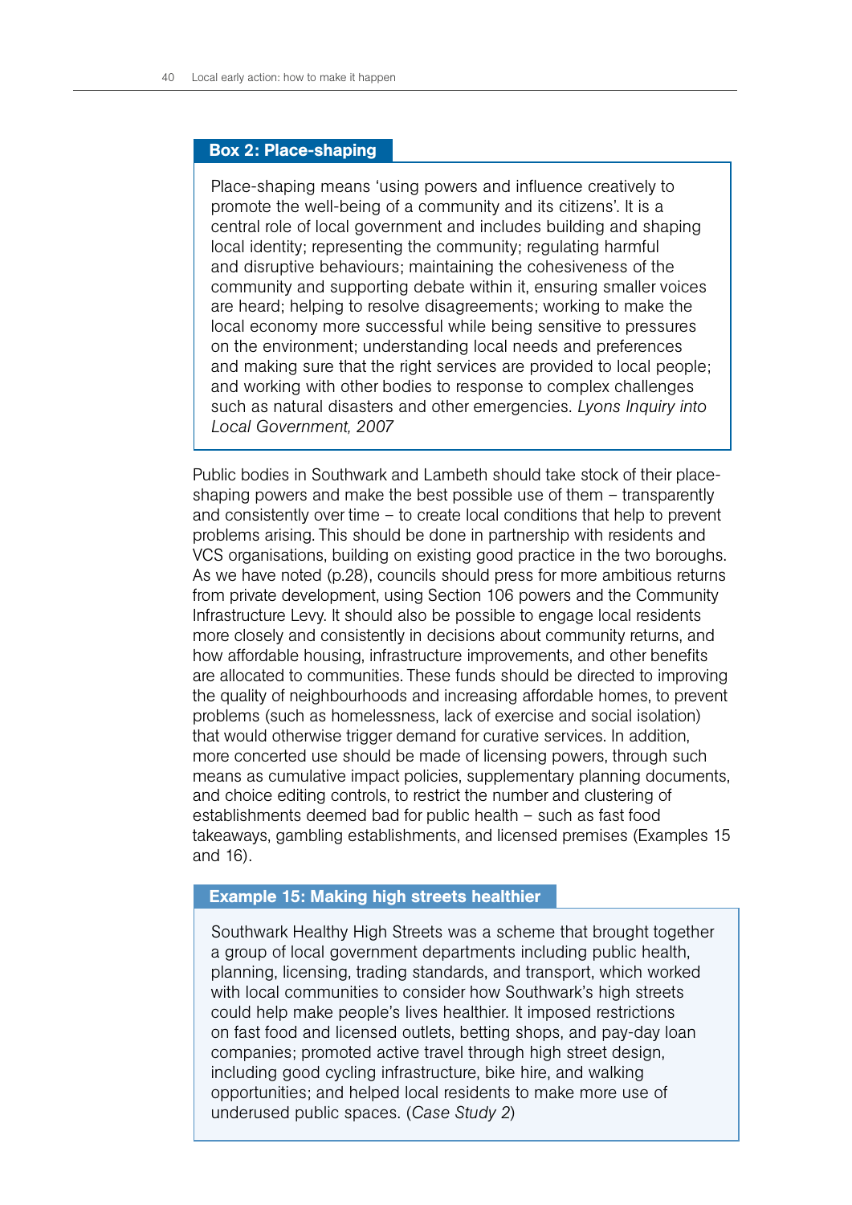**Box 2: Place-shaping**

Place-shaping means 'using powers and influence creatively to promote the well-being of a community and its citizens'. It is a central role of local government and includes building and shaping local identity; representing the community; regulating harmful and disruptive behaviours; maintaining the cohesiveness of the community and supporting debate within it, ensuring smaller voices are heard; helping to resolve disagreements; working to make the local economy more successful while being sensitive to pressures on the environment; understanding local needs and preferences and making sure that the right services are provided to local people; and working with other bodies to response to complex challenges such as natural disasters and other emergencies. *Lyons Inquiry into Local Government, 2007*

Public bodies in Southwark and Lambeth should take stock of their place-shaping powers and make the best possible use of them – transparently and consistently over time – to create local conditions that help to prevent problems arising. This should be done in partnership with residents and VCS organisations, building on existing good practice in the two boroughs. As we have noted (p.28), councils should press for more ambitious returns from private development, using Section 106 powers and the Community Infrastructure Levy. It should also be possible to engage local residents more closely and consistently in decisions about community returns, and how affordable housing, infrastructure improvements, and other benefits are allocated to communities. These funds should be directed to improving the quality of neighbourhoods and increasing affordable homes, to prevent problems (such as homelessness, lack of exercise and social isolation) that would otherwise trigger demand for curative services. In addition, more concerted use should be made of licensing powers, through such means as cumulative impact policies, supplementary planning documents, and choice editing controls, to restrict the number and clustering of establishments deemed bad for public health – such as fast food takeaways, gambling establishments, and licensed premises (Examples 15 and 16).

**Example 15: Making high streets healthier**

Southwark Healthy High Streets was a scheme that brought together a group of local government departments including public health, planning, licensing, trading standards, and transport, which worked with local communities to consider how Southwark's high streets could help make people's lives healthier. It imposed restrictions on fast food and licensed outlets, betting shops, and pay-day loan companies; promoted active travel through high street design, including good cycling infrastructure, bike hire, and walking opportunities; and helped local residents to make more use of underused public spaces. (*Case Study 2*)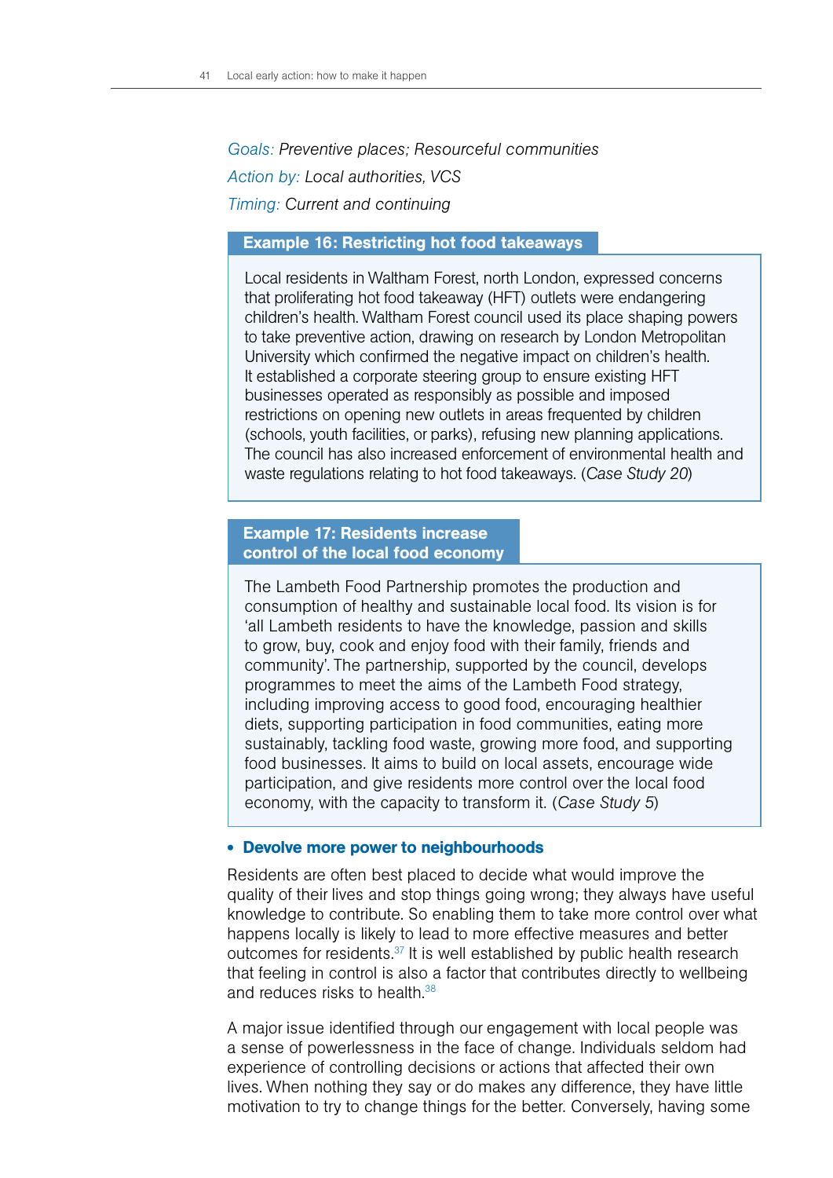*Goals:* *Preventive places; Resourceful communities*

*Action by:* *Local authorities, VCS*

*Timing:* *Current and continuing*

**Example 16: Restricting hot food takeaways**

Local residents in Waltham Forest, north London, expressed concerns that proliferating hot food takeaway (HFT) outlets were endangering children's health. Waltham Forest council used its place shaping powers to take preventive action, drawing on research by London Metropolitan University which confirmed the negative impact on children's health. It established a corporate steering group to ensure existing HFT businesses operated as responsibly as possible and imposed restrictions on opening new outlets in areas frequented by children (schools, youth facilities, or parks), refusing new planning applications. The council has also increased enforcement of environmental health and waste regulations relating to hot food takeaways. (*Case Study 20*)

**Example 17: Residents increase control of the local food economy**

The Lambeth Food Partnership promotes the production and consumption of healthy and sustainable local food. Its vision is for 'all Lambeth residents to have the knowledge, passion and skills to grow, buy, cook and enjoy food with their family, friends and community'. The partnership, supported by the council, develops programmes to meet the aims of the Lambeth Food strategy, including improving access to good food, encouraging healthier diets, supporting participation in food communities, eating more sustainably, tackling food waste, growing more food, and supporting food businesses. It aims to build on local assets, encourage wide participation, and give residents more control over the local food economy, with the capacity to transform it. (*Case Study 5*)

- **Devolve more power to neighbourhoods**

Residents are often best placed to decide what would improve the quality of their lives and stop things going wrong; they always have useful knowledge to contribute. So enabling them to take more control over what happens locally is likely to lead to more effective measures and better outcomes for residents.[37] It is well established by public health research that feeling in control is also a factor that contributes directly to wellbeing and reduces risks to health.[38]

A major issue identified through our engagement with local people was a sense of powerlessness in the face of change. Individuals seldom had experience of controlling decisions or actions that affected their own lives. When nothing they say or do makes any difference, they have little motivation to try to change things for the better. Conversely, having some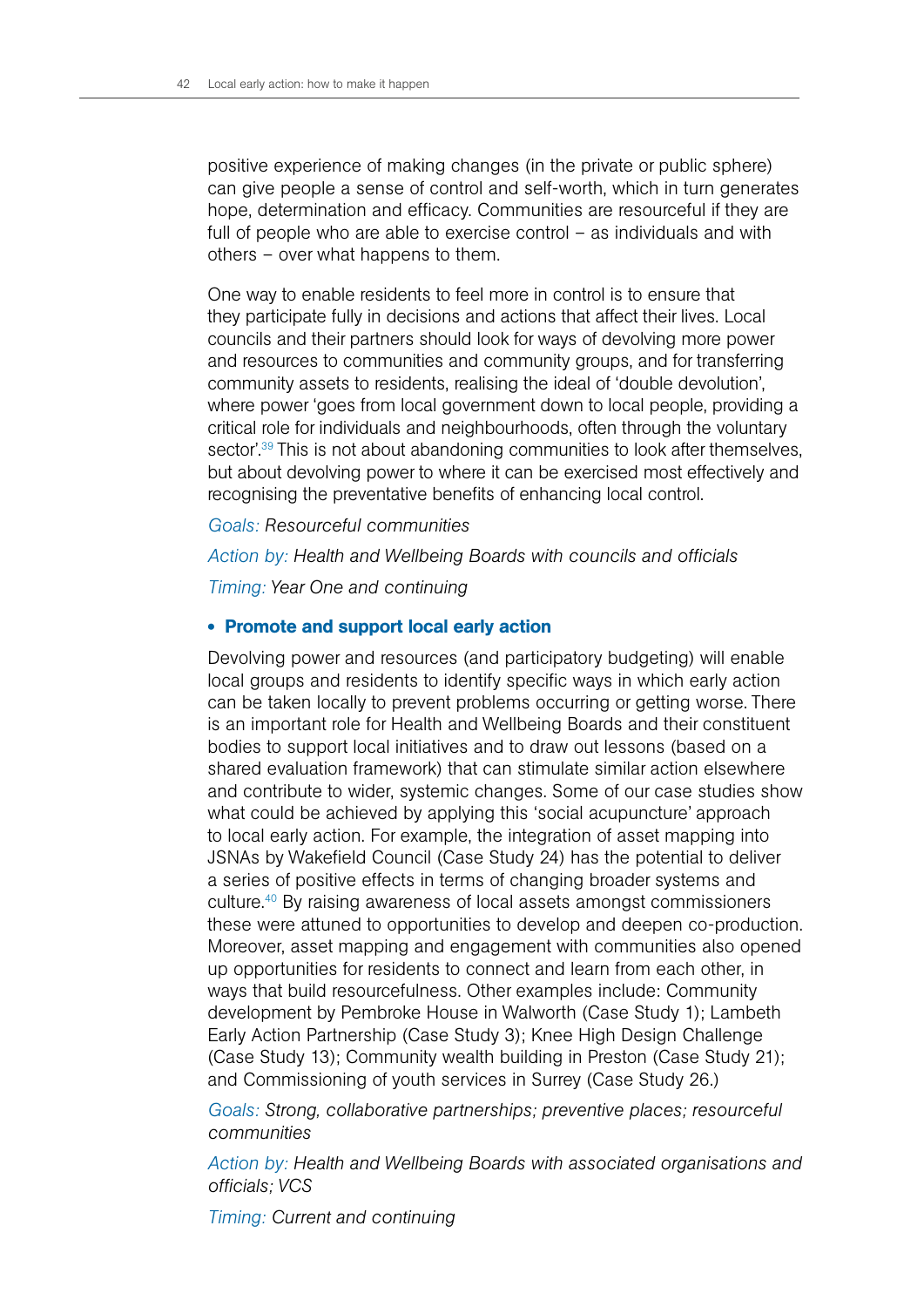positive experience of making changes (in the private or public sphere) can give people a sense of control and self-worth, which in turn generates hope, determination and efficacy. Communities are resourceful if they are full of people who are able to exercise control – as individuals and with others – over what happens to them.

One way to enable residents to feel more in control is to ensure that they participate fully in decisions and actions that affect their lives. Local councils and their partners should look for ways of devolving more power and resources to communities and community groups, and for transferring community assets to residents, realising the ideal of 'double devolution', where power 'goes from local government down to local people, providing a critical role for individuals and neighbourhoods, often through the voluntary sector'.[39] This is not about abandoning communities to look after themselves, but about devolving power to where it can be exercised most effectively and recognising the preventative benefits of enhancing local control.

*Goals: Resourceful communities*

*Action by: Health and Wellbeing Boards with councils and officials*

*Timing: Year One and continuing*

- **Promote and support local early action**

Devolving power and resources (and participatory budgeting) will enable local groups and residents to identify specific ways in which early action can be taken locally to prevent problems occurring or getting worse. There is an important role for Health and Wellbeing Boards and their constituent bodies to support local initiatives and to draw out lessons (based on a shared evaluation framework) that can stimulate similar action elsewhere and contribute to wider, systemic changes. Some of our case studies show what could be achieved by applying this 'social acupuncture' approach to local early action. For example, the integration of asset mapping into JSNAs by Wakefield Council (Case Study 24) has the potential to deliver a series of positive effects in terms of changing broader systems and culture.[40] By raising awareness of local assets amongst commissioners these were attuned to opportunities to develop and deepen co-production. Moreover, asset mapping and engagement with communities also opened up opportunities for residents to connect and learn from each other, in ways that build resourcefulness. Other examples include: Community development by Pembroke House in Walworth (Case Study 1); Lambeth Early Action Partnership (Case Study 3); Knee High Design Challenge (Case Study 13); Community wealth building in Preston (Case Study 21); and Commissioning of youth services in Surrey (Case Study 26.)

*Goals: Strong, collaborative partnerships; preventive places; resourceful communities*

*Action by: Health and Wellbeing Boards with associated organisations and officials; VCS*

*Timing: Current and continuing*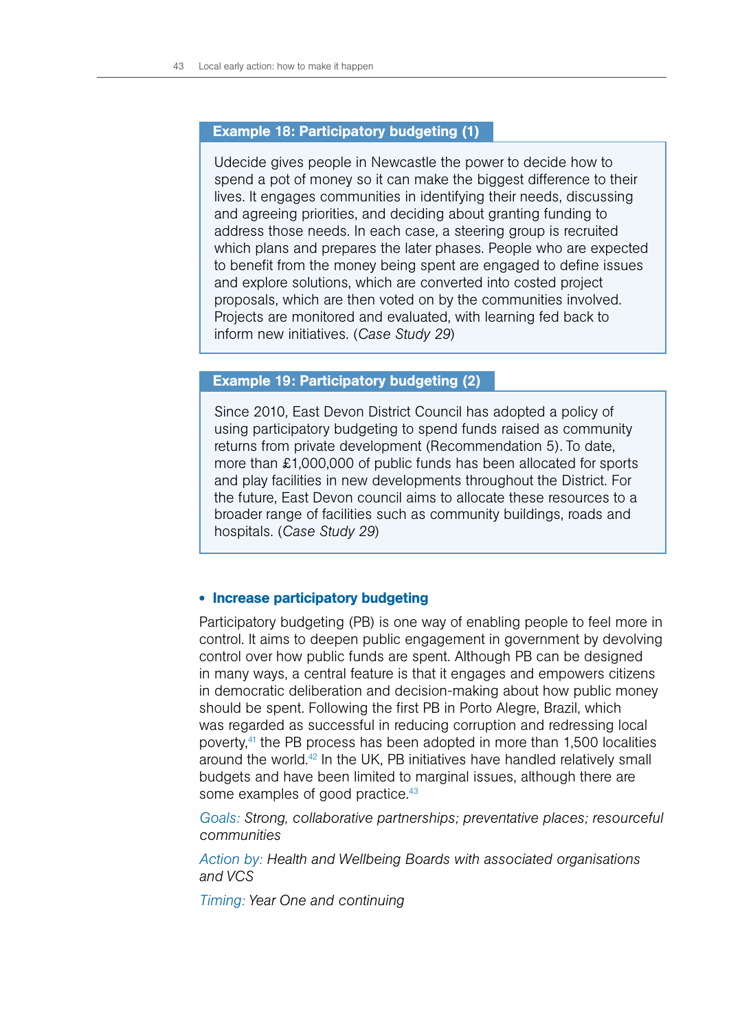### Example 18: Participatory budgeting (1)

Udecide gives people in Newcastle the power to decide how to spend a pot of money so it can make the biggest difference to their lives. It engages communities in identifying their needs, discussing and agreeing priorities, and deciding about granting funding to address those needs. In each case, a steering group is recruited which plans and prepares the later phases. People who are expected to benefit from the money being spent are engaged to define issues and explore solutions, which are converted into costed project proposals, which are then voted on by the communities involved. Projects are monitored and evaluated, with learning fed back to inform new initiatives. (*Case Study 29*)

### Example 19: Participatory budgeting (2)

Since 2010, East Devon District Council has adopted a policy of using participatory budgeting to spend funds raised as community returns from private development (Recommendation 5). To date, more than £1,000,000 of public funds has been allocated for sports and play facilities in new developments throughout the District. For the future, East Devon council aims to allocate these resources to a broader range of facilities such as community buildings, roads and hospitals. (*Case Study 29*)

- **Increase participatory budgeting**

Participatory budgeting (PB) is one way of enabling people to feel more in control. It aims to deepen public engagement in government by devolving control over how public funds are spent. Although PB can be designed in many ways, a central feature is that it engages and empowers citizens in democratic deliberation and decision-making about how public money should be spent. Following the first PB in Porto Alegre, Brazil, which was regarded as successful in reducing corruption and redressing local poverty,[41] the PB process has been adopted in more than 1,500 localities around the world.[42] In the UK, PB initiatives have handled relatively small budgets and have been limited to marginal issues, although there are some examples of good practice.[43]

Goals: *Strong, collaborative partnerships; preventative places; resourceful communities*

Action by: *Health and Wellbeing Boards with associated organisations and VCS*

Timing: *Year One and continuing*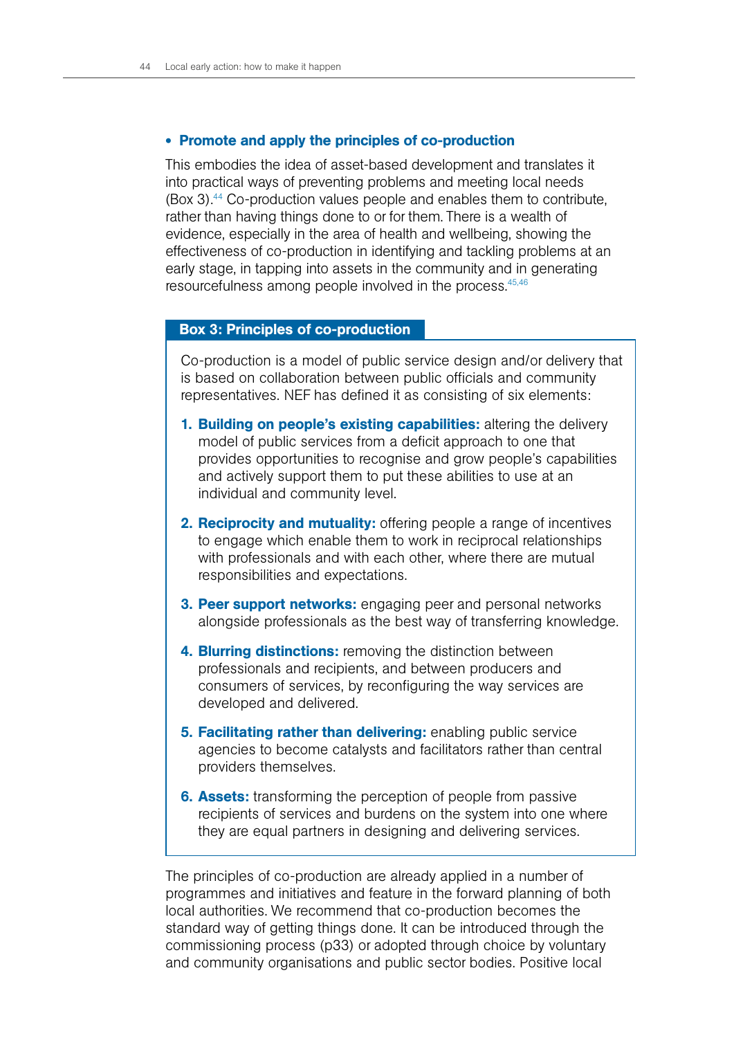- **Promote and apply the principles of co-production**

This embodies the idea of asset-based development and translates it into practical ways of preventing problems and meeting local needs (Box 3).[44] Co-production values people and enables them to contribute, rather than having things done to or for them. There is a wealth of evidence, especially in the area of health and wellbeing, showing the effectiveness of co-production in identifying and tackling problems at an early stage, in tapping into assets in the community and in generating resourcefulness among people involved in the process.[45,46]

**Box 3: Principles of co-production**

Co-production is a model of public service design and/or delivery that is based on collaboration between public officials and community representatives. NEF has defined it as consisting of six elements:

1. **Building on people's existing capabilities:** altering the delivery model of public services from a deficit approach to one that provides opportunities to recognise and grow people's capabilities and actively support them to put these abilities to use at an individual and community level.
2. **Reciprocity and mutuality:** offering people a range of incentives to engage which enable them to work in reciprocal relationships with professionals and with each other, where there are mutual responsibilities and expectations.
3. **Peer support networks:** engaging peer and personal networks alongside professionals as the best way of transferring knowledge.
4. **Blurring distinctions:** removing the distinction between professionals and recipients, and between producers and consumers of services, by reconfiguring the way services are developed and delivered.
5. **Facilitating rather than delivering:** enabling public service agencies to become catalysts and facilitators rather than central providers themselves.
6. **Assets:** transforming the perception of people from passive recipients of services and burdens on the system into one where they are equal partners in designing and delivering services.

The principles of co-production are already applied in a number of programmes and initiatives and feature in the forward planning of both local authorities. We recommend that co-production becomes the standard way of getting things done. It can be introduced through the commissioning process (p33) or adopted through choice by voluntary and community organisations and public sector bodies. Positive local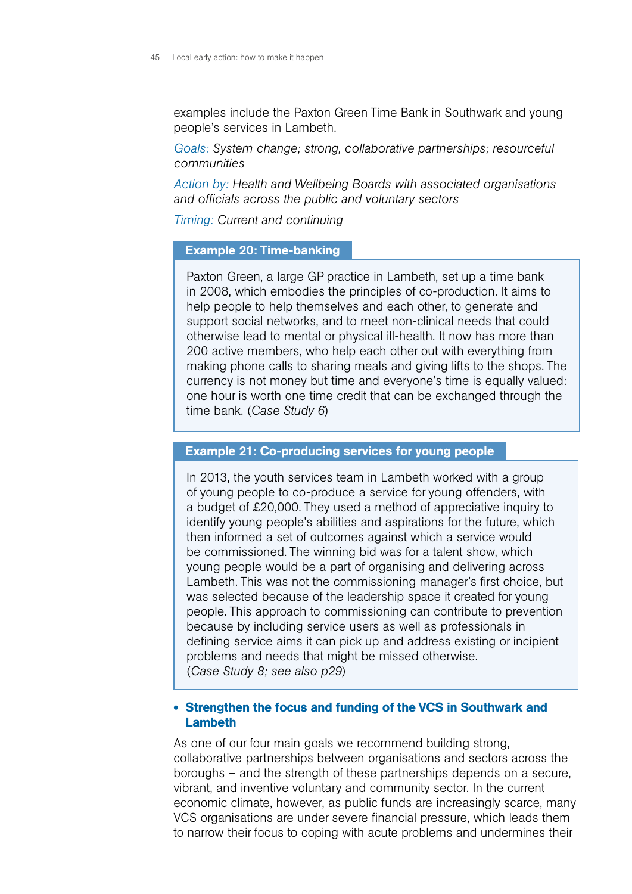examples include the Paxton Green Time Bank in Southwark and young people's services in Lambeth.

Goals: *System change; strong, collaborative partnerships; resourceful communities*

Action by: *Health and Wellbeing Boards with associated organisations and officials across the public and voluntary sectors*

Timing: *Current and continuing*

**Example 20: Time-banking**

Paxton Green, a large GP practice in Lambeth, set up a time bank in 2008, which embodies the principles of co-production. It aims to help people to help themselves and each other, to generate and support social networks, and to meet non-clinical needs that could otherwise lead to mental or physical ill-health. It now has more than 200 active members, who help each other out with everything from making phone calls to sharing meals and giving lifts to the shops. The currency is not money but time and everyone's time is equally valued: one hour is worth one time credit that can be exchanged through the time bank. (*Case Study 6*)

**Example 21: Co-producing services for young people**

In 2013, the youth services team in Lambeth worked with a group of young people to co-produce a service for young offenders, with a budget of £20,000. They used a method of appreciative inquiry to identify young people's abilities and aspirations for the future, which then informed a set of outcomes against which a service would be commissioned. The winning bid was for a talent show, which young people would be a part of organising and delivering across Lambeth. This was not the commissioning manager's first choice, but was selected because of the leadership space it created for young people. This approach to commissioning can contribute to prevention because by including service users as well as professionals in defining service aims it can pick up and address existing or incipient problems and needs that might be missed otherwise. (*Case Study 8; see also p29*)

- **Strengthen the focus and funding of the VCS in Southwark and Lambeth**

As one of our four main goals we recommend building strong, collaborative partnerships between organisations and sectors across the boroughs – and the strength of these partnerships depends on a secure, vibrant, and inventive voluntary and community sector. In the current economic climate, however, as public funds are increasingly scarce, many VCS organisations are under severe financial pressure, which leads them to narrow their focus to coping with acute problems and undermines their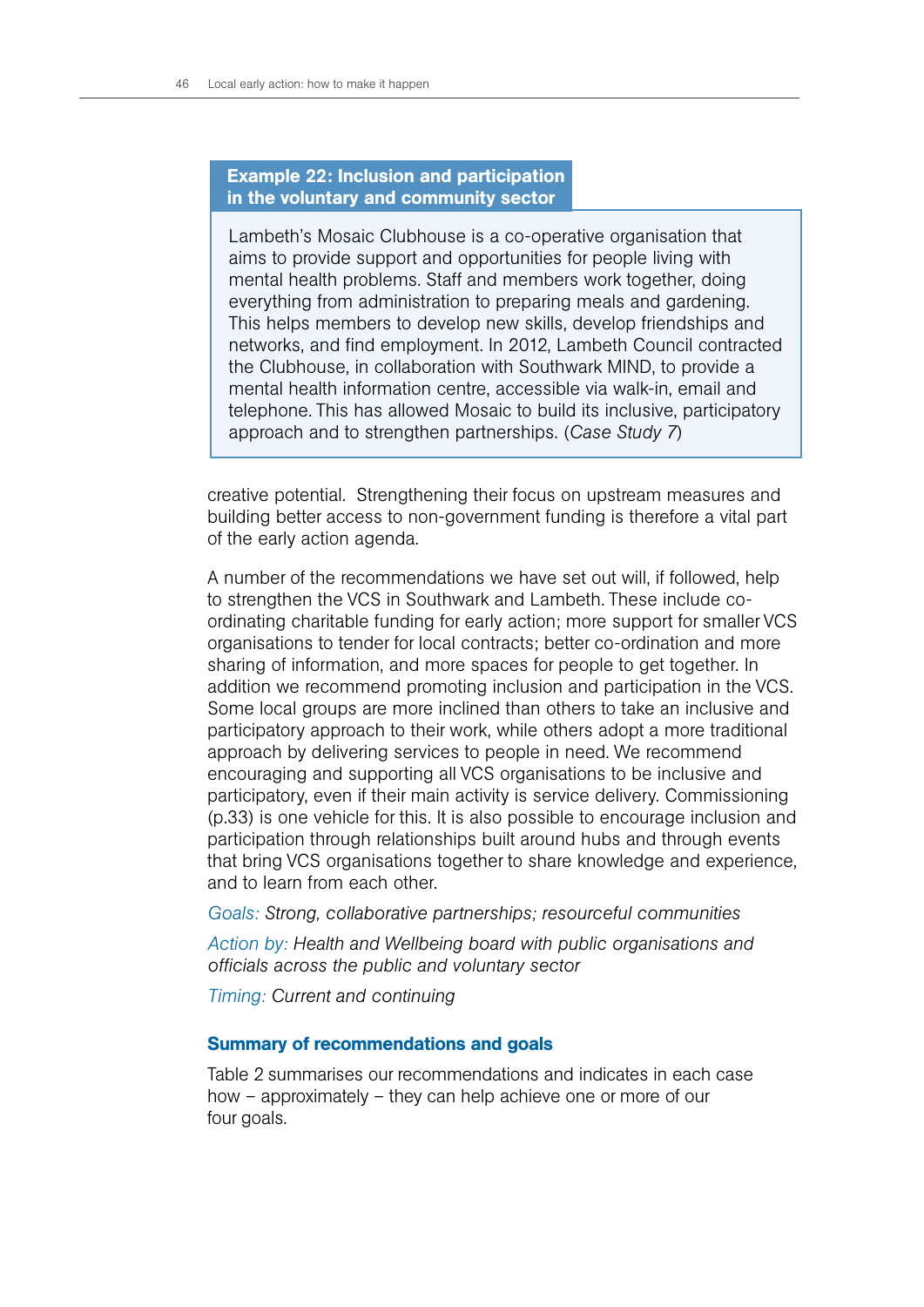**Example 22: Inclusion and participation in the voluntary and community sector**

Lambeth's Mosaic Clubhouse is a co-operative organisation that aims to provide support and opportunities for people living with mental health problems. Staff and members work together, doing everything from administration to preparing meals and gardening. This helps members to develop new skills, develop friendships and networks, and find employment. In 2012, Lambeth Council contracted the Clubhouse, in collaboration with Southwark MIND, to provide a mental health information centre, accessible via walk-in, email and telephone. This has allowed Mosaic to build its inclusive, participatory approach and to strengthen partnerships. (*Case Study 7*)

creative potential. Strengthening their focus on upstream measures and building better access to non-government funding is therefore a vital part of the early action agenda.

A number of the recommendations we have set out will, if followed, help to strengthen the VCS in Southwark and Lambeth. These include co-ordinating charitable funding for early action; more support for smaller VCS organisations to tender for local contracts; better co-ordination and more sharing of information, and more spaces for people to get together. In addition we recommend promoting inclusion and participation in the VCS. Some local groups are more inclined than others to take an inclusive and participatory approach to their work, while others adopt a more traditional approach by delivering services to people in need. We recommend encouraging and supporting all VCS organisations to be inclusive and participatory, even if their main activity is service delivery. Commissioning (p.33) is one vehicle for this. It is also possible to encourage inclusion and participation through relationships built around hubs and through events that bring VCS organisations together to share knowledge and experience, and to learn from each other.

*Goals: Strong, collaborative partnerships; resourceful communities*

*Action by: Health and Wellbeing board with public organisations and officials across the public and voluntary sector*

*Timing: Current and continuing*

### Summary of recommendations and goals

Table 2 summarises our recommendations and indicates in each case how – approximately – they can help achieve one or more of our four goals.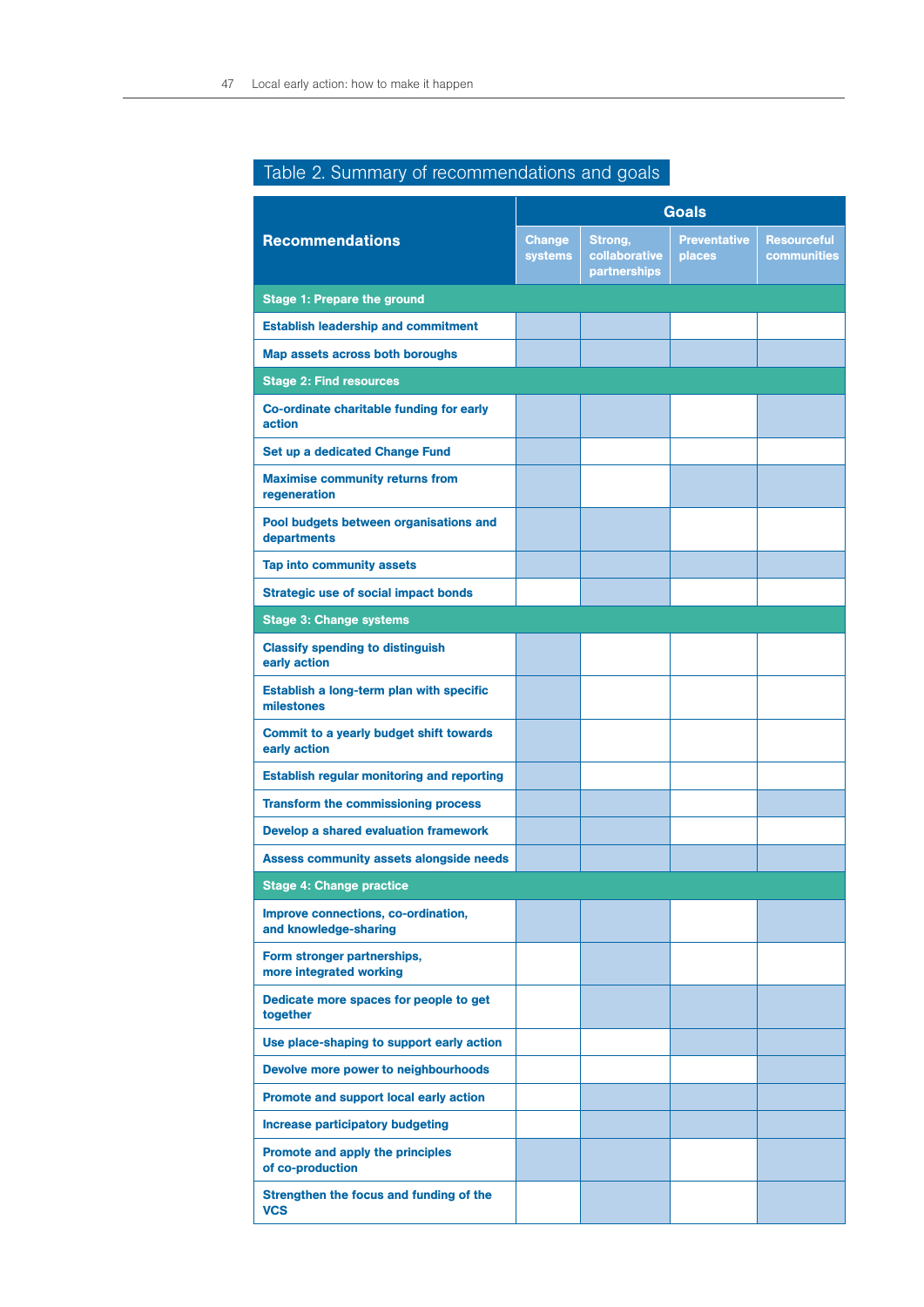## Table 2. Summary of recommendations and goals

| Recommendations | Goals | | | |
|---|---|---|---|---|
| | Change systems | Strong, collaborative partnerships | Preventative places | Resourceful communities |
| **Stage 1: Prepare the ground** | | | | |
| Establish leadership and commitment | ✓ | ✓ | | |
| Map assets across both boroughs | ✓ | ✓ | ✓ | ✓ |
| **Stage 2: Find resources** | | | | |
| Co-ordinate charitable funding for early action | ✓ | ✓ | | ✓ |
| Set up a dedicated Change Fund | ✓ | | | |
| Maximise community returns from regeneration | ✓ | | ✓ | ✓ |
| Pool budgets between organisations and departments | ✓ | ✓ | | |
| Tap into community assets | ✓ | ✓ | ✓ | ✓ |
| Strategic use of social impact bonds | | ✓ | | |
| **Stage 3: Change systems** | | | | |
| Classify spending to distinguish early action | ✓ | | | |
| Establish a long-term plan with specific milestones | ✓ | | | |
| Commit to a yearly budget shift towards early action | ✓ | | | |
| Establish regular monitoring and reporting | ✓ | | | |
| Transform the commissioning process | ✓ | ✓ | | ✓ |
| Develop a shared evaluation framework | ✓ | ✓ | | |
| Assess community assets alongside needs | ✓ | ✓ | ✓ | ✓ |
| **Stage 4: Change practice** | | | | |
| Improve connections, co-ordination, and knowledge-sharing | ✓ | ✓ | | ✓ |
| Form stronger partnerships, more integrated working | | ✓ | | |
| Dedicate more spaces for people to get together | | ✓ | ✓ | ✓ |
| Use place-shaping to support early action | | | ✓ | ✓ |
| Devolve more power to neighbourhoods | | | | ✓ |
| Promote and support local early action | | ✓ | ✓ | ✓ |
| Increase participatory budgeting | | ✓ | ✓ | ✓ |
| Promote and apply the principles of co-production | ✓ | ✓ | | ✓ |
| Strengthen the focus and funding of the VCS | | ✓ | | ✓ |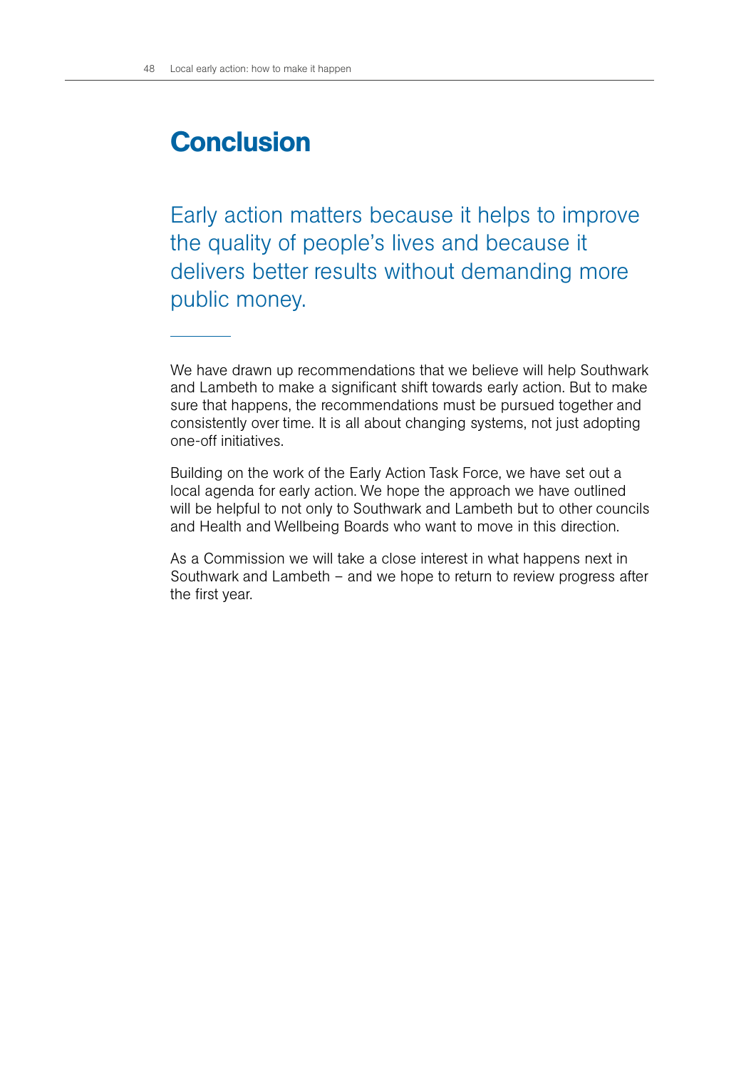# Conclusion

Early action matters because it helps to improve the quality of people's lives and because it delivers better results without demanding more public money.

---

We have drawn up recommendations that we believe will help Southwark and Lambeth to make a significant shift towards early action. But to make sure that happens, the recommendations must be pursued together and consistently over time. It is all about changing systems, not just adopting one-off initiatives.

Building on the work of the Early Action Task Force, we have set out a local agenda for early action. We hope the approach we have outlined will be helpful to not only to Southwark and Lambeth but to other councils and Health and Wellbeing Boards who want to move in this direction.

As a Commission we will take a close interest in what happens next in Southwark and Lambeth – and we hope to return to review progress after the first year.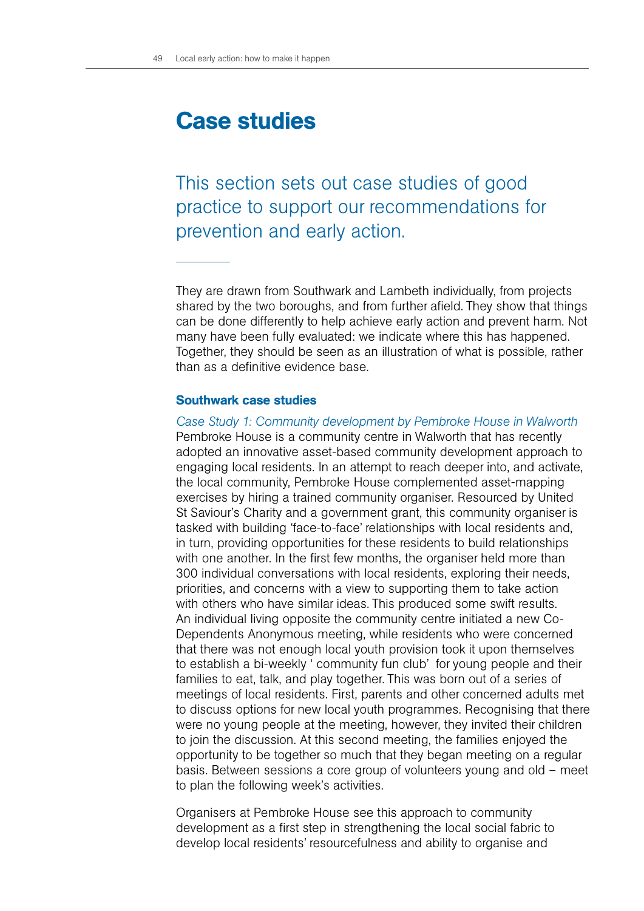# Case studies

## This section sets out case studies of good practice to support our recommendations for prevention and early action.

They are drawn from Southwark and Lambeth individually, from projects shared by the two boroughs, and from further afield. They show that things can be done differently to help achieve early action and prevent harm. Not many have been fully evaluated: we indicate where this has happened. Together, they should be seen as an illustration of what is possible, rather than as a definitive evidence base.

### Southwark case studies

*Case Study 1: Community development by Pembroke House in Walworth*

Pembroke House is a community centre in Walworth that has recently adopted an innovative asset-based community development approach to engaging local residents. In an attempt to reach deeper into, and activate, the local community, Pembroke House complemented asset-mapping exercises by hiring a trained community organiser. Resourced by United St Saviour's Charity and a government grant, this community organiser is tasked with building 'face-to-face' relationships with local residents and, in turn, providing opportunities for these residents to build relationships with one another. In the first few months, the organiser held more than 300 individual conversations with local residents, exploring their needs, priorities, and concerns with a view to supporting them to take action with others who have similar ideas. This produced some swift results. An individual living opposite the community centre initiated a new Co-Dependents Anonymous meeting, while residents who were concerned that there was not enough local youth provision took it upon themselves to establish a bi-weekly ' community fun club' for young people and their families to eat, talk, and play together. This was born out of a series of meetings of local residents. First, parents and other concerned adults met to discuss options for new local youth programmes. Recognising that there were no young people at the meeting, however, they invited their children to join the discussion. At this second meeting, the families enjoyed the opportunity to be together so much that they began meeting on a regular basis. Between sessions a core group of volunteers young and old – meet to plan the following week's activities.

Organisers at Pembroke House see this approach to community development as a first step in strengthening the local social fabric to develop local residents' resourcefulness and ability to organise and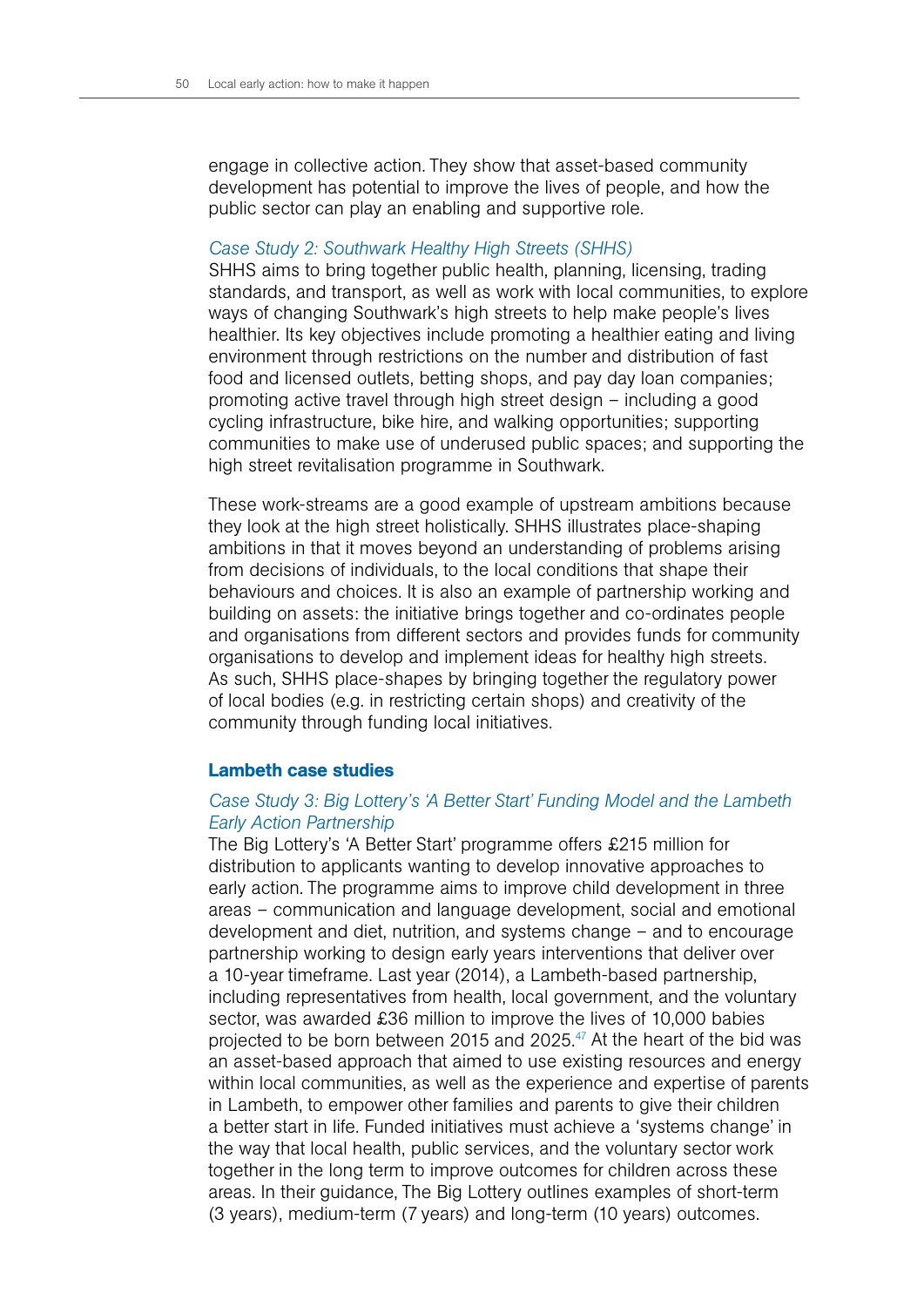engage in collective action. They show that asset-based community development has potential to improve the lives of people, and how the public sector can play an enabling and supportive role.

*Case Study 2: Southwark Healthy High Streets (SHHS)*

SHHS aims to bring together public health, planning, licensing, trading standards, and transport, as well as work with local communities, to explore ways of changing Southwark's high streets to help make people's lives healthier. Its key objectives include promoting a healthier eating and living environment through restrictions on the number and distribution of fast food and licensed outlets, betting shops, and pay day loan companies; promoting active travel through high street design – including a good cycling infrastructure, bike hire, and walking opportunities; supporting communities to make use of underused public spaces; and supporting the high street revitalisation programme in Southwark.

These work-streams are a good example of upstream ambitions because they look at the high street holistically. SHHS illustrates place-shaping ambitions in that it moves beyond an understanding of problems arising from decisions of individuals, to the local conditions that shape their behaviours and choices. It is also an example of partnership working and building on assets: the initiative brings together and co-ordinates people and organisations from different sectors and provides funds for community organisations to develop and implement ideas for healthy high streets. As such, SHHS place-shapes by bringing together the regulatory power of local bodies (e.g. in restricting certain shops) and creativity of the community through funding local initiatives.

### Lambeth case studies

*Case Study 3: Big Lottery's 'A Better Start' Funding Model and the Lambeth Early Action Partnership*

The Big Lottery's 'A Better Start' programme offers £215 million for distribution to applicants wanting to develop innovative approaches to early action. The programme aims to improve child development in three areas – communication and language development, social and emotional development and diet, nutrition, and systems change – and to encourage partnership working to design early years interventions that deliver over a 10-year timeframe. Last year (2014), a Lambeth-based partnership, including representatives from health, local government, and the voluntary sector, was awarded £36 million to improve the lives of 10,000 babies projected to be born between 2015 and 2025.[47] At the heart of the bid was an asset-based approach that aimed to use existing resources and energy within local communities, as well as the experience and expertise of parents in Lambeth, to empower other families and parents to give their children a better start in life. Funded initiatives must achieve a 'systems change' in the way that local health, public services, and the voluntary sector work together in the long term to improve outcomes for children across these areas. In their guidance, The Big Lottery outlines examples of short-term (3 years), medium-term (7 years) and long-term (10 years) outcomes.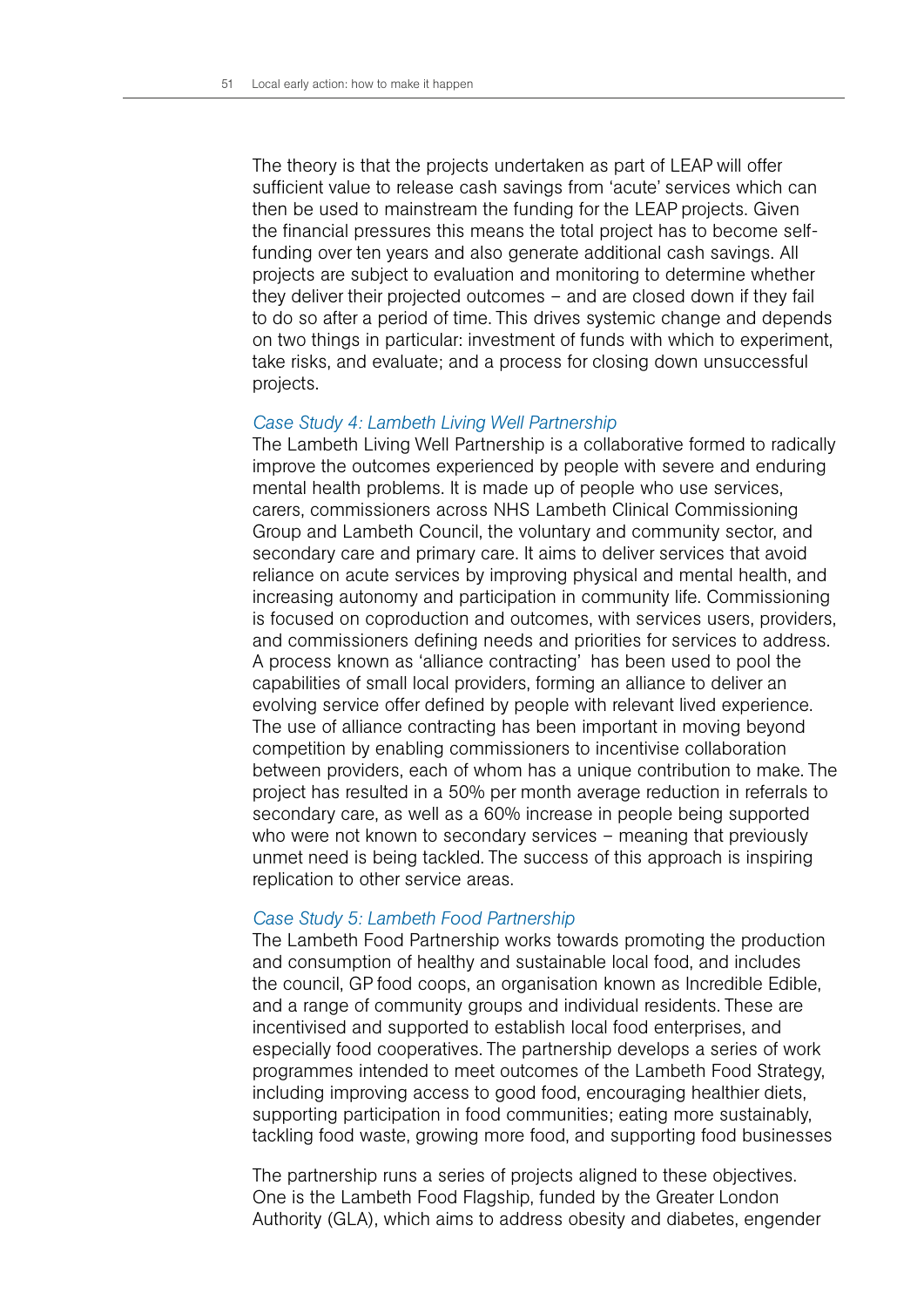The theory is that the projects undertaken as part of LEAP will offer sufficient value to release cash savings from 'acute' services which can then be used to mainstream the funding for the LEAP projects. Given the financial pressures this means the total project has to become self-funding over ten years and also generate additional cash savings. All projects are subject to evaluation and monitoring to determine whether they deliver their projected outcomes – and are closed down if they fail to do so after a period of time. This drives systemic change and depends on two things in particular: investment of funds with which to experiment, take risks, and evaluate; and a process for closing down unsuccessful projects.

*Case Study 4: Lambeth Living Well Partnership*

The Lambeth Living Well Partnership is a collaborative formed to radically improve the outcomes experienced by people with severe and enduring mental health problems. It is made up of people who use services, carers, commissioners across NHS Lambeth Clinical Commissioning Group and Lambeth Council, the voluntary and community sector, and secondary care and primary care. It aims to deliver services that avoid reliance on acute services by improving physical and mental health, and increasing autonomy and participation in community life. Commissioning is focused on coproduction and outcomes, with services users, providers, and commissioners defining needs and priorities for services to address. A process known as 'alliance contracting' has been used to pool the capabilities of small local providers, forming an alliance to deliver an evolving service offer defined by people with relevant lived experience. The use of alliance contracting has been important in moving beyond competition by enabling commissioners to incentivise collaboration between providers, each of whom has a unique contribution to make. The project has resulted in a 50% per month average reduction in referrals to secondary care, as well as a 60% increase in people being supported who were not known to secondary services – meaning that previously unmet need is being tackled. The success of this approach is inspiring replication to other service areas.

*Case Study 5: Lambeth Food Partnership*

The Lambeth Food Partnership works towards promoting the production and consumption of healthy and sustainable local food, and includes the council, GP food coops, an organisation known as Incredible Edible, and a range of community groups and individual residents. These are incentivised and supported to establish local food enterprises, and especially food cooperatives. The partnership develops a series of work programmes intended to meet outcomes of the Lambeth Food Strategy, including improving access to good food, encouraging healthier diets, supporting participation in food communities; eating more sustainably, tackling food waste, growing more food, and supporting food businesses

The partnership runs a series of projects aligned to these objectives. One is the Lambeth Food Flagship, funded by the Greater London Authority (GLA), which aims to address obesity and diabetes, engender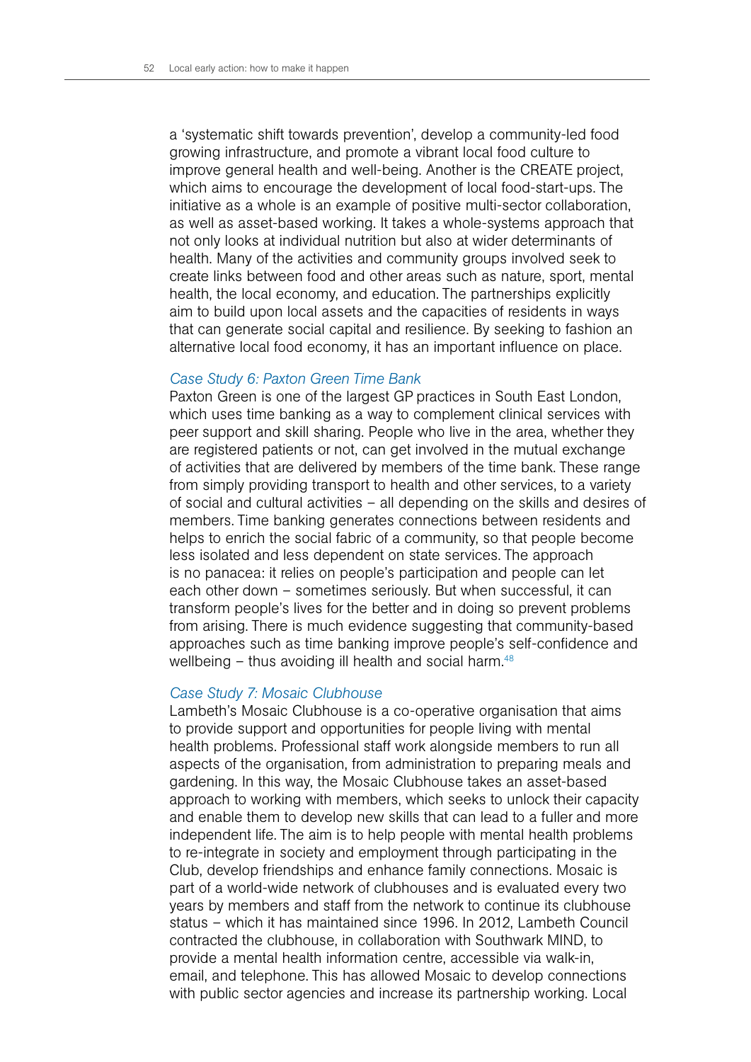a 'systematic shift towards prevention', develop a community-led food growing infrastructure, and promote a vibrant local food culture to improve general health and well-being. Another is the CREATE project, which aims to encourage the development of local food-start-ups. The initiative as a whole is an example of positive multi-sector collaboration, as well as asset-based working. It takes a whole-systems approach that not only looks at individual nutrition but also at wider determinants of health. Many of the activities and community groups involved seek to create links between food and other areas such as nature, sport, mental health, the local economy, and education. The partnerships explicitly aim to build upon local assets and the capacities of residents in ways that can generate social capital and resilience. By seeking to fashion an alternative local food economy, it has an important influence on place.

*Case Study 6: Paxton Green Time Bank*

Paxton Green is one of the largest GP practices in South East London, which uses time banking as a way to complement clinical services with peer support and skill sharing. People who live in the area, whether they are registered patients or not, can get involved in the mutual exchange of activities that are delivered by members of the time bank. These range from simply providing transport to health and other services, to a variety of social and cultural activities – all depending on the skills and desires of members. Time banking generates connections between residents and helps to enrich the social fabric of a community, so that people become less isolated and less dependent on state services. The approach is no panacea: it relies on people's participation and people can let each other down – sometimes seriously. But when successful, it can transform people's lives for the better and in doing so prevent problems from arising. There is much evidence suggesting that community-based approaches such as time banking improve people's self-confidence and wellbeing – thus avoiding ill health and social harm.[48]

*Case Study 7: Mosaic Clubhouse*

Lambeth's Mosaic Clubhouse is a co-operative organisation that aims to provide support and opportunities for people living with mental health problems. Professional staff work alongside members to run all aspects of the organisation, from administration to preparing meals and gardening. In this way, the Mosaic Clubhouse takes an asset-based approach to working with members, which seeks to unlock their capacity and enable them to develop new skills that can lead to a fuller and more independent life. The aim is to help people with mental health problems to re-integrate in society and employment through participating in the Club, develop friendships and enhance family connections. Mosaic is part of a world-wide network of clubhouses and is evaluated every two years by members and staff from the network to continue its clubhouse status – which it has maintained since 1996. In 2012, Lambeth Council contracted the clubhouse, in collaboration with Southwark MIND, to provide a mental health information centre, accessible via walk-in, email, and telephone. This has allowed Mosaic to develop connections with public sector agencies and increase its partnership working. Local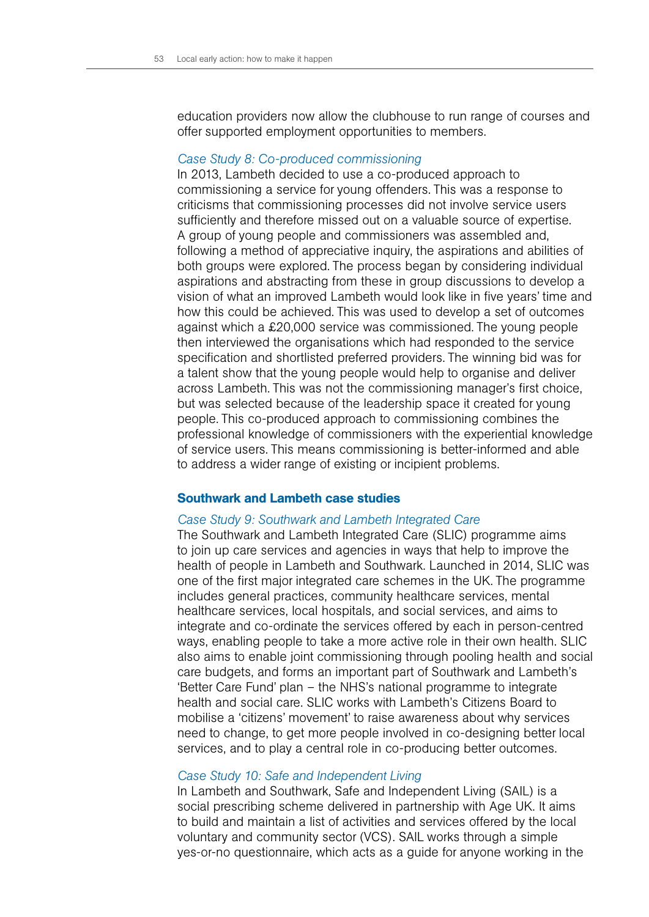education providers now allow the clubhouse to run range of courses and offer supported employment opportunities to members.

*Case Study 8: Co-produced commissioning*

In 2013, Lambeth decided to use a co-produced approach to commissioning a service for young offenders. This was a response to criticisms that commissioning processes did not involve service users sufficiently and therefore missed out on a valuable source of expertise. A group of young people and commissioners was assembled and, following a method of appreciative inquiry, the aspirations and abilities of both groups were explored. The process began by considering individual aspirations and abstracting from these in group discussions to develop a vision of what an improved Lambeth would look like in five years' time and how this could be achieved. This was used to develop a set of outcomes against which a £20,000 service was commissioned. The young people then interviewed the organisations which had responded to the service specification and shortlisted preferred providers. The winning bid was for a talent show that the young people would help to organise and deliver across Lambeth. This was not the commissioning manager's first choice, but was selected because of the leadership space it created for young people. This co-produced approach to commissioning combines the professional knowledge of commissioners with the experiential knowledge of service users. This means commissioning is better-informed and able to address a wider range of existing or incipient problems.

### Southwark and Lambeth case studies

*Case Study 9: Southwark and Lambeth Integrated Care*

The Southwark and Lambeth Integrated Care (SLIC) programme aims to join up care services and agencies in ways that help to improve the health of people in Lambeth and Southwark. Launched in 2014, SLIC was one of the first major integrated care schemes in the UK. The programme includes general practices, community healthcare services, mental healthcare services, local hospitals, and social services, and aims to integrate and co-ordinate the services offered by each in person-centred ways, enabling people to take a more active role in their own health. SLIC also aims to enable joint commissioning through pooling health and social care budgets, and forms an important part of Southwark and Lambeth's 'Better Care Fund' plan – the NHS's national programme to integrate health and social care. SLIC works with Lambeth's Citizens Board to mobilise a 'citizens' movement' to raise awareness about why services need to change, to get more people involved in co-designing better local services, and to play a central role in co-producing better outcomes.

*Case Study 10: Safe and Independent Living*

In Lambeth and Southwark, Safe and Independent Living (SAIL) is a social prescribing scheme delivered in partnership with Age UK. It aims to build and maintain a list of activities and services offered by the local voluntary and community sector (VCS). SAIL works through a simple yes-or-no questionnaire, which acts as a guide for anyone working in the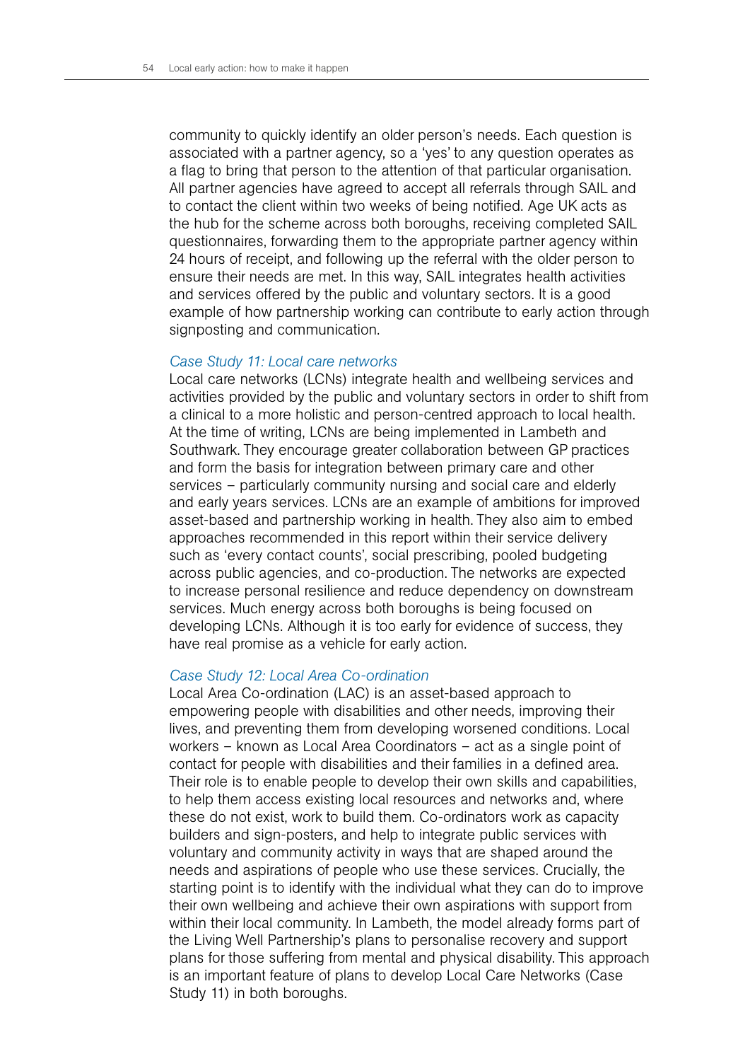community to quickly identify an older person's needs. Each question is associated with a partner agency, so a 'yes' to any question operates as a flag to bring that person to the attention of that particular organisation. All partner agencies have agreed to accept all referrals through SAIL and to contact the client within two weeks of being notified. Age UK acts as the hub for the scheme across both boroughs, receiving completed SAIL questionnaires, forwarding them to the appropriate partner agency within 24 hours of receipt, and following up the referral with the older person to ensure their needs are met. In this way, SAIL integrates health activities and services offered by the public and voluntary sectors. It is a good example of how partnership working can contribute to early action through signposting and communication.

### *Case Study 11: Local care networks*

Local care networks (LCNs) integrate health and wellbeing services and activities provided by the public and voluntary sectors in order to shift from a clinical to a more holistic and person-centred approach to local health. At the time of writing, LCNs are being implemented in Lambeth and Southwark. They encourage greater collaboration between GP practices and form the basis for integration between primary care and other services – particularly community nursing and social care and elderly and early years services. LCNs are an example of ambitions for improved asset-based and partnership working in health. They also aim to embed approaches recommended in this report within their service delivery such as 'every contact counts', social prescribing, pooled budgeting across public agencies, and co-production. The networks are expected to increase personal resilience and reduce dependency on downstream services. Much energy across both boroughs is being focused on developing LCNs. Although it is too early for evidence of success, they have real promise as a vehicle for early action.

### *Case Study 12: Local Area Co-ordination*

Local Area Co-ordination (LAC) is an asset-based approach to empowering people with disabilities and other needs, improving their lives, and preventing them from developing worsened conditions. Local workers – known as Local Area Coordinators – act as a single point of contact for people with disabilities and their families in a defined area. Their role is to enable people to develop their own skills and capabilities, to help them access existing local resources and networks and, where these do not exist, work to build them. Co-ordinators work as capacity builders and sign-posters, and help to integrate public services with voluntary and community activity in ways that are shaped around the needs and aspirations of people who use these services. Crucially, the starting point is to identify with the individual what they can do to improve their own wellbeing and achieve their own aspirations with support from within their local community. In Lambeth, the model already forms part of the Living Well Partnership's plans to personalise recovery and support plans for those suffering from mental and physical disability. This approach is an important feature of plans to develop Local Care Networks (Case Study 11) in both boroughs.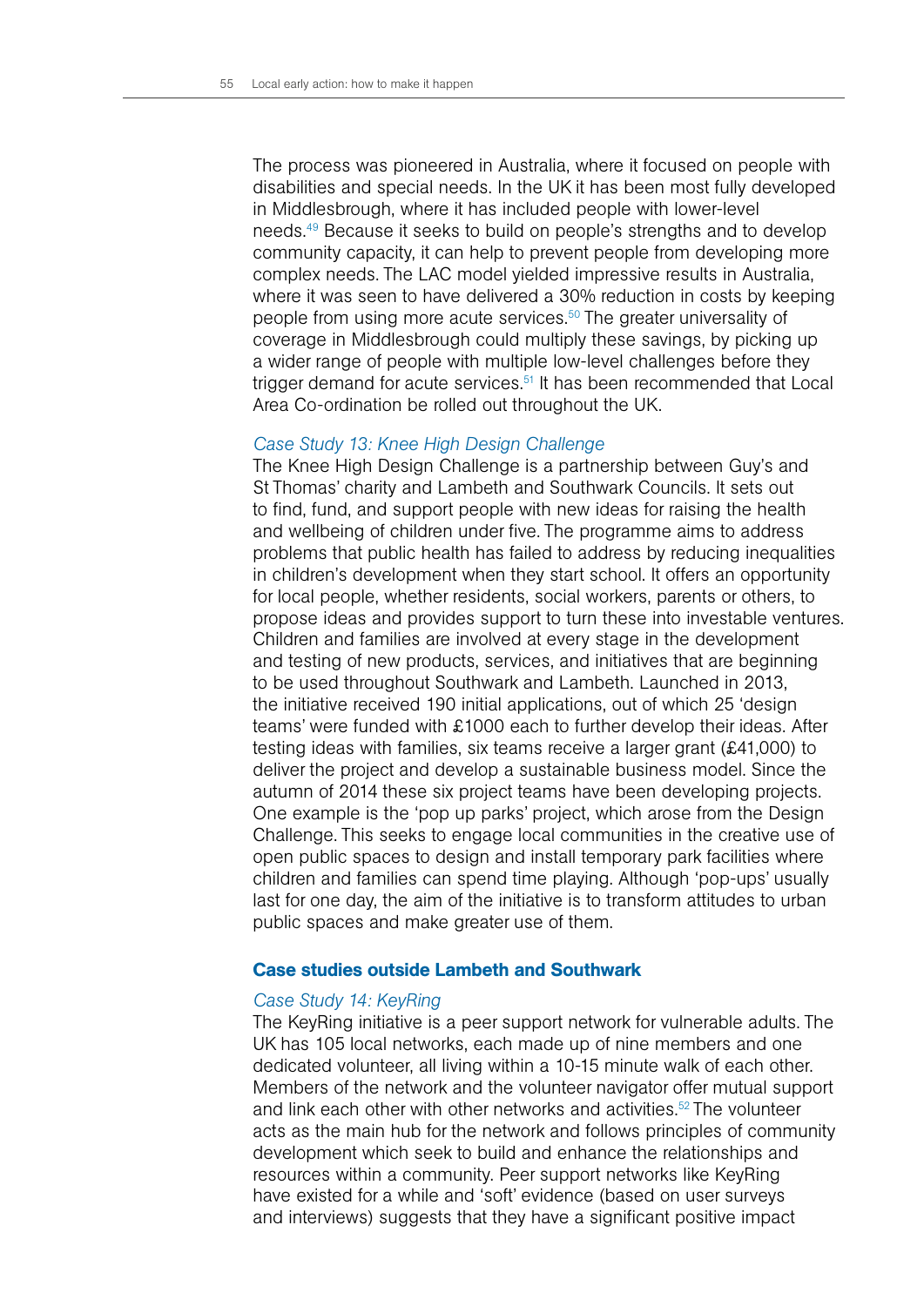The process was pioneered in Australia, where it focused on people with disabilities and special needs. In the UK it has been most fully developed in Middlesbrough, where it has included people with lower-level needs.[49] Because it seeks to build on people's strengths and to develop community capacity, it can help to prevent people from developing more complex needs. The LAC model yielded impressive results in Australia, where it was seen to have delivered a 30% reduction in costs by keeping people from using more acute services.[50] The greater universality of coverage in Middlesbrough could multiply these savings, by picking up a wider range of people with multiple low-level challenges before they trigger demand for acute services.[51] It has been recommended that Local Area Co-ordination be rolled out throughout the UK.

*Case Study 13: Knee High Design Challenge*

The Knee High Design Challenge is a partnership between Guy's and St Thomas' charity and Lambeth and Southwark Councils. It sets out to find, fund, and support people with new ideas for raising the health and wellbeing of children under five. The programme aims to address problems that public health has failed to address by reducing inequalities in children's development when they start school. It offers an opportunity for local people, whether residents, social workers, parents or others, to propose ideas and provides support to turn these into investable ventures. Children and families are involved at every stage in the development and testing of new products, services, and initiatives that are beginning to be used throughout Southwark and Lambeth. Launched in 2013, the initiative received 190 initial applications, out of which 25 'design teams' were funded with £1000 each to further develop their ideas. After testing ideas with families, six teams receive a larger grant (£41,000) to deliver the project and develop a sustainable business model. Since the autumn of 2014 these six project teams have been developing projects. One example is the 'pop up parks' project, which arose from the Design Challenge. This seeks to engage local communities in the creative use of open public spaces to design and install temporary park facilities where children and families can spend time playing. Although 'pop-ups' usually last for one day, the aim of the initiative is to transform attitudes to urban public spaces and make greater use of them.

### Case studies outside Lambeth and Southwark

*Case Study 14: KeyRing*

The KeyRing initiative is a peer support network for vulnerable adults. The UK has 105 local networks, each made up of nine members and one dedicated volunteer, all living within a 10-15 minute walk of each other. Members of the network and the volunteer navigator offer mutual support and link each other with other networks and activities.[52] The volunteer acts as the main hub for the network and follows principles of community development which seek to build and enhance the relationships and resources within a community. Peer support networks like KeyRing have existed for a while and 'soft' evidence (based on user surveys and interviews) suggests that they have a significant positive impact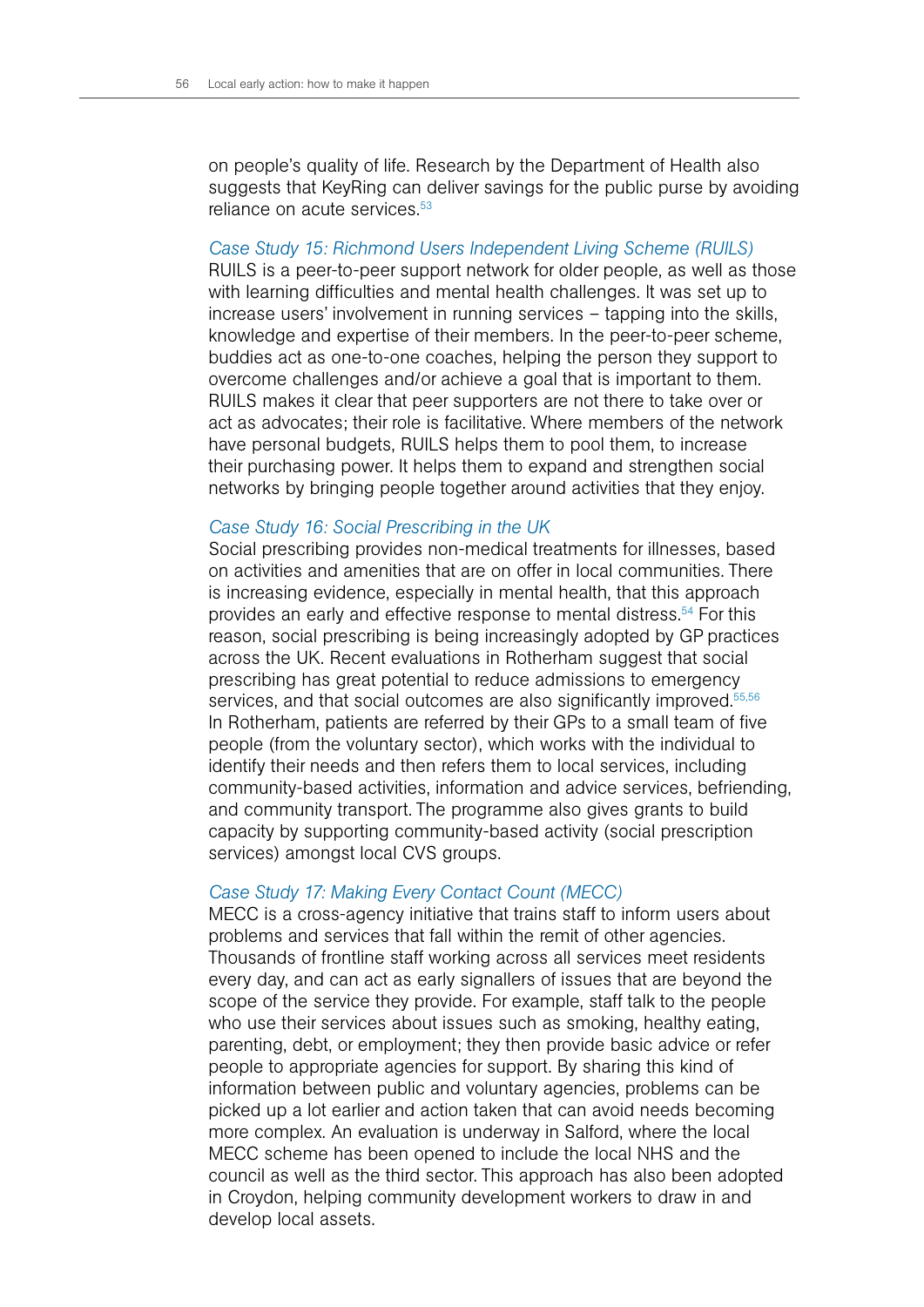on people's quality of life. Research by the Department of Health also suggests that KeyRing can deliver savings for the public purse by avoiding reliance on acute services.[53]

*Case Study 15: Richmond Users Independent Living Scheme (RUILS)*

RUILS is a peer-to-peer support network for older people, as well as those with learning difficulties and mental health challenges. It was set up to increase users' involvement in running services – tapping into the skills, knowledge and expertise of their members. In the peer-to-peer scheme, buddies act as one-to-one coaches, helping the person they support to overcome challenges and/or achieve a goal that is important to them. RUILS makes it clear that peer supporters are not there to take over or act as advocates; their role is facilitative. Where members of the network have personal budgets, RUILS helps them to pool them, to increase their purchasing power. It helps them to expand and strengthen social networks by bringing people together around activities that they enjoy.

*Case Study 16: Social Prescribing in the UK*

Social prescribing provides non-medical treatments for illnesses, based on activities and amenities that are on offer in local communities. There is increasing evidence, especially in mental health, that this approach provides an early and effective response to mental distress.[54] For this reason, social prescribing is being increasingly adopted by GP practices across the UK. Recent evaluations in Rotherham suggest that social prescribing has great potential to reduce admissions to emergency services, and that social outcomes are also significantly improved.[55,56] In Rotherham, patients are referred by their GPs to a small team of five people (from the voluntary sector), which works with the individual to identify their needs and then refers them to local services, including community-based activities, information and advice services, befriending, and community transport. The programme also gives grants to build capacity by supporting community-based activity (social prescription services) amongst local CVS groups.

*Case Study 17: Making Every Contact Count (MECC)*

MECC is a cross-agency initiative that trains staff to inform users about problems and services that fall within the remit of other agencies. Thousands of frontline staff working across all services meet residents every day, and can act as early signallers of issues that are beyond the scope of the service they provide. For example, staff talk to the people who use their services about issues such as smoking, healthy eating, parenting, debt, or employment; they then provide basic advice or refer people to appropriate agencies for support. By sharing this kind of information between public and voluntary agencies, problems can be picked up a lot earlier and action taken that can avoid needs becoming more complex. An evaluation is underway in Salford, where the local MECC scheme has been opened to include the local NHS and the council as well as the third sector. This approach has also been adopted in Croydon, helping community development workers to draw in and develop local assets.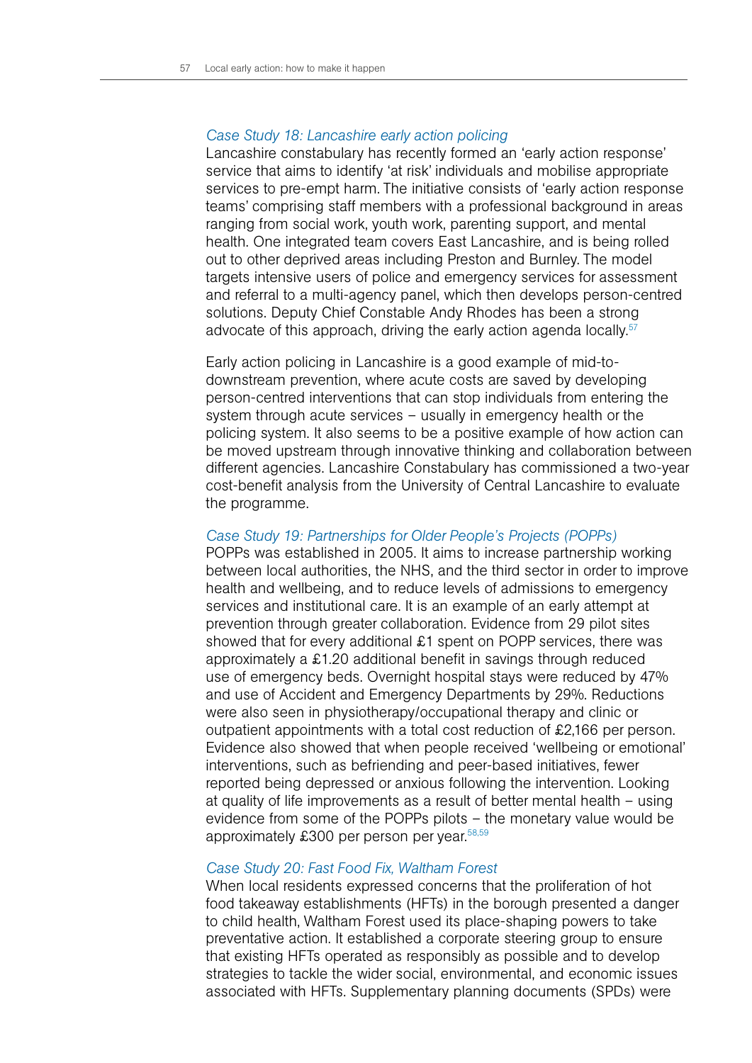*Case Study 18: Lancashire early action policing*

Lancashire constabulary has recently formed an 'early action response' service that aims to identify 'at risk' individuals and mobilise appropriate services to pre-empt harm. The initiative consists of 'early action response teams' comprising staff members with a professional background in areas ranging from social work, youth work, parenting support, and mental health. One integrated team covers East Lancashire, and is being rolled out to other deprived areas including Preston and Burnley. The model targets intensive users of police and emergency services for assessment and referral to a multi-agency panel, which then develops person-centred solutions. Deputy Chief Constable Andy Rhodes has been a strong advocate of this approach, driving the early action agenda locally.[57]

Early action policing in Lancashire is a good example of mid-to-downstream prevention, where acute costs are saved by developing person-centred interventions that can stop individuals from entering the system through acute services – usually in emergency health or the policing system. It also seems to be a positive example of how action can be moved upstream through innovative thinking and collaboration between different agencies. Lancashire Constabulary has commissioned a two-year cost-benefit analysis from the University of Central Lancashire to evaluate the programme.

*Case Study 19: Partnerships for Older People's Projects (POPPs)*

POPPs was established in 2005. It aims to increase partnership working between local authorities, the NHS, and the third sector in order to improve health and wellbeing, and to reduce levels of admissions to emergency services and institutional care. It is an example of an early attempt at prevention through greater collaboration. Evidence from 29 pilot sites showed that for every additional £1 spent on POPP services, there was approximately a £1.20 additional benefit in savings through reduced use of emergency beds. Overnight hospital stays were reduced by 47% and use of Accident and Emergency Departments by 29%. Reductions were also seen in physiotherapy/occupational therapy and clinic or outpatient appointments with a total cost reduction of £2,166 per person. Evidence also showed that when people received 'wellbeing or emotional' interventions, such as befriending and peer-based initiatives, fewer reported being depressed or anxious following the intervention. Looking at quality of life improvements as a result of better mental health – using evidence from some of the POPPs pilots – the monetary value would be approximately £300 per person per year.[58,59]

*Case Study 20: Fast Food Fix, Waltham Forest*

When local residents expressed concerns that the proliferation of hot food takeaway establishments (HFTs) in the borough presented a danger to child health, Waltham Forest used its place-shaping powers to take preventative action. It established a corporate steering group to ensure that existing HFTs operated as responsibly as possible and to develop strategies to tackle the wider social, environmental, and economic issues associated with HFTs. Supplementary planning documents (SPDs) were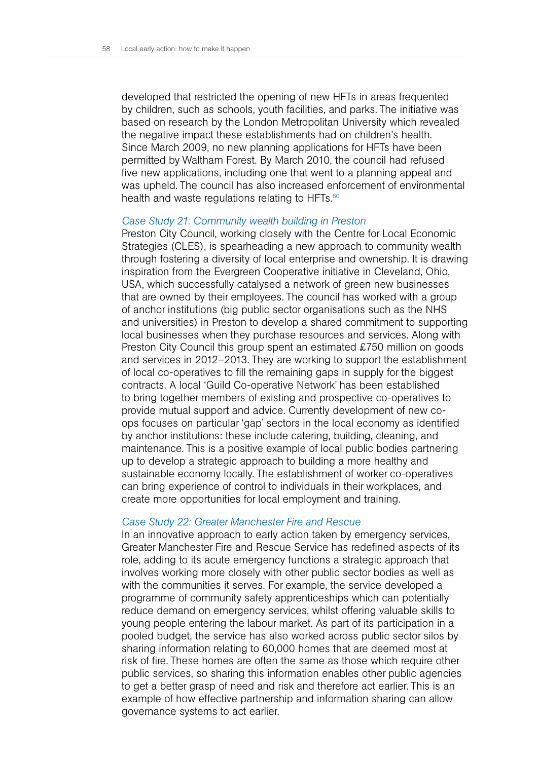developed that restricted the opening of new HFTs in areas frequented by children, such as schools, youth facilities, and parks. The initiative was based on research by the London Metropolitan University which revealed the negative impact these establishments had on children's health. Since March 2009, no new planning applications for HFTs have been permitted by Waltham Forest. By March 2010, the council had refused five new applications, including one that went to a planning appeal and was upheld. The council has also increased enforcement of environmental health and waste regulations relating to HFTs.[60]

### *Case Study 21: Community wealth building in Preston*

Preston City Council, working closely with the Centre for Local Economic Strategies (CLES), is spearheading a new approach to community wealth through fostering a diversity of local enterprise and ownership. It is drawing inspiration from the Evergreen Cooperative initiative in Cleveland, Ohio, USA, which successfully catalysed a network of green new businesses that are owned by their employees. The council has worked with a group of anchor institutions (big public sector organisations such as the NHS and universities) in Preston to develop a shared commitment to supporting local businesses when they purchase resources and services. Along with Preston City Council this group spent an estimated £750 million on goods and services in 2012–2013. They are working to support the establishment of local co-operatives to fill the remaining gaps in supply for the biggest contracts. A local 'Guild Co-operative Network' has been established to bring together members of existing and prospective co-operatives to provide mutual support and advice. Currently development of new co-ops focuses on particular 'gap' sectors in the local economy as identified by anchor institutions: these include catering, building, cleaning, and maintenance. This is a positive example of local public bodies partnering up to develop a strategic approach to building a more healthy and sustainable economy locally. The establishment of worker co-operatives can bring experience of control to individuals in their workplaces, and create more opportunities for local employment and training.

### *Case Study 22: Greater Manchester Fire and Rescue*

In an innovative approach to early action taken by emergency services, Greater Manchester Fire and Rescue Service has redefined aspects of its role, adding to its acute emergency functions a strategic approach that involves working more closely with other public sector bodies as well as with the communities it serves. For example, the service developed a programme of community safety apprenticeships which can potentially reduce demand on emergency services, whilst offering valuable skills to young people entering the labour market. As part of its participation in a pooled budget, the service has also worked across public sector silos by sharing information relating to 60,000 homes that are deemed most at risk of fire. These homes are often the same as those which require other public services, so sharing this information enables other public agencies to get a better grasp of need and risk and therefore act earlier. This is an example of how effective partnership and information sharing can allow governance systems to act earlier.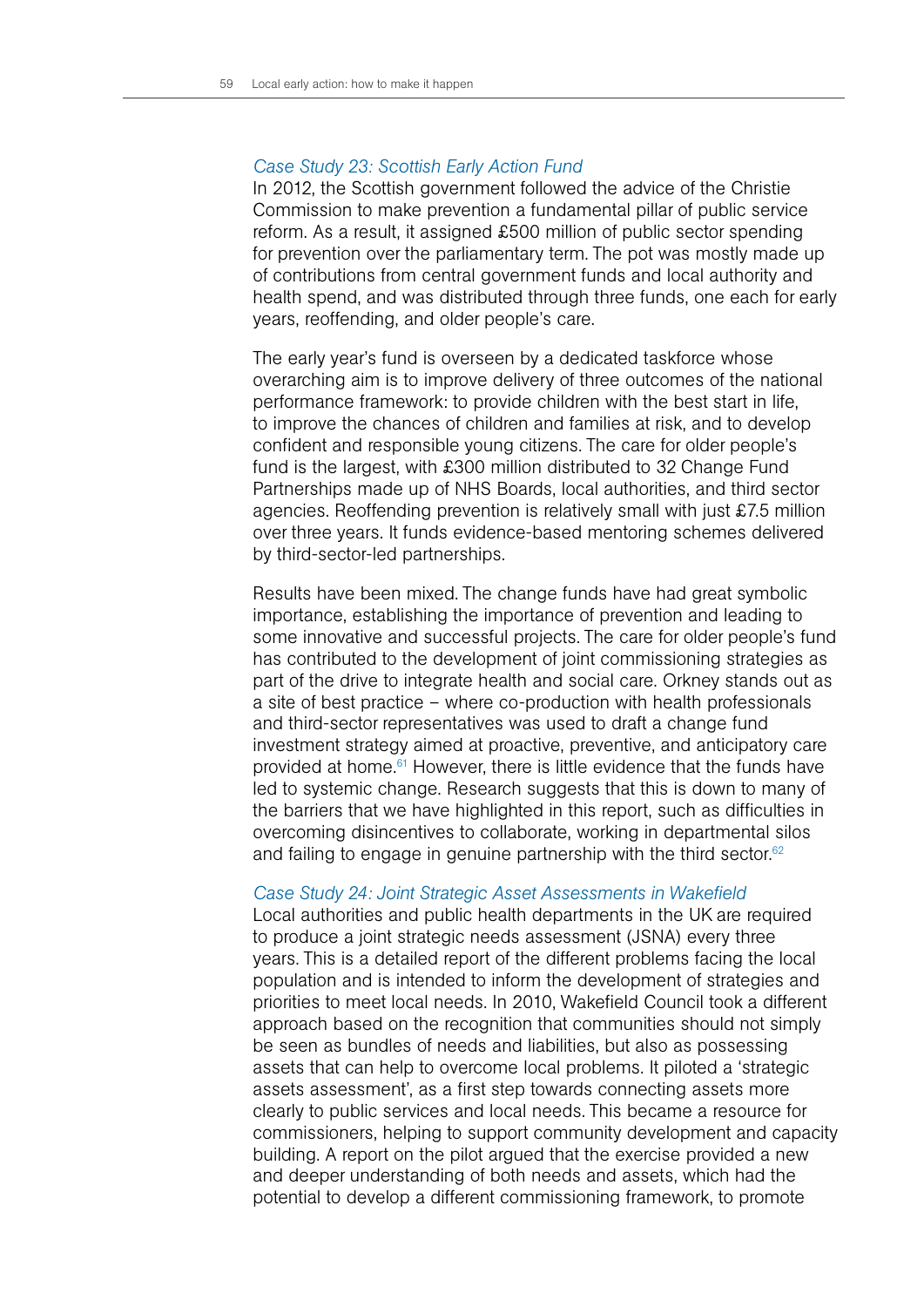*Case Study 23: Scottish Early Action Fund*

In 2012, the Scottish government followed the advice of the Christie Commission to make prevention a fundamental pillar of public service reform. As a result, it assigned £500 million of public sector spending for prevention over the parliamentary term. The pot was mostly made up of contributions from central government funds and local authority and health spend, and was distributed through three funds, one each for early years, reoffending, and older people's care.

The early year's fund is overseen by a dedicated taskforce whose overarching aim is to improve delivery of three outcomes of the national performance framework: to provide children with the best start in life, to improve the chances of children and families at risk, and to develop confident and responsible young citizens. The care for older people's fund is the largest, with £300 million distributed to 32 Change Fund Partnerships made up of NHS Boards, local authorities, and third sector agencies. Reoffending prevention is relatively small with just £7.5 million over three years. It funds evidence-based mentoring schemes delivered by third-sector-led partnerships.

Results have been mixed. The change funds have had great symbolic importance, establishing the importance of prevention and leading to some innovative and successful projects. The care for older people's fund has contributed to the development of joint commissioning strategies as part of the drive to integrate health and social care. Orkney stands out as a site of best practice – where co-production with health professionals and third-sector representatives was used to draft a change fund investment strategy aimed at proactive, preventive, and anticipatory care provided at home.[61] However, there is little evidence that the funds have led to systemic change. Research suggests that this is down to many of the barriers that we have highlighted in this report, such as difficulties in overcoming disincentives to collaborate, working in departmental silos and failing to engage in genuine partnership with the third sector.[62]

*Case Study 24: Joint Strategic Asset Assessments in Wakefield*

Local authorities and public health departments in the UK are required to produce a joint strategic needs assessment (JSNA) every three years. This is a detailed report of the different problems facing the local population and is intended to inform the development of strategies and priorities to meet local needs. In 2010, Wakefield Council took a different approach based on the recognition that communities should not simply be seen as bundles of needs and liabilities, but also as possessing assets that can help to overcome local problems. It piloted a 'strategic assets assessment', as a first step towards connecting assets more clearly to public services and local needs. This became a resource for commissioners, helping to support community development and capacity building. A report on the pilot argued that the exercise provided a new and deeper understanding of both needs and assets, which had the potential to develop a different commissioning framework, to promote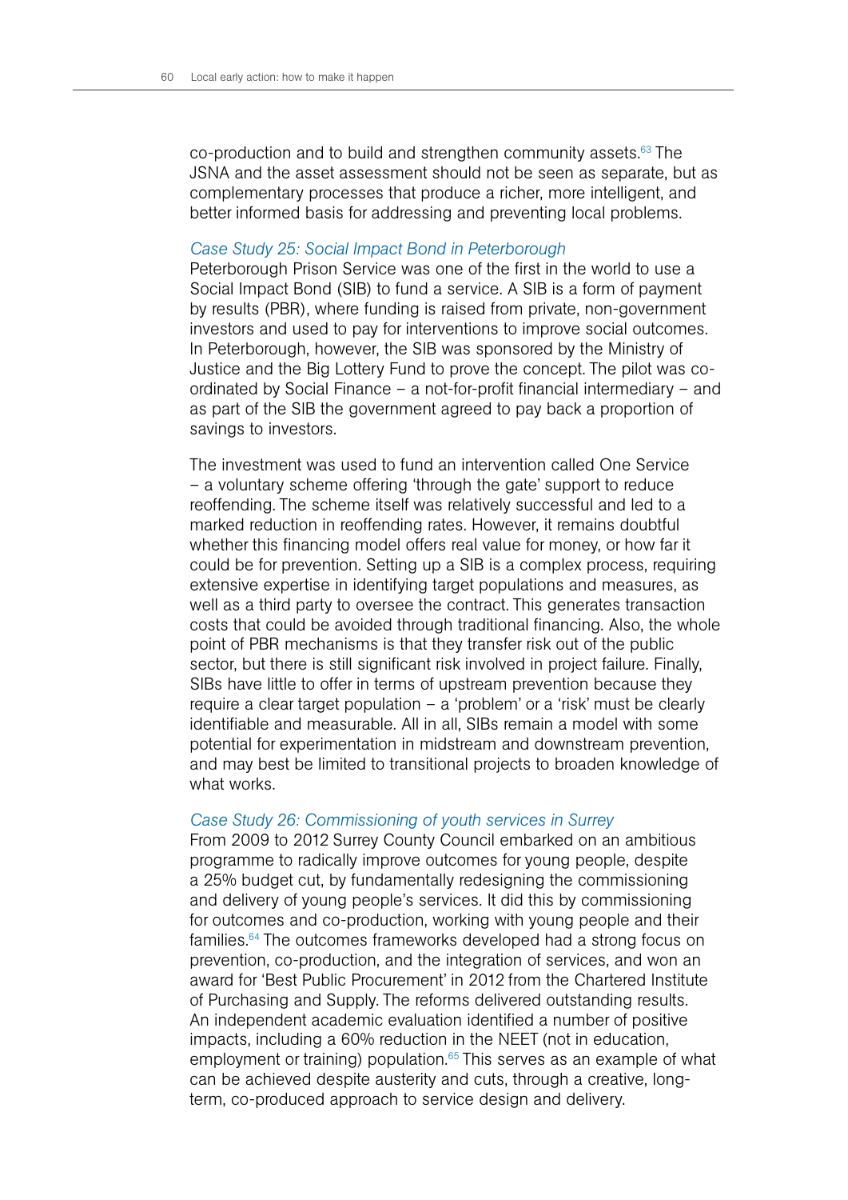co-production and to build and strengthen community assets.[63] The JSNA and the asset assessment should not be seen as separate, but as complementary processes that produce a richer, more intelligent, and better informed basis for addressing and preventing local problems.

*Case Study 25: Social Impact Bond in Peterborough*

Peterborough Prison Service was one of the first in the world to use a Social Impact Bond (SIB) to fund a service. A SIB is a form of payment by results (PBR), where funding is raised from private, non-government investors and used to pay for interventions to improve social outcomes. In Peterborough, however, the SIB was sponsored by the Ministry of Justice and the Big Lottery Fund to prove the concept. The pilot was co-ordinated by Social Finance – a not-for-profit financial intermediary – and as part of the SIB the government agreed to pay back a proportion of savings to investors.

The investment was used to fund an intervention called One Service – a voluntary scheme offering 'through the gate' support to reduce reoffending. The scheme itself was relatively successful and led to a marked reduction in reoffending rates. However, it remains doubtful whether this financing model offers real value for money, or how far it could be for prevention. Setting up a SIB is a complex process, requiring extensive expertise in identifying target populations and measures, as well as a third party to oversee the contract. This generates transaction costs that could be avoided through traditional financing. Also, the whole point of PBR mechanisms is that they transfer risk out of the public sector, but there is still significant risk involved in project failure. Finally, SIBs have little to offer in terms of upstream prevention because they require a clear target population – a 'problem' or a 'risk' must be clearly identifiable and measurable. All in all, SIBs remain a model with some potential for experimentation in midstream and downstream prevention, and may best be limited to transitional projects to broaden knowledge of what works.

*Case Study 26: Commissioning of youth services in Surrey*

From 2009 to 2012 Surrey County Council embarked on an ambitious programme to radically improve outcomes for young people, despite a 25% budget cut, by fundamentally redesigning the commissioning and delivery of young people's services. It did this by commissioning for outcomes and co-production, working with young people and their families.[64] The outcomes frameworks developed had a strong focus on prevention, co-production, and the integration of services, and won an award for 'Best Public Procurement' in 2012 from the Chartered Institute of Purchasing and Supply. The reforms delivered outstanding results. An independent academic evaluation identified a number of positive impacts, including a 60% reduction in the NEET (not in education, employment or training) population.[65] This serves as an example of what can be achieved despite austerity and cuts, through a creative, long-term, co-produced approach to service design and delivery.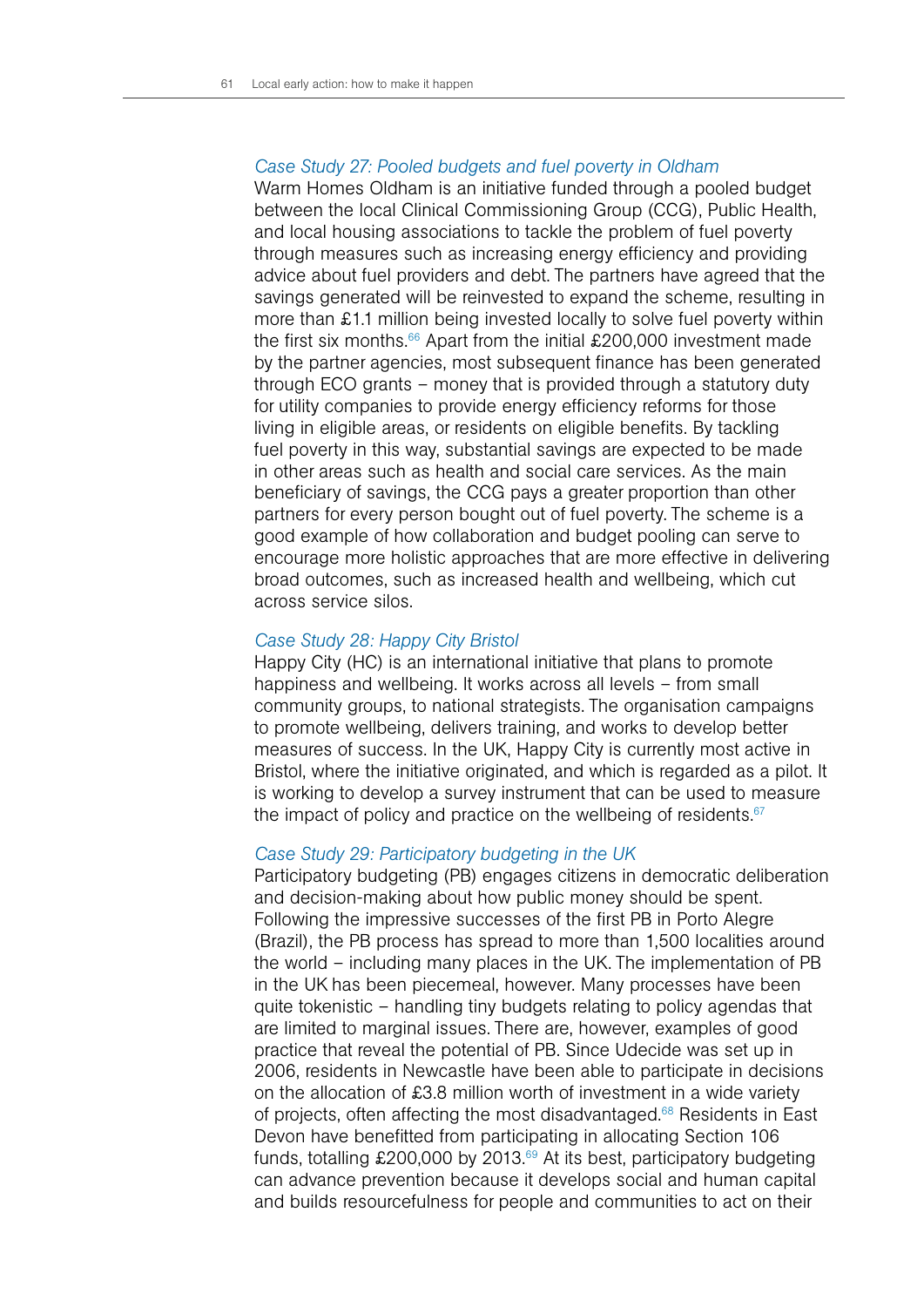*Case Study 27: Pooled budgets and fuel poverty in Oldham*

Warm Homes Oldham is an initiative funded through a pooled budget between the local Clinical Commissioning Group (CCG), Public Health, and local housing associations to tackle the problem of fuel poverty through measures such as increasing energy efficiency and providing advice about fuel providers and debt. The partners have agreed that the savings generated will be reinvested to expand the scheme, resulting in more than £1.1 million being invested locally to solve fuel poverty within the first six months.[66] Apart from the initial £200,000 investment made by the partner agencies, most subsequent finance has been generated through ECO grants – money that is provided through a statutory duty for utility companies to provide energy efficiency reforms for those living in eligible areas, or residents on eligible benefits. By tackling fuel poverty in this way, substantial savings are expected to be made in other areas such as health and social care services. As the main beneficiary of savings, the CCG pays a greater proportion than other partners for every person bought out of fuel poverty. The scheme is a good example of how collaboration and budget pooling can serve to encourage more holistic approaches that are more effective in delivering broad outcomes, such as increased health and wellbeing, which cut across service silos.

*Case Study 28: Happy City Bristol*

Happy City (HC) is an international initiative that plans to promote happiness and wellbeing. It works across all levels – from small community groups, to national strategists. The organisation campaigns to promote wellbeing, delivers training, and works to develop better measures of success. In the UK, Happy City is currently most active in Bristol, where the initiative originated, and which is regarded as a pilot. It is working to develop a survey instrument that can be used to measure the impact of policy and practice on the wellbeing of residents.[67]

*Case Study 29: Participatory budgeting in the UK*

Participatory budgeting (PB) engages citizens in democratic deliberation and decision-making about how public money should be spent. Following the impressive successes of the first PB in Porto Alegre (Brazil), the PB process has spread to more than 1,500 localities around the world – including many places in the UK. The implementation of PB in the UK has been piecemeal, however. Many processes have been quite tokenistic – handling tiny budgets relating to policy agendas that are limited to marginal issues. There are, however, examples of good practice that reveal the potential of PB. Since Udecide was set up in 2006, residents in Newcastle have been able to participate in decisions on the allocation of £3.8 million worth of investment in a wide variety of projects, often affecting the most disadvantaged.[68] Residents in East Devon have benefitted from participating in allocating Section 106 funds, totalling £200,000 by 2013.[69] At its best, participatory budgeting can advance prevention because it develops social and human capital and builds resourcefulness for people and communities to act on their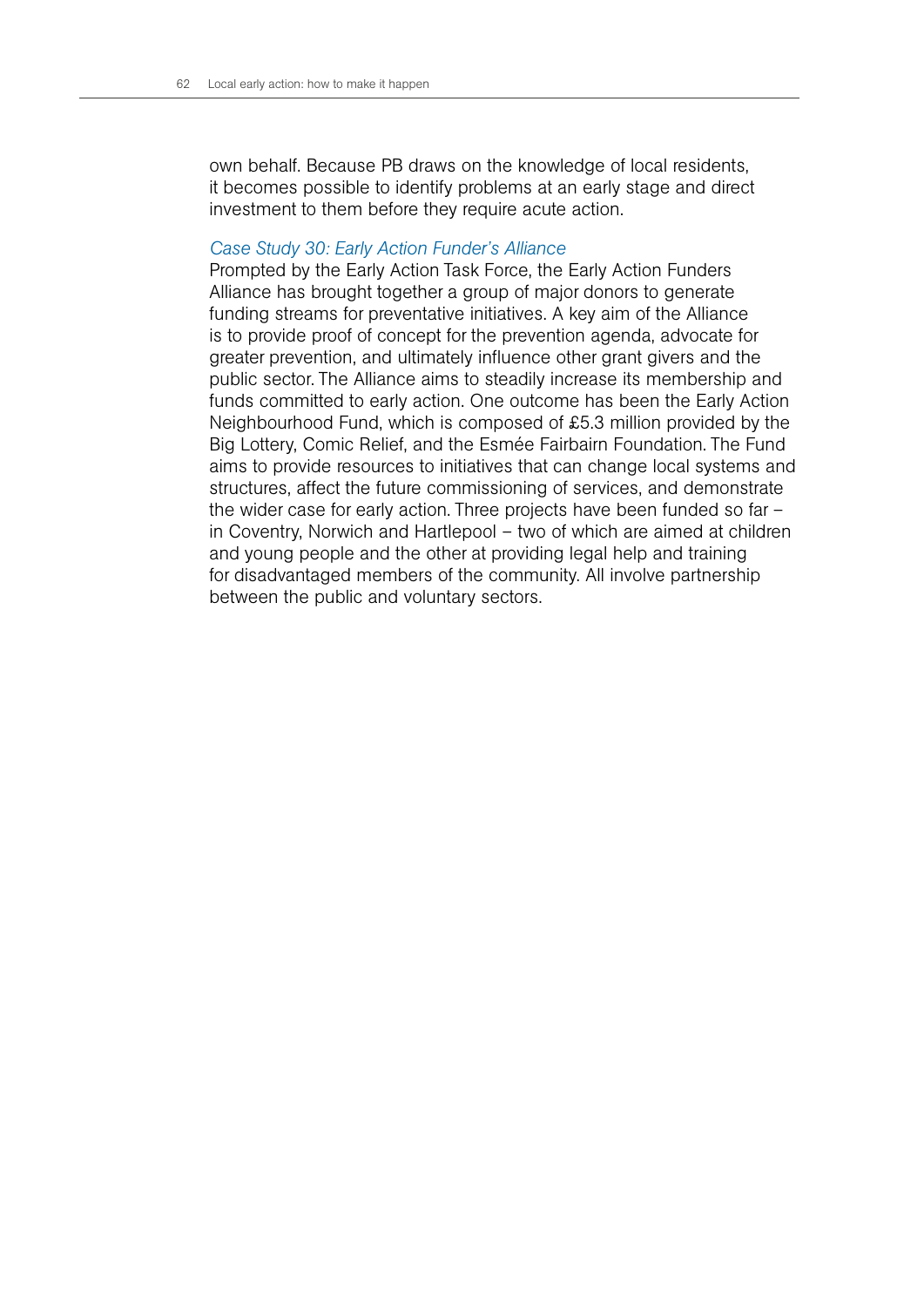own behalf. Because PB draws on the knowledge of local residents, it becomes possible to identify problems at an early stage and direct investment to them before they require acute action.

*Case Study 30: Early Action Funder's Alliance*

Prompted by the Early Action Task Force, the Early Action Funders Alliance has brought together a group of major donors to generate funding streams for preventative initiatives. A key aim of the Alliance is to provide proof of concept for the prevention agenda, advocate for greater prevention, and ultimately influence other grant givers and the public sector. The Alliance aims to steadily increase its membership and funds committed to early action. One outcome has been the Early Action Neighbourhood Fund, which is composed of £5.3 million provided by the Big Lottery, Comic Relief, and the Esmée Fairbairn Foundation. The Fund aims to provide resources to initiatives that can change local systems and structures, affect the future commissioning of services, and demonstrate the wider case for early action. Three projects have been funded so far – in Coventry, Norwich and Hartlepool – two of which are aimed at children and young people and the other at providing legal help and training for disadvantaged members of the community. All involve partnership between the public and voluntary sectors.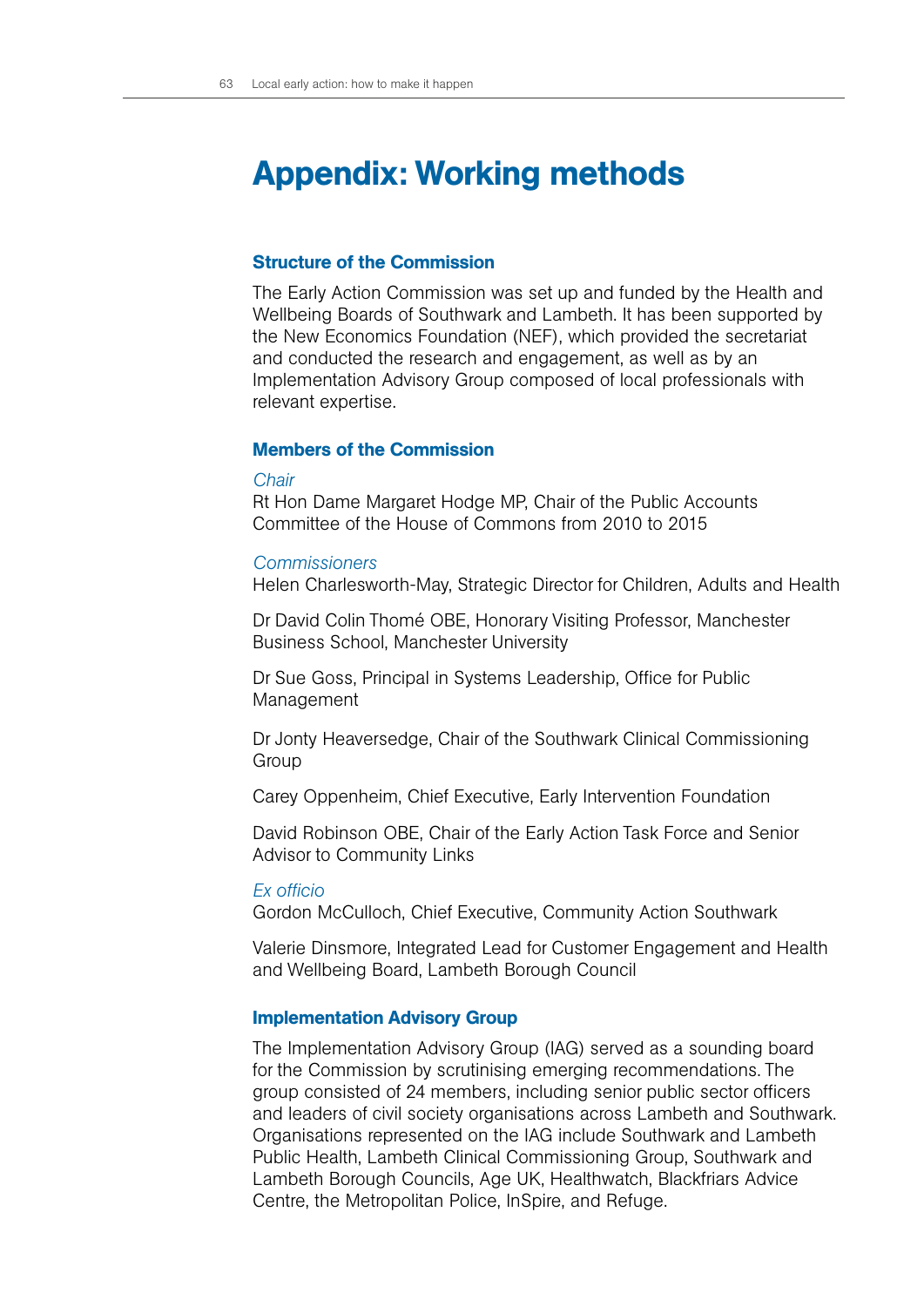# Appendix: Working methods

### Structure of the Commission

The Early Action Commission was set up and funded by the Health and Wellbeing Boards of Southwark and Lambeth. It has been supported by the New Economics Foundation (NEF), which provided the secretariat and conducted the research and engagement, as well as by an Implementation Advisory Group composed of local professionals with relevant expertise.

### Members of the Commission

*Chair*

Rt Hon Dame Margaret Hodge MP, Chair of the Public Accounts Committee of the House of Commons from 2010 to 2015

*Commissioners*

Helen Charlesworth-May, Strategic Director for Children, Adults and Health

Dr David Colin Thomé OBE, Honorary Visiting Professor, Manchester Business School, Manchester University

Dr Sue Goss, Principal in Systems Leadership, Office for Public Management

Dr Jonty Heaversedge, Chair of the Southwark Clinical Commissioning Group

Carey Oppenheim, Chief Executive, Early Intervention Foundation

David Robinson OBE, Chair of the Early Action Task Force and Senior Advisor to Community Links

*Ex officio*

Gordon McCulloch, Chief Executive, Community Action Southwark

Valerie Dinsmore, Integrated Lead for Customer Engagement and Health and Wellbeing Board, Lambeth Borough Council

### Implementation Advisory Group

The Implementation Advisory Group (IAG) served as a sounding board for the Commission by scrutinising emerging recommendations. The group consisted of 24 members, including senior public sector officers and leaders of civil society organisations across Lambeth and Southwark. Organisations represented on the IAG include Southwark and Lambeth Public Health, Lambeth Clinical Commissioning Group, Southwark and Lambeth Borough Councils, Age UK, Healthwatch, Blackfriars Advice Centre, the Metropolitan Police, InSpire, and Refuge.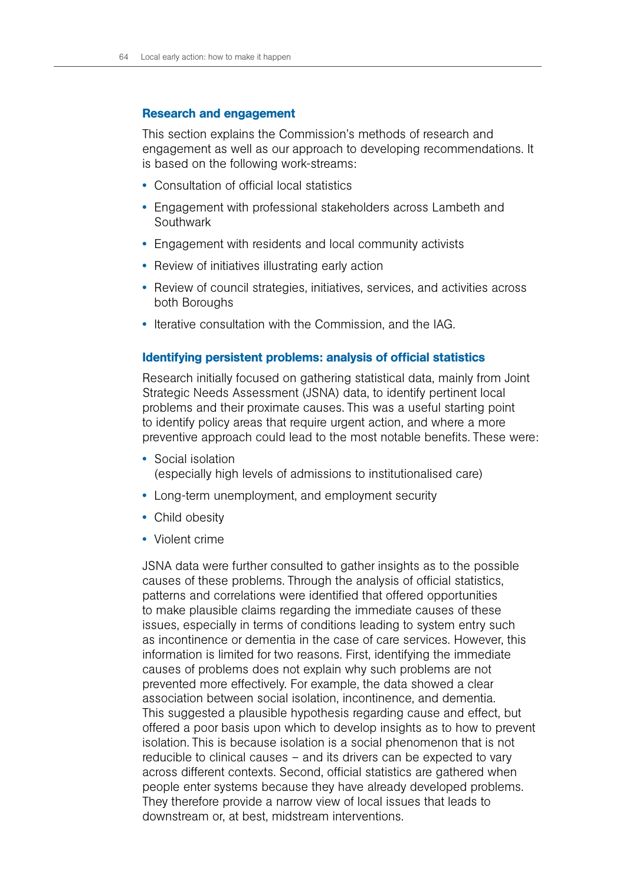## Research and engagement

This section explains the Commission's methods of research and engagement as well as our approach to developing recommendations. It is based on the following work-streams:

- Consultation of official local statistics
- Engagement with professional stakeholders across Lambeth and Southwark
- Engagement with residents and local community activists
- Review of initiatives illustrating early action
- Review of council strategies, initiatives, services, and activities across both Boroughs
- Iterative consultation with the Commission, and the IAG.

### Identifying persistent problems: analysis of official statistics

Research initially focused on gathering statistical data, mainly from Joint Strategic Needs Assessment (JSNA) data, to identify pertinent local problems and their proximate causes. This was a useful starting point to identify policy areas that require urgent action, and where a more preventive approach could lead to the most notable benefits. These were:

- Social isolation
  (especially high levels of admissions to institutionalised care)
- Long-term unemployment, and employment security
- Child obesity
- Violent crime

JSNA data were further consulted to gather insights as to the possible causes of these problems. Through the analysis of official statistics, patterns and correlations were identified that offered opportunities to make plausible claims regarding the immediate causes of these issues, especially in terms of conditions leading to system entry such as incontinence or dementia in the case of care services. However, this information is limited for two reasons. First, identifying the immediate causes of problems does not explain why such problems are not prevented more effectively. For example, the data showed a clear association between social isolation, incontinence, and dementia. This suggested a plausible hypothesis regarding cause and effect, but offered a poor basis upon which to develop insights as to how to prevent isolation. This is because isolation is a social phenomenon that is not reducible to clinical causes – and its drivers can be expected to vary across different contexts. Second, official statistics are gathered when people enter systems because they have already developed problems. They therefore provide a narrow view of local issues that leads to downstream or, at best, midstream interventions.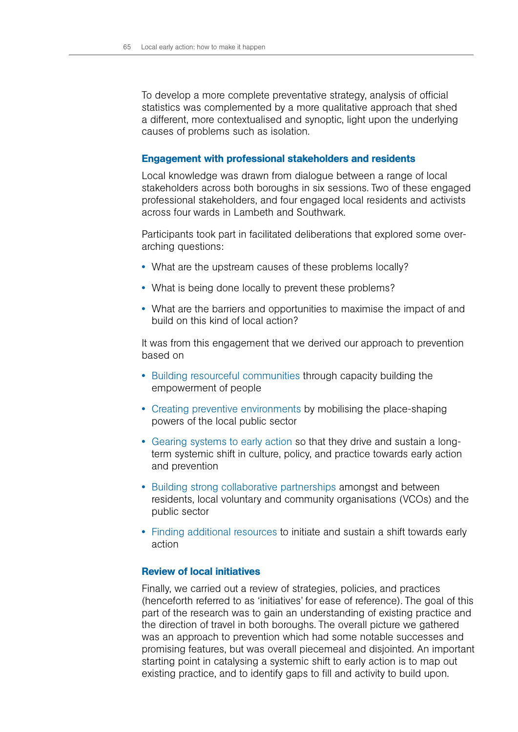To develop a more complete preventative strategy, analysis of official statistics was complemented by a more qualitative approach that shed a different, more contextualised and synoptic, light upon the underlying causes of problems such as isolation.

### Engagement with professional stakeholders and residents

Local knowledge was drawn from dialogue between a range of local stakeholders across both boroughs in six sessions. Two of these engaged professional stakeholders, and four engaged local residents and activists across four wards in Lambeth and Southwark.

Participants took part in facilitated deliberations that explored some over-arching questions:

- What are the upstream causes of these problems locally?
- What is being done locally to prevent these problems?
- What are the barriers and opportunities to maximise the impact of and build on this kind of local action?

It was from this engagement that we derived our approach to prevention based on

- Building resourceful communities through capacity building the empowerment of people
- Creating preventive environments by mobilising the place-shaping powers of the local public sector
- Gearing systems to early action so that they drive and sustain a long-term systemic shift in culture, policy, and practice towards early action and prevention
- Building strong collaborative partnerships amongst and between residents, local voluntary and community organisations (VCOs) and the public sector
- Finding additional resources to initiate and sustain a shift towards early action

### Review of local initiatives

Finally, we carried out a review of strategies, policies, and practices (henceforth referred to as 'initiatives' for ease of reference). The goal of this part of the research was to gain an understanding of existing practice and the direction of travel in both boroughs. The overall picture we gathered was an approach to prevention which had some notable successes and promising features, but was overall piecemeal and disjointed. An important starting point in catalysing a systemic shift to early action is to map out existing practice, and to identify gaps to fill and activity to build upon.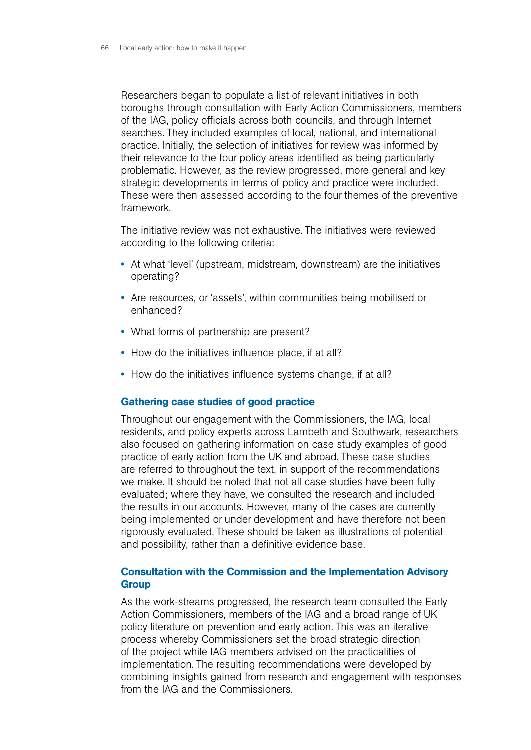Researchers began to populate a list of relevant initiatives in both boroughs through consultation with Early Action Commissioners, members of the IAG, policy officials across both councils, and through Internet searches. They included examples of local, national, and international practice. Initially, the selection of initiatives for review was informed by their relevance to the four policy areas identified as being particularly problematic. However, as the review progressed, more general and key strategic developments in terms of policy and practice were included. These were then assessed according to the four themes of the preventive framework.

The initiative review was not exhaustive. The initiatives were reviewed according to the following criteria:

- At what 'level' (upstream, midstream, downstream) are the initiatives operating?
- Are resources, or 'assets', within communities being mobilised or enhanced?
- What forms of partnership are present?
- How do the initiatives influence place, if at all?
- How do the initiatives influence systems change, if at all?

### Gathering case studies of good practice

Throughout our engagement with the Commissioners, the IAG, local residents, and policy experts across Lambeth and Southwark, researchers also focused on gathering information on case study examples of good practice of early action from the UK and abroad. These case studies are referred to throughout the text, in support of the recommendations we make. It should be noted that not all case studies have been fully evaluated; where they have, we consulted the research and included the results in our accounts. However, many of the cases are currently being implemented or under development and have therefore not been rigorously evaluated. These should be taken as illustrations of potential and possibility, rather than a definitive evidence base.

### Consultation with the Commission and the Implementation Advisory Group

As the work-streams progressed, the research team consulted the Early Action Commissioners, members of the IAG and a broad range of UK policy literature on prevention and early action. This was an iterative process whereby Commissioners set the broad strategic direction of the project while IAG members advised on the practicalities of implementation. The resulting recommendations were developed by combining insights gained from research and engagement with responses from the IAG and the Commissioners.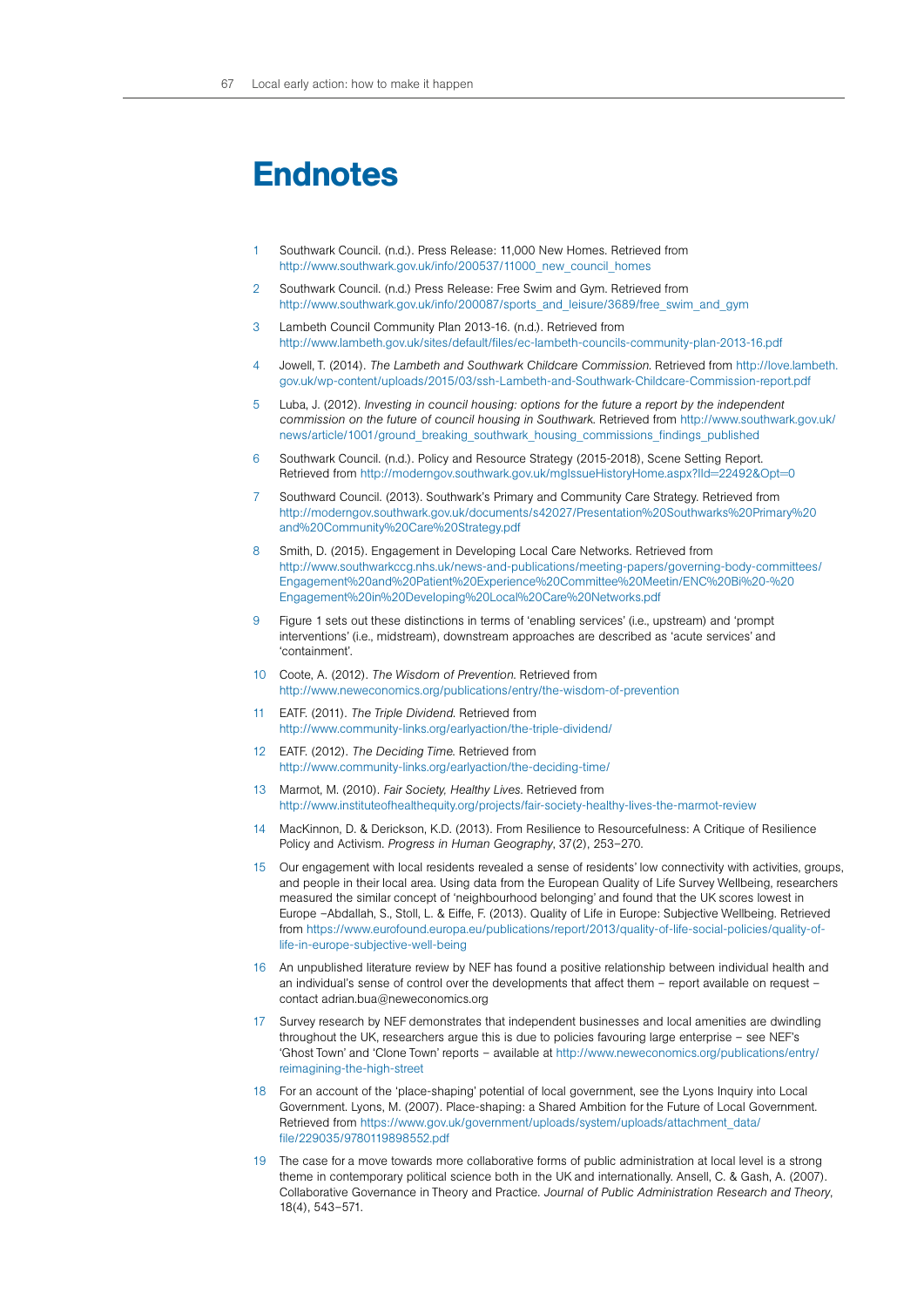# Endnotes

1. Southwark Council. (n.d.). Press Release: 11,000 New Homes. Retrieved from http://www.southwark.gov.uk/info/200537/11000_new_council_homes

2. Southwark Council. (n.d) Press Release: Free Swim and Gym. Retrieved from http://www.southwark.gov.uk/info/200087/sports_and_leisure/3689/free_swim_and_gym

3. Lambeth Council Community Plan 2013-16. (n.d.). Retrieved from http://www.lambeth.gov.uk/sites/default/files/ec-lambeth-councils-community-plan-2013-16.pdf

4. Jowell, T. (2014). *The Lambeth and Southwark Childcare Commission.* Retrieved from http://love.lambeth.gov.uk/wp-content/uploads/2015/03/ssh-Lambeth-and-Southwark-Childcare-Commission-report.pdf

5. Luba, J. (2012). *Investing in council housing: options for the future a report by the independent commission on the future of council housing in Southwark.* Retrieved from http://www.southwark.gov.uk/news/article/1001/ground_breaking_southwark_housing_commissions_findings_published

6. Southwark Council. (n.d.). Policy and Resource Strategy (2015-2018), Scene Setting Report. Retrieved from http://moderngov.southwark.gov.uk/mgIssueHistoryHome.aspx?IId=22492&Opt=0

7. Southward Council. (2013). Southwark's Primary and Community Care Strategy. Retrieved from http://moderngov.southwark.gov.uk/documents/s42027/Presentation%20Southwarks%20Primary%20and%20Community%20Care%20Strategy.pdf

8. Smith, D. (2015). Engagement in Developing Local Care Networks. Retrieved from http://www.southwarkccg.nhs.uk/news-and-publications/meeting-papers/governing-body-committees/Engagement%20and%20Patient%20Experience%20Committee%20Meetin/ENC%20Bi%20-%20Engagement%20in%20Developing%20Local%20Care%20Networks.pdf

9. Figure 1 sets out these distinctions in terms of 'enabling services' (i.e., upstream) and 'prompt interventions' (i.e., midstream), downstream approaches are described as 'acute services' and 'containment'.

10. Coote, A. (2012). *The Wisdom of Prevention.* Retrieved from http://www.neweconomics.org/publications/entry/the-wisdom-of-prevention

11. EATF. (2011). *The Triple Dividend.* Retrieved from http://www.community-links.org/earlyaction/the-triple-dividend/

12. EATF. (2012). *The Deciding Time.* Retrieved from http://www.community-links.org/earlyaction/the-deciding-time/

13. Marmot, M. (2010). *Fair Society, Healthy Lives.* Retrieved from http://www.instituteofhealthequity.org/projects/fair-society-healthy-lives-the-marmot-review

14. MacKinnon, D. & Derickson, K.D. (2013). From Resilience to Resourcefulness: A Critique of Resilience Policy and Activism. *Progress in Human Geography*, 37(2), 253–270.

15. Our engagement with local residents revealed a sense of residents' low connectivity with activities, groups, and people in their local area. Using data from the European Quality of Life Survey Wellbeing, researchers measured the similar concept of 'neighbourhood belonging' and found that the UK scores lowest in Europe –Abdallah, S., Stoll, L. & Eiffe, F. (2013). Quality of Life in Europe: Subjective Wellbeing. Retrieved from https://www.eurofound.europa.eu/publications/report/2013/quality-of-life-social-policies/quality-of-life-in-europe-subjective-well-being

16. An unpublished literature review by NEF has found a positive relationship between individual health and an individual's sense of control over the developments that affect them – report available on request – contact adrian.bua@neweconomics.org

17. Survey research by NEF demonstrates that independent businesses and local amenities are dwindling throughout the UK, researchers argue this is due to policies favouring large enterprise – see NEF's 'Ghost Town' and 'Clone Town' reports – available at http://www.neweconomics.org/publications/entry/reimagining-the-high-street

18. For an account of the 'place-shaping' potential of local government, see the Lyons Inquiry into Local Government. Lyons, M. (2007). Place-shaping: a Shared Ambition for the Future of Local Government. Retrieved from https://www.gov.uk/government/uploads/system/uploads/attachment_data/file/229035/9780119898552.pdf

19. The case for a move towards more collaborative forms of public administration at local level is a strong theme in contemporary political science both in the UK and internationally. Ansell, C. & Gash, A. (2007). Collaborative Governance in Theory and Practice. *Journal of Public Administration Research and Theory*, 18(4), 543–571.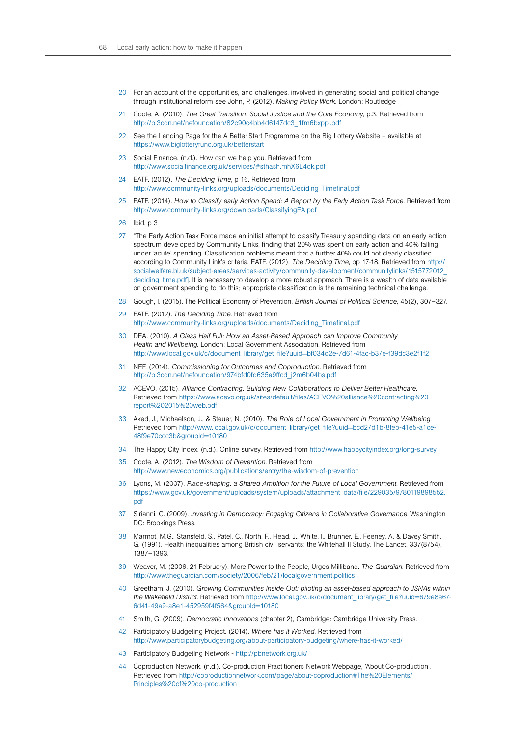20 For an account of the opportunities, and challenges, involved in generating social and political change through institutional reform see John, P. (2012). *Making Policy Work*. London: Routledge

21 Coote, A. (2010). *The Great Transition: Social Justice and the Core Economy*, p.3. Retrieved from http://b.3cdn.net/nefoundation/82c90c4bb4d6147dc3_1fm6bxppl.pdf

22 See the Landing Page for the A Better Start Programme on the Big Lottery Website – available at https://www.biglotteryfund.org.uk/betterstart

23 Social Finance. (n.d.). How can we help you. Retrieved from http://www.socialfinance.org.uk/services/#sthash.mhX6L4dk.pdf

24 EATF. (2012). *The Deciding Time*, p 16. Retrieved from http://www.community-links.org/uploads/documents/Deciding_Timefinal.pdf

25 EATF. (2014). *How to Classify early Action Spend: A Report by the Early Action Task Force*. Retrieved from http://www.community-links.org/downloads/ClassifyingEA.pdf

26 Ibid. p 3

27 "The Early Action Task Force made an initial attempt to classify Treasury spending data on an early action spectrum developed by Community Links, finding that 20% was spent on early action and 40% falling under 'acute' spending. Classification problems meant that a further 40% could not clearly classified according to Community Link's criteria. EATF. (2012). *The Deciding Time*, pp 17-18. Retrieved from http://socialwelfare.bl.uk/subject-areas/services-activity/community-development/communitylinks/1515772012_deciding_time.pdf]. It is necessary to develop a more robust approach. There is a wealth of data available on government spending to do this; appropriate classification is the remaining technical challenge.

28 Gough, I. (2015). The Political Economy of Prevention. *British Journal of Political Science*, 45(2), 307–327.

29 EATF. (2012). *The Deciding Time*. Retrieved from http://www.community-links.org/uploads/documents/Deciding_Timefinal.pdf

30 DEA. (2010). *A Glass Half Full: How an Asset-Based Approach can Improve Community Health and Wellbeing*. London: Local Government Association. Retrieved from http://www.local.gov.uk/c/document_library/get_file?uuid=bf034d2e-7d61-4fac-b37e-f39dc3e2f1f2

31 NEF. (2014). *Commissioning for Outcomes and Coproduction*. Retrieved from http://b.3cdn.net/nefoundation/974bfd0fd635a9ffcd_j2m6b04bs.pdf

32 ACEVO. (2015). *Alliance Contracting: Building New Collaborations to Deliver Better Healthcare*. Retrieved from https://www.acevo.org.uk/sites/default/files/ACEVO%20alliance%20contracting%20report%202015%20web.pdf

33 Aked, J., Michaelson, J., & Steuer, N. (2010). *The Role of Local Government in Promoting Wellbeing*. Retrieved from http://www.local.gov.uk/c/document_library/get_file?uuid=bcd27d1b-8feb-41e5-a1ce-48f9e70ccc3b&groupId=10180

34 The Happy City Index. (n.d.). Online survey. Retrieved from http://www.happycityindex.org/long-survey

35 Coote, A. (2012). *The Wisdom of Prevention*. Retrieved from http://www.neweconomics.org/publications/entry/the-wisdom-of-prevention

36 Lyons, M. (2007). *Place-shaping: a Shared Ambition for the Future of Local Government*. Retrieved from https://www.gov.uk/government/uploads/system/uploads/attachment_data/file/229035/9780119898552.pdf

37 Sirianni, C. (2009). *Investing in Democracy: Engaging Citizens in Collaborative Governance*. Washington DC: Brookings Press.

38 Marmot, M.G., Stansfeld, S., Patel, C., North, F., Head, J., White, I., Brunner, E., Feeney, A. & Davey Smith, G. (1991). Health inequalities among British civil servants: the Whitehall II Study. The Lancet, 337(8754), 1387–1393.

39 Weaver, M. (2006, 21 February). More Power to the People, Urges Milliband. *The Guardian*. Retrieved from http://www.theguardian.com/society/2006/feb/21/localgovernment.politics

40 Greetham, J. (2010). *Growing Communities Inside Out: piloting an asset-based approach to JSNAs within the Wakefield District*. Retrieved from http://www.local.gov.uk/c/document_library/get_file?uuid=679e8e67-6d41-49a9-a8e1-452959f4f564&groupId=10180

41 Smith, G. (2009). *Democratic Innovations* (chapter 2), Cambridge: Cambridge University Press.

42 Participatory Budgeting Project. (2014). *Where has it Worked*. Retrieved from http://www.participatorybudgeting.org/about-participatory-budgeting/where-has-it-worked/

43 Participatory Budgeting Network - http://pbnetwork.org.uk/

44 Coproduction Network. (n.d.). Co-production Practitioners Network Webpage, 'About Co-production'. Retrieved from http://coproductionnetwork.com/page/about-coproduction#The%20Elements/Principles%20of%20co-production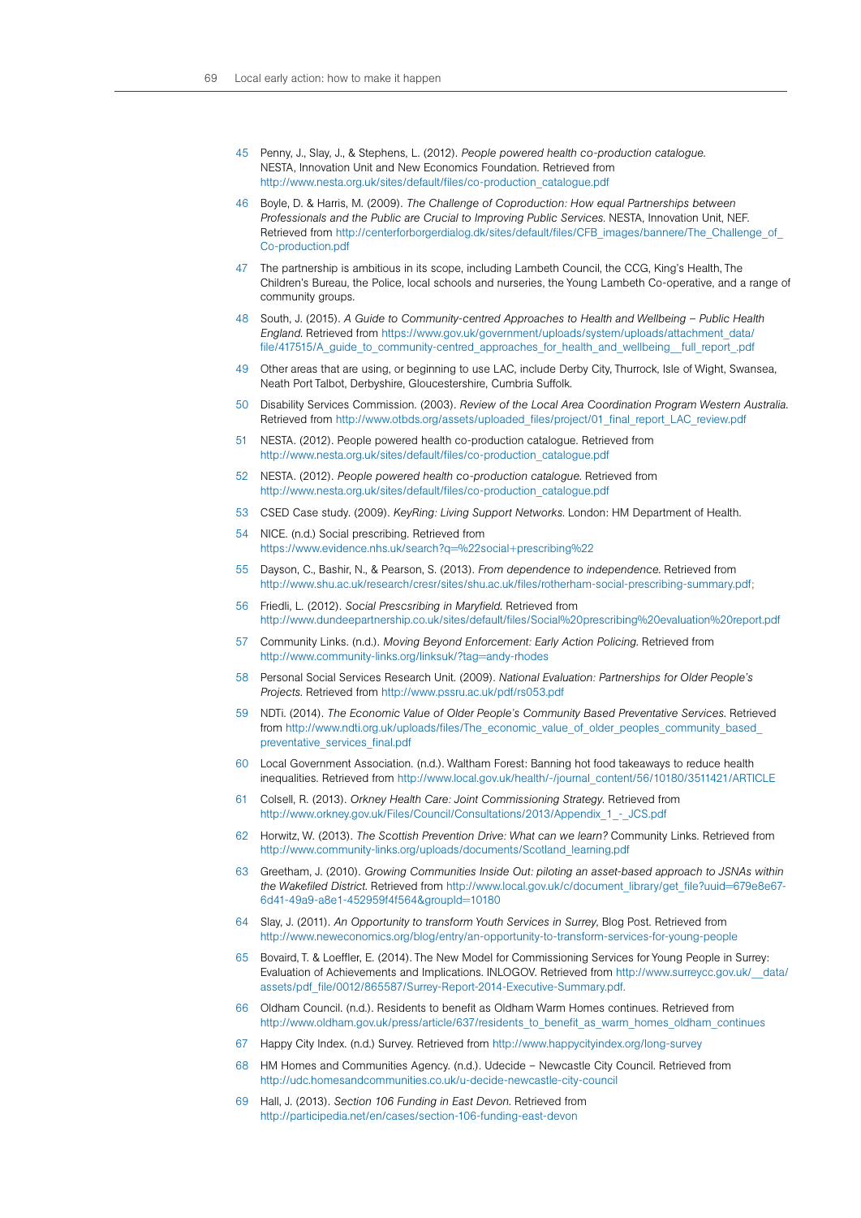45 Penny, J., Slay, J., & Stephens, L. (2012). *People powered health co-production catalogue.* NESTA, Innovation Unit and New Economics Foundation. Retrieved from http://www.nesta.org.uk/sites/default/files/co-production_catalogue.pdf

46 Boyle, D. & Harris, M. (2009). *The Challenge of Coproduction: How equal Partnerships between Professionals and the Public are Crucial to Improving Public Services.* NESTA, Innovation Unit, NEF. Retrieved from http://centerforborgerdialog.dk/sites/default/files/CFB_images/bannere/The_Challenge_of_Co-production.pdf

47 The partnership is ambitious in its scope, including Lambeth Council, the CCG, King's Health, The Children's Bureau, the Police, local schools and nurseries, the Young Lambeth Co-operative, and a range of community groups.

48 South, J. (2015). *A Guide to Community-centred Approaches to Health and Wellbeing – Public Health England.* Retrieved from https://www.gov.uk/government/uploads/system/uploads/attachment_data/file/417515/A_guide_to_community-centred_approaches_for_health_and_wellbeing__full_report_.pdf

49 Other areas that are using, or beginning to use LAC, include Derby City, Thurrock, Isle of Wight, Swansea, Neath Port Talbot, Derbyshire, Gloucestershire, Cumbria Suffolk.

50 Disability Services Commission. (2003). *Review of the Local Area Coordination Program Western Australia.* Retrieved from http://www.otbds.org/assets/uploaded_files/project/01_final_report_LAC_review.pdf

51 NESTA. (2012). People powered health co-production catalogue. Retrieved from http://www.nesta.org.uk/sites/default/files/co-production_catalogue.pdf

52 NESTA. (2012). *People powered health co-production catalogue.* Retrieved from http://www.nesta.org.uk/sites/default/files/co-production_catalogue.pdf

53 CSED Case study. (2009). *KeyRing: Living Support Networks.* London: HM Department of Health.

54 NICE. (n.d.) Social prescribing. Retrieved from https://www.evidence.nhs.uk/search?q=%22social+prescribing%22

55 Dayson, C., Bashir, N., & Pearson, S. (2013). *From dependence to independence.* Retrieved from http://www.shu.ac.uk/research/cresr/sites/shu.ac.uk/files/rotherham-social-prescribing-summary.pdf;

56 Friedli, L. (2012). *Social Prescsribing in Maryfield.* Retrieved from http://www.dundeepartnership.co.uk/sites/default/files/Social%20prescribing%20evaluation%20report.pdf

57 Community Links. (n.d.). *Moving Beyond Enforcement: Early Action Policing.* Retrieved from http://www.community-links.org/linksuk/?tag=andy-rhodes

58 Personal Social Services Research Unit. (2009). *National Evaluation: Partnerships for Older People's Projects.* Retrieved from http://www.pssru.ac.uk/pdf/rs053.pdf

59 NDTi. (2014). *The Economic Value of Older People's Community Based Preventative Services.* Retrieved from http://www.ndti.org.uk/uploads/files/The_economic_value_of_older_peoples_community_based_preventative_services_final.pdf

60 Local Government Association. (n.d.). Waltham Forest: Banning hot food takeaways to reduce health inequalities. Retrieved from http://www.local.gov.uk/health/-/journal_content/56/10180/3511421/ARTICLE

61 Colsell, R. (2013). *Orkney Health Care: Joint Commissioning Strategy.* Retrieved from http://www.orkney.gov.uk/Files/Council/Consultations/2013/Appendix_1_-_JCS.pdf

62 Horwitz, W. (2013). *The Scottish Prevention Drive: What can we learn?* Community Links. Retrieved from http://www.community-links.org/uploads/documents/Scotland_learning.pdf

63 Greetham, J. (2010). *Growing Communities Inside Out: piloting an asset-based approach to JSNAs within the Wakefiled District.* Retrieved from http://www.local.gov.uk/c/document_library/get_file?uuid=679e8e67-6d41-49a9-a8e1-452959f4f564&groupId=10180

64 Slay, J. (2011). *An Opportunity to transform Youth Services in Surrey,* Blog Post. Retrieved from http://www.neweconomics.org/blog/entry/an-opportunity-to-transform-services-for-young-people

65 Bovaird, T. & Loeffler, E. (2014). The New Model for Commissioning Services for Young People in Surrey: Evaluation of Achievements and Implications. INLOGOV. Retrieved from http://www.surreycc.gov.uk/__data/assets/pdf_file/0012/865587/Surrey-Report-2014-Executive-Summary.pdf.

66 Oldham Council. (n.d.). Residents to benefit as Oldham Warm Homes continues. Retrieved from http://www.oldham.gov.uk/press/article/637/residents_to_benefit_as_warm_homes_oldham_continues

67 Happy City Index. (n.d.) Survey. Retrieved from http://www.happycityindex.org/long-survey

68 HM Homes and Communities Agency. (n.d.). Udecide – Newcastle City Council. Retrieved from http://udc.homesandcommunities.co.uk/u-decide-newcastle-city-council

69 Hall, J. (2013). *Section 106 Funding in East Devon.* Retrieved from http://participedia.net/en/cases/section-106-funding-east-devon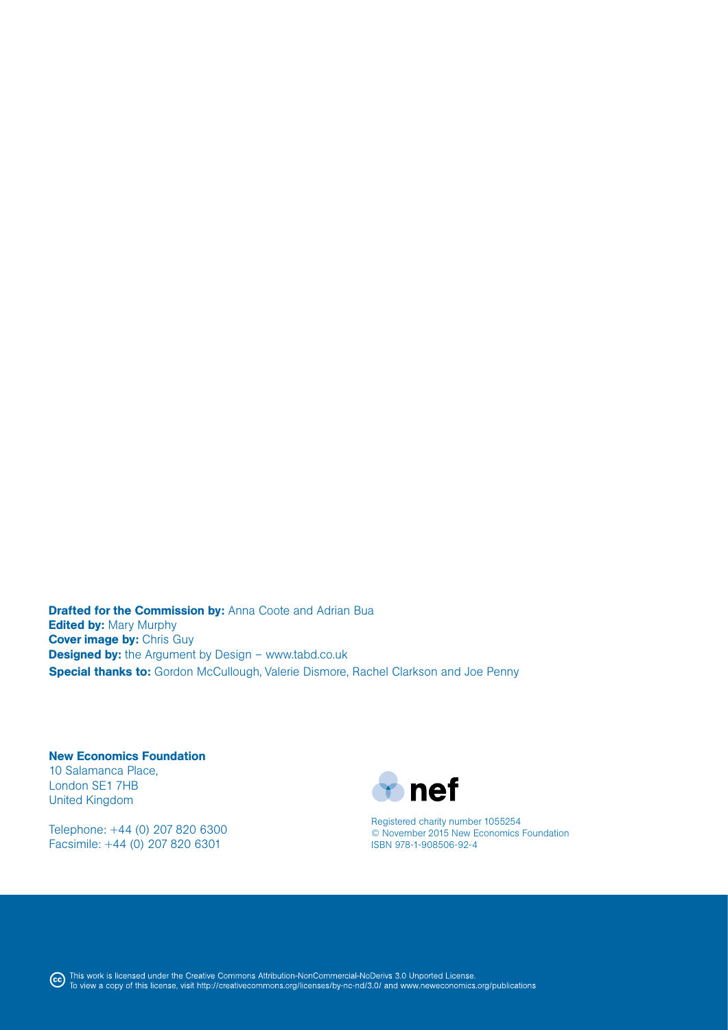**Drafted for the Commission by:** Anna Coote and Adrian Bua
**Edited by:** Mary Murphy
**Cover image by:** Chris Guy
**Designed by:** the Argument by Design – www.tabd.co.uk
**Special thanks to:** Gordon McCullough, Valerie Dismore, Rachel Clarkson and Joe Penny

**New Economics Foundation**
10 Salamanca Place,
London SE1 7HB
United Kingdom

Telephone: +44 (0) 207 820 6300
Facsimile: +44 (0) 207 820 6301

nef

Registered charity number 1055254
© November 2015 New Economics Foundation
ISBN 978-1-908506-92-4

This work is licensed under the Creative Commons Attribution-NonCommercial-NoDerivs 3.0 Unported License.
To view a copy of this license, visit http://creativecommons.org/licenses/by-nc-nd/3.0/ and www.neweconomics.org/publications